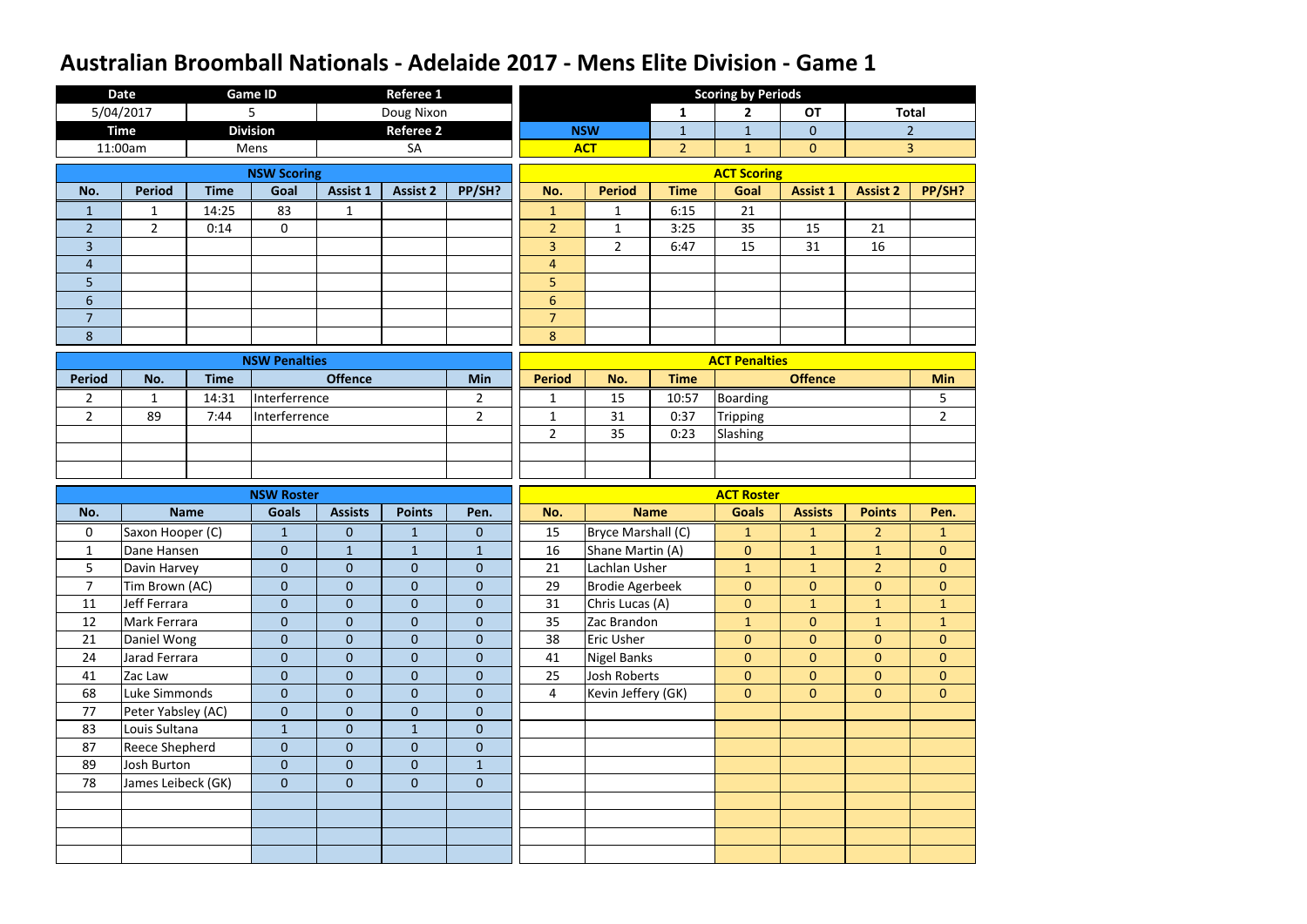# Australian Broomball Nationals - Adelaide 2017 - Mens Elite Division - Game 1

| Date | Game ID | Referee 1 |
| --- | --- | --- |
| 5/04/2017 | 5 | Doug Nixon |
| **Time** | **Division** | **Referee 2** |
| 11:00am | Mens | SA |

## Scoring by Periods

| | 1 | 2 | OT | Total |
| --- | --- | --- | --- | --- |
| NSW | 1 | 1 | 0 | 2 |
| ACT | 2 | 1 | 0 | 3 |

## NSW Scoring

| No. | Period | Time | Goal | Assist 1 | Assist 2 | PP/SH? |
| --- | --- | --- | --- | --- | --- | --- |
| 1 | 1 | 14:25 | 83 | 1 | | |
| 2 | 2 | 0:14 | 0 | | | |
| 3 | | | | | | |
| 4 | | | | | | |
| 5 | | | | | | |
| 6 | | | | | | |
| 7 | | | | | | |
| 8 | | | | | | |

## ACT Scoring

| No. | Period | Time | Goal | Assist 1 | Assist 2 | PP/SH? |
| --- | --- | --- | --- | --- | --- | --- |
| 1 | 1 | 6:15 | 21 | | | |
| 2 | 1 | 3:25 | 35 | 15 | 21 | |
| 3 | 2 | 6:47 | 15 | 31 | 16 | |
| 4 | | | | | | |
| 5 | | | | | | |
| 6 | | | | | | |
| 7 | | | | | | |
| 8 | | | | | | |

## NSW Penalties

| Period | No. | Time | Offence | Min |
| --- | --- | --- | --- | --- |
| 2 | 1 | 14:31 | Interferrence | 2 |
| 2 | 89 | 7:44 | Interferrence | 2 |
| | | | | |
| | | | | |
| | | | | |

## ACT Penalties

| Period | No. | Time | Offence | Min |
| --- | --- | --- | --- | --- |
| 1 | 15 | 10:57 | Boarding | 5 |
| 1 | 31 | 0:37 | Tripping | 2 |
| 2 | 35 | 0:23 | Slashing | |
| | | | | |
| | | | | |

## NSW Roster

| No. | Name | Goals | Assists | Points | Pen. |
| --- | --- | --- | --- | --- | --- |
| 0 | Saxon Hooper (C) | 1 | 0 | 1 | 0 |
| 1 | Dane Hansen | 0 | 1 | 1 | 1 |
| 5 | Davin Harvey | 0 | 0 | 0 | 0 |
| 7 | Tim Brown (AC) | 0 | 0 | 0 | 0 |
| 11 | Jeff Ferrara | 0 | 0 | 0 | 0 |
| 12 | Mark Ferrara | 0 | 0 | 0 | 0 |
| 21 | Daniel Wong | 0 | 0 | 0 | 0 |
| 24 | Jarad Ferrara | 0 | 0 | 0 | 0 |
| 41 | Zac Law | 0 | 0 | 0 | 0 |
| 68 | Luke Simmonds | 0 | 0 | 0 | 0 |
| 77 | Peter Yabsley (AC) | 0 | 0 | 0 | 0 |
| 83 | Louis Sultana | 1 | 0 | 1 | 0 |
| 87 | Reece Shepherd | 0 | 0 | 0 | 0 |
| 89 | Josh Burton | 0 | 0 | 0 | 1 |
| 78 | James Leibeck (GK) | 0 | 0 | 0 | 0 |
| | | | | | |
| | | | | | |
| | | | | | |
| | | | | | |

## ACT Roster

| No. | Name | Goals | Assists | Points | Pen. |
| --- | --- | --- | --- | --- | --- |
| 15 | Bryce Marshall (C) | 1 | 1 | 2 | 1 |
| 16 | Shane Martin (A) | 0 | 1 | 1 | 0 |
| 21 | Lachlan Usher | 1 | 1 | 2 | 0 |
| 29 | Brodie Agerbeek | 0 | 0 | 0 | 0 |
| 31 | Chris Lucas (A) | 0 | 1 | 1 | 1 |
| 35 | Zac Brandon | 1 | 0 | 1 | 1 |
| 38 | Eric Usher | 0 | 0 | 0 | 0 |
| 41 | Nigel Banks | 0 | 0 | 0 | 0 |
| 25 | Josh Roberts | 0 | 0 | 0 | 0 |
| 4 | Kevin Jeffery (GK) | 0 | 0 | 0 | 0 |
| | | | | | |
| | | | | | |
| | | | | | |
| | | | | | |
| | | | | | |
| | | | | | |
| | | | | | |
| | | | | | |
| | | | | | |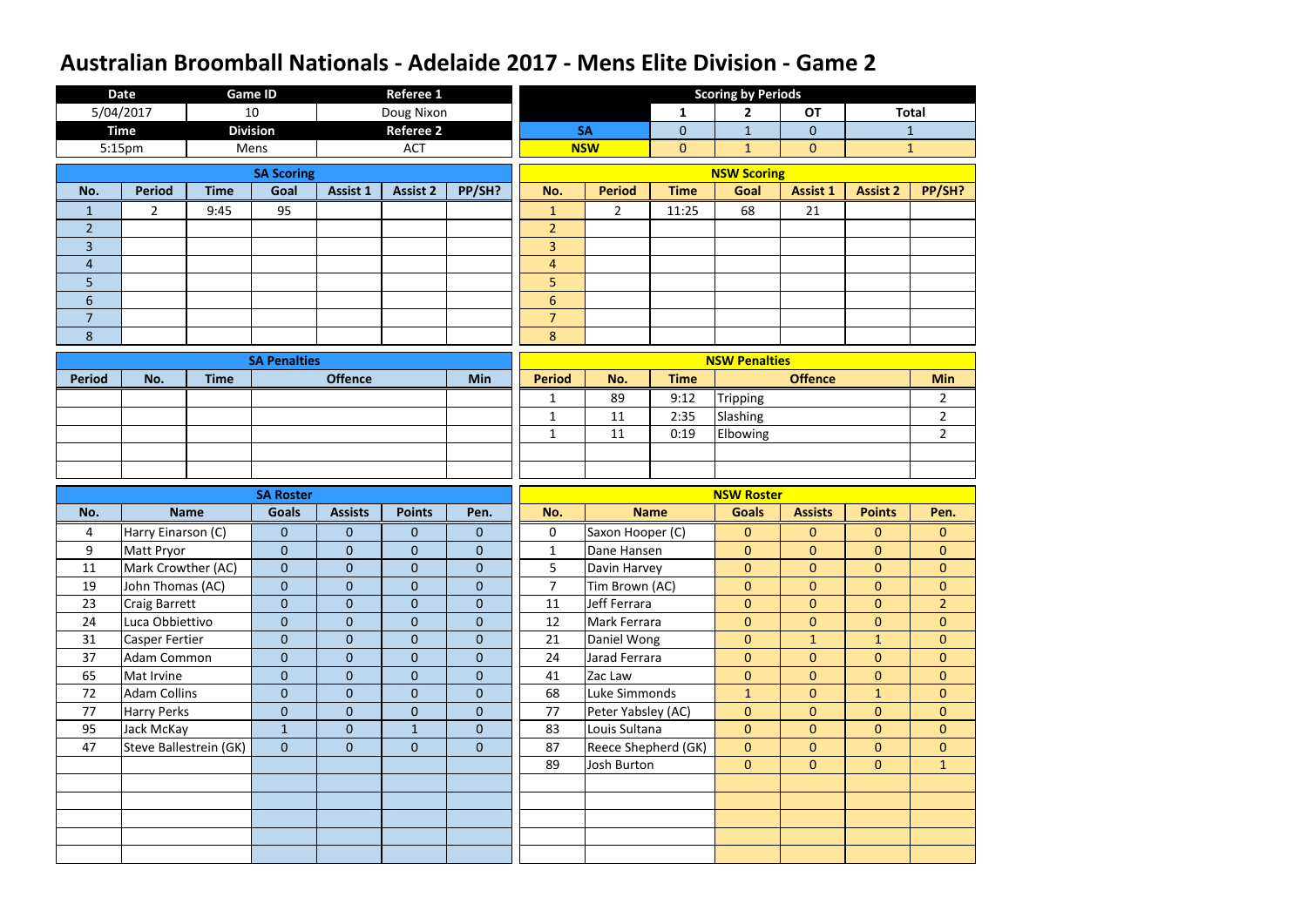# Australian Broomball Nationals - Adelaide 2017 - Mens Elite Division - Game 2

| Date | Game ID | Referee 1 |
|---|---|---|
| 5/04/2017 | 10 | Doug Nixon |
| **Time** | **Division** | **Referee 2** |
| 5:15pm | Mens | ACT |

**Scoring by Periods**

| | 1 | 2 | OT | Total |
|---|---|---|---|---|
| SA | 0 | 1 | 0 | 1 |
| NSW | 0 | 1 | 0 | 1 |

## SA Scoring

| No. | Period | Time | Goal | Assist 1 | Assist 2 | PP/SH? |
|---|---|---|---|---|---|---|
| 1 | 2 | 9:45 | 95 | | | |
| 2 | | | | | | |
| 3 | | | | | | |
| 4 | | | | | | |
| 5 | | | | | | |
| 6 | | | | | | |
| 7 | | | | | | |
| 8 | | | | | | |

## NSW Scoring

| No. | Period | Time | Goal | Assist 1 | Assist 2 | PP/SH? |
|---|---|---|---|---|---|---|
| 1 | 2 | 11:25 | 68 | 21 | | |
| 2 | | | | | | |
| 3 | | | | | | |
| 4 | | | | | | |
| 5 | | | | | | |
| 6 | | | | | | |
| 7 | | | | | | |
| 8 | | | | | | |

## SA Penalties

| Period | No. | Time | Offence | Min |
|---|---|---|---|---|
| | | | | |
| | | | | |
| | | | | |
| | | | | |
| | | | | |

## NSW Penalties

| Period | No. | Time | Offence | Min |
|---|---|---|---|---|
| 1 | 89 | 9:12 | Tripping | 2 |
| 1 | 11 | 2:35 | Slashing | 2 |
| 1 | 11 | 0:19 | Elbowing | 2 |
| | | | | |
| | | | | |

## SA Roster

| No. | Name | Goals | Assists | Points | Pen. |
|---|---|---|---|---|---|
| 4 | Harry Einarson (C) | 0 | 0 | 0 | 0 |
| 9 | Matt Pryor | 0 | 0 | 0 | 0 |
| 11 | Mark Crowther (AC) | 0 | 0 | 0 | 0 |
| 19 | John Thomas (AC) | 0 | 0 | 0 | 0 |
| 23 | Craig Barrett | 0 | 0 | 0 | 0 |
| 24 | Luca Obbiettivo | 0 | 0 | 0 | 0 |
| 31 | Casper Fertier | 0 | 0 | 0 | 0 |
| 37 | Adam Common | 0 | 0 | 0 | 0 |
| 65 | Mat Irvine | 0 | 0 | 0 | 0 |
| 72 | Adam Collins | 0 | 0 | 0 | 0 |
| 77 | Harry Perks | 0 | 0 | 0 | 0 |
| 95 | Jack McKay | 1 | 0 | 1 | 0 |
| 47 | Steve Ballestrein (GK) | 0 | 0 | 0 | 0 |

## NSW Roster

| No. | Name | Goals | Assists | Points | Pen. |
|---|---|---|---|---|---|
| 0 | Saxon Hooper (C) | 0 | 0 | 0 | 0 |
| 1 | Dane Hansen | 0 | 0 | 0 | 0 |
| 5 | Davin Harvey | 0 | 0 | 0 | 0 |
| 7 | Tim Brown (AC) | 0 | 0 | 0 | 0 |
| 11 | Jeff Ferrara | 0 | 0 | 0 | 2 |
| 12 | Mark Ferrara | 0 | 0 | 0 | 0 |
| 21 | Daniel Wong | 0 | 1 | 1 | 0 |
| 24 | Jarad Ferrara | 0 | 0 | 0 | 0 |
| 41 | Zac Law | 0 | 0 | 0 | 0 |
| 68 | Luke Simmonds | 1 | 0 | 1 | 0 |
| 77 | Peter Yabsley (AC) | 0 | 0 | 0 | 0 |
| 83 | Louis Sultana | 0 | 0 | 0 | 0 |
| 87 | Reece Shepherd (GK) | 0 | 0 | 0 | 0 |
| 89 | Josh Burton | 0 | 0 | 0 | 1 |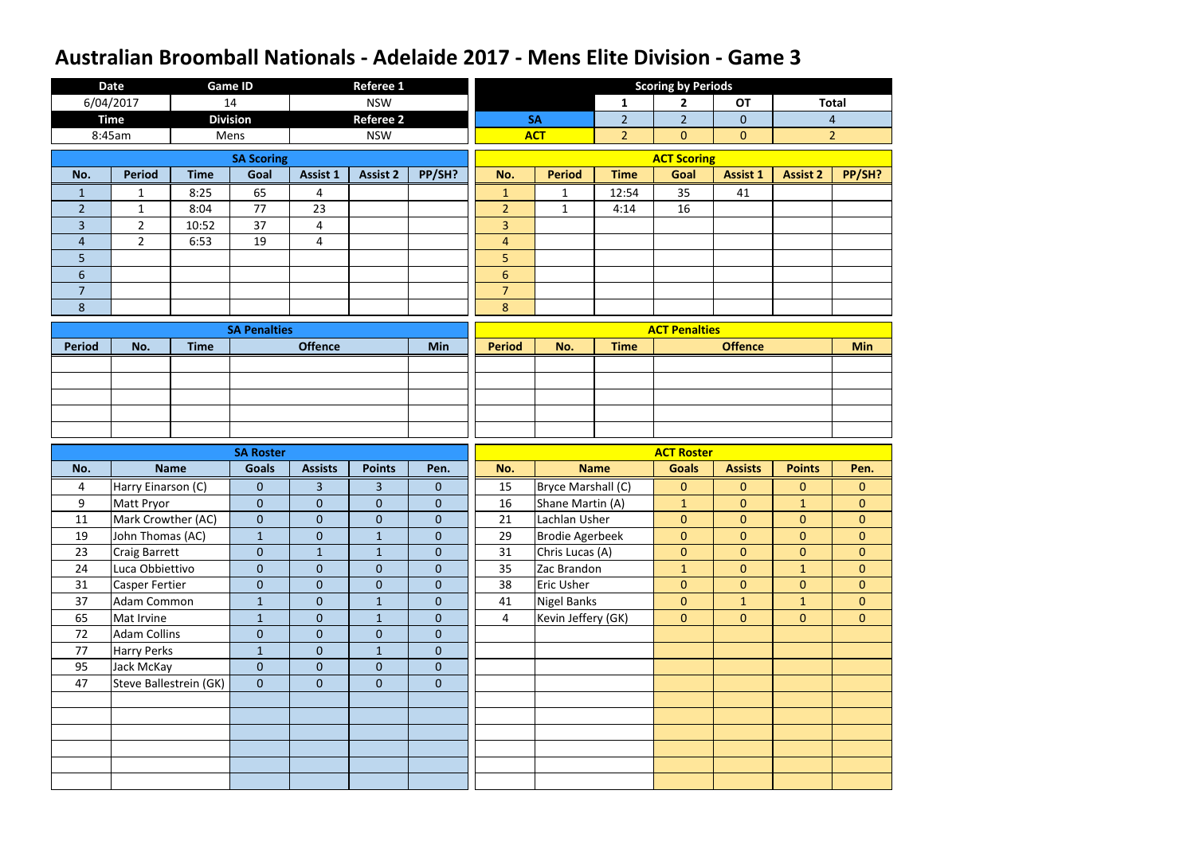# Australian Broomball Nationals - Adelaide 2017 - Mens Elite Division - Game 3

| Date | Game ID | Referee 1 |
|---|---|---|
| 6/04/2017 | 14 | NSW |
| **Time** | **Division** | **Referee 2** |
| 8:45am | Mens | NSW |

**Scoring by Periods**

| | 1 | 2 | OT | Total |
|---|---|---|---|---|
| SA | 2 | 2 | 0 | 4 |
| ACT | 2 | 0 | 0 | 2 |

**SA Scoring**

| No. | Period | Time | Goal | Assist 1 | Assist 2 | PP/SH? |
|---|---|---|---|---|---|---|
| 1 | 1 | 8:25 | 65 | 4 | | |
| 2 | 1 | 8:04 | 77 | 23 | | |
| 3 | 2 | 10:52 | 37 | 4 | | |
| 4 | 2 | 6:53 | 19 | 4 | | |
| 5 | | | | | | |
| 6 | | | | | | |
| 7 | | | | | | |
| 8 | | | | | | |

**ACT Scoring**

| No. | Period | Time | Goal | Assist 1 | Assist 2 | PP/SH? |
|---|---|---|---|---|---|---|
| 1 | 1 | 12:54 | 35 | 41 | | |
| 2 | 1 | 4:14 | 16 | | | |
| 3 | | | | | | |
| 4 | | | | | | |
| 5 | | | | | | |
| 6 | | | | | | |
| 7 | | | | | | |
| 8 | | | | | | |

**SA Penalties**

| Period | No. | Time | Offence | Min |
|---|---|---|---|---|
| | | | | |

**ACT Penalties**

| Period | No. | Time | Offence | Min |
|---|---|---|---|---|
| | | | | |

**SA Roster**

| No. | Name | Goals | Assists | Points | Pen. |
|---|---|---|---|---|---|
| 4 | Harry Einarson (C) | 0 | 3 | 3 | 0 |
| 9 | Matt Pryor | 0 | 0 | 0 | 0 |
| 11 | Mark Crowther (AC) | 0 | 0 | 0 | 0 |
| 19 | John Thomas (AC) | 1 | 0 | 1 | 0 |
| 23 | Craig Barrett | 0 | 1 | 1 | 0 |
| 24 | Luca Obbiettivo | 0 | 0 | 0 | 0 |
| 31 | Casper Fertier | 0 | 0 | 0 | 0 |
| 37 | Adam Common | 1 | 0 | 1 | 0 |
| 65 | Mat Irvine | 1 | 0 | 1 | 0 |
| 72 | Adam Collins | 0 | 0 | 0 | 0 |
| 77 | Harry Perks | 1 | 0 | 1 | 0 |
| 95 | Jack McKay | 0 | 0 | 0 | 0 |
| 47 | Steve Ballestrein (GK) | 0 | 0 | 0 | 0 |

**ACT Roster**

| No. | Name | Goals | Assists | Points | Pen. |
|---|---|---|---|---|---|
| 15 | Bryce Marshall (C) | 0 | 0 | 0 | 0 |
| 16 | Shane Martin (A) | 1 | 0 | 1 | 0 |
| 21 | Lachlan Usher | 0 | 0 | 0 | 0 |
| 29 | Brodie Agerbeek | 0 | 0 | 0 | 0 |
| 31 | Chris Lucas (A) | 0 | 0 | 0 | 0 |
| 35 | Zac Brandon | 1 | 0 | 1 | 0 |
| 38 | Eric Usher | 0 | 0 | 0 | 0 |
| 41 | Nigel Banks | 0 | 1 | 1 | 0 |
| 4 | Kevin Jeffery (GK) | 0 | 0 | 0 | 0 |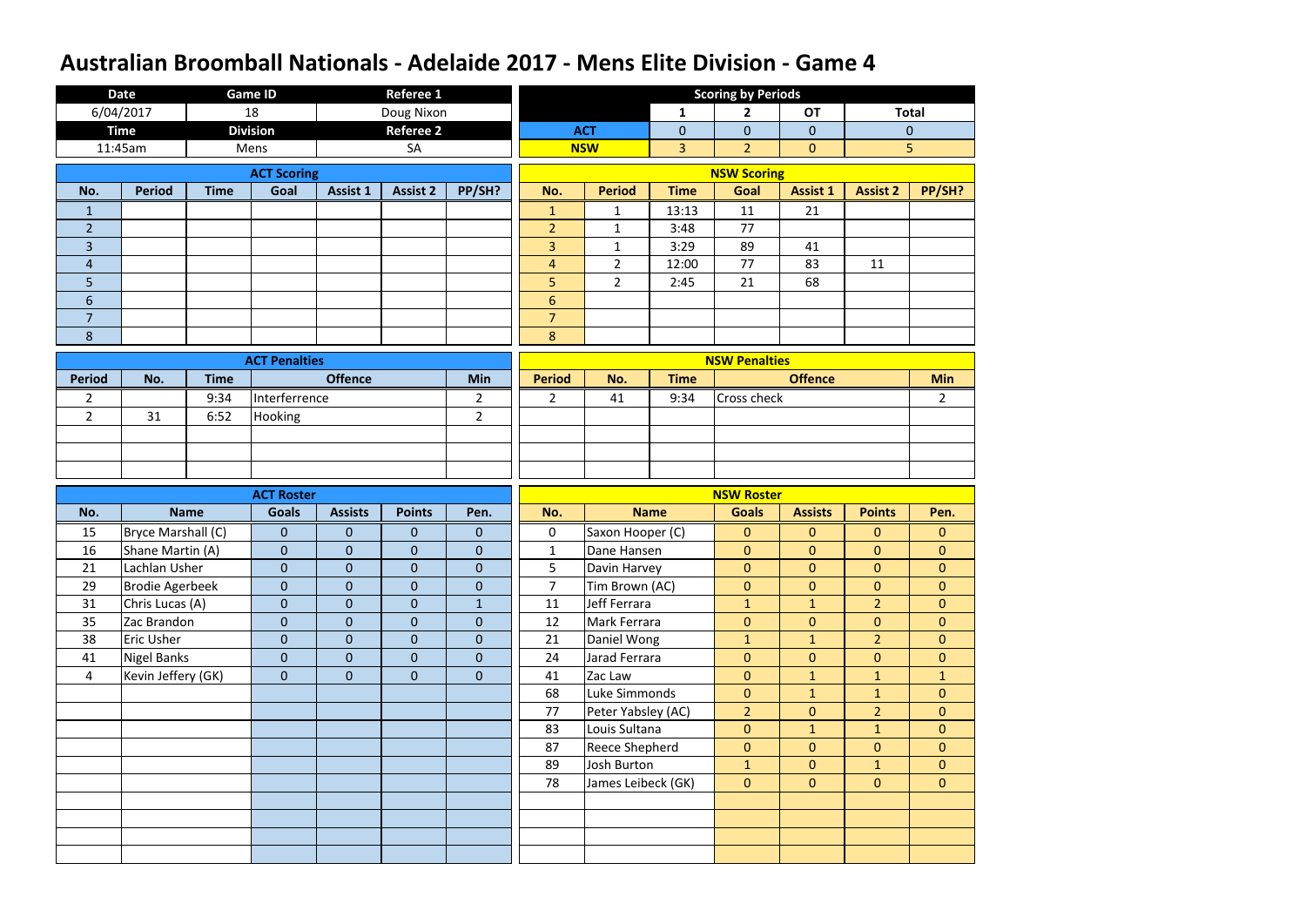# Australian Broomball Nationals - Adelaide 2017 - Mens Elite Division - Game 4

| Date | Game ID | Referee 1 |
|---|---|---|
| 6/04/2017 | 18 | Doug Nixon |
| **Time** | **Division** | **Referee 2** |
| 11:45am | Mens | SA |

| Scoring by Periods | 1 | 2 | OT | Total |
|---|---|---|---|---|
| ACT | 0 | 0 | 0 | 0 |
| NSW | 3 | 2 | 0 | 5 |

## ACT Scoring

| No. | Period | Time | Goal | Assist 1 | Assist 2 | PP/SH? |
|---|---|---|---|---|---|---|
| 1 | | | | | | |
| 2 | | | | | | |
| 3 | | | | | | |
| 4 | | | | | | |
| 5 | | | | | | |
| 6 | | | | | | |
| 7 | | | | | | |
| 8 | | | | | | |

## NSW Scoring

| No. | Period | Time | Goal | Assist 1 | Assist 2 | PP/SH? |
|---|---|---|---|---|---|---|
| 1 | 1 | 13:13 | 11 | 21 | | |
| 2 | 1 | 3:48 | 77 | | | |
| 3 | 1 | 3:29 | 89 | 41 | | |
| 4 | 2 | 12:00 | 77 | 83 | 11 | |
| 5 | 2 | 2:45 | 21 | 68 | | |
| 6 | | | | | | |
| 7 | | | | | | |
| 8 | | | | | | |

## ACT Penalties

| Period | No. | Time | Offence | Min |
|---|---|---|---|---|
| 2 | | 9:34 | Interferrence | 2 |
| 2 | 31 | 6:52 | Hooking | 2 |

## NSW Penalties

| Period | No. | Time | Offence | Min |
|---|---|---|---|---|
| 2 | 41 | 9:34 | Cross check | 2 |

## ACT Roster

| No. | Name | Goals | Assists | Points | Pen. |
|---|---|---|---|---|---|
| 15 | Bryce Marshall (C) | 0 | 0 | 0 | 0 |
| 16 | Shane Martin (A) | 0 | 0 | 0 | 0 |
| 21 | Lachlan Usher | 0 | 0 | 0 | 0 |
| 29 | Brodie Agerbeek | 0 | 0 | 0 | 0 |
| 31 | Chris Lucas (A) | 0 | 0 | 0 | 1 |
| 35 | Zac Brandon | 0 | 0 | 0 | 0 |
| 38 | Eric Usher | 0 | 0 | 0 | 0 |
| 41 | Nigel Banks | 0 | 0 | 0 | 0 |
| 4 | Kevin Jeffery (GK) | 0 | 0 | 0 | 0 |

## NSW Roster

| No. | Name | Goals | Assists | Points | Pen. |
|---|---|---|---|---|---|
| 0 | Saxon Hooper (C) | 0 | 0 | 0 | 0 |
| 1 | Dane Hansen | 0 | 0 | 0 | 0 |
| 5 | Davin Harvey | 0 | 0 | 0 | 0 |
| 7 | Tim Brown (AC) | 0 | 0 | 0 | 0 |
| 11 | Jeff Ferrara | 1 | 1 | 2 | 0 |
| 12 | Mark Ferrara | 0 | 0 | 0 | 0 |
| 21 | Daniel Wong | 1 | 1 | 2 | 0 |
| 24 | Jarad Ferrara | 0 | 0 | 0 | 0 |
| 41 | Zac Law | 0 | 1 | 1 | 1 |
| 68 | Luke Simmonds | 0 | 1 | 1 | 0 |
| 77 | Peter Yabsley (AC) | 2 | 0 | 2 | 0 |
| 83 | Louis Sultana | 0 | 1 | 1 | 0 |
| 87 | Reece Shepherd | 0 | 0 | 0 | 0 |
| 89 | Josh Burton | 1 | 0 | 1 | 0 |
| 78 | James Leibeck (GK) | 0 | 0 | 0 | 0 |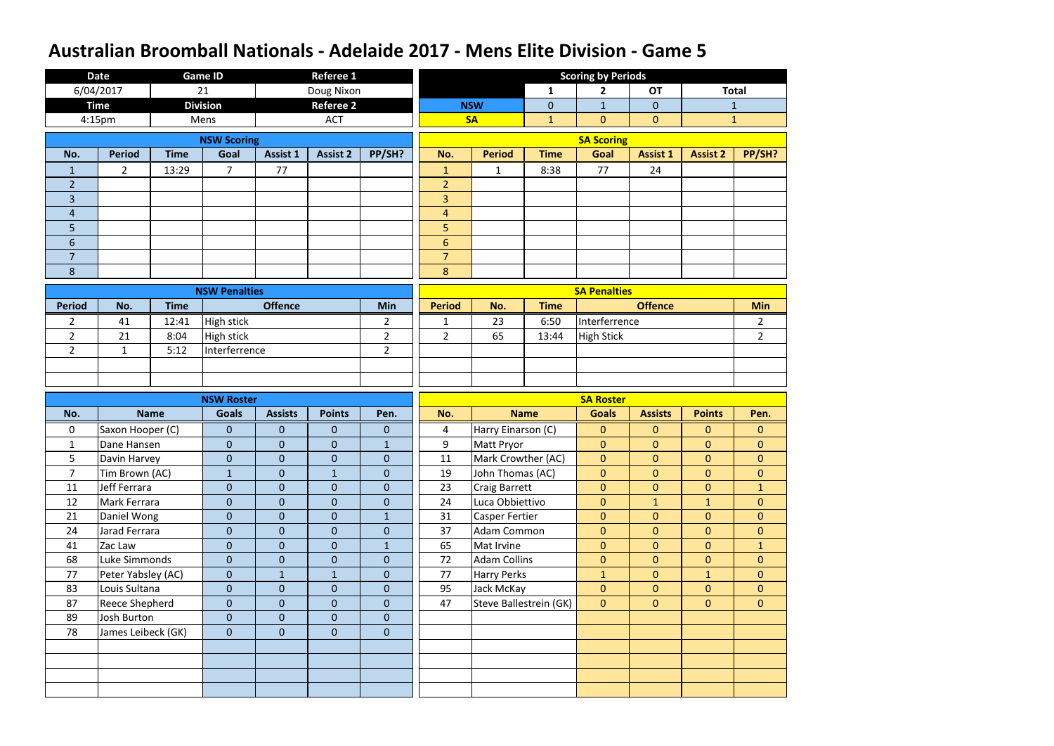# Australian Broomball Nationals - Adelaide 2017 - Mens Elite Division - Game 5

| Date | Game ID | Referee 1 |
|---|---|---|
| 6/04/2017 | 21 | Doug Nixon |
| **Time** | **Division** | **Referee 2** |
| 4:15pm | Mens | ACT |

**Scoring by Periods**

| | 1 | 2 | OT | Total |
|---|---|---|---|---|
| NSW | 0 | 1 | 0 | 1 |
| SA | 1 | 0 | 0 | 1 |

**NSW Scoring**

| No. | Period | Time | Goal | Assist 1 | Assist 2 | PP/SH? |
|---|---|---|---|---|---|---|
| 1 | 2 | 13:29 | 7 | 77 | | |
| 2 | | | | | | |
| 3 | | | | | | |
| 4 | | | | | | |
| 5 | | | | | | |
| 6 | | | | | | |
| 7 | | | | | | |
| 8 | | | | | | |

**SA Scoring**

| No. | Period | Time | Goal | Assist 1 | Assist 2 | PP/SH? |
|---|---|---|---|---|---|---|
| 1 | 1 | 8:38 | 77 | 24 | | |
| 2 | | | | | | |
| 3 | | | | | | |
| 4 | | | | | | |
| 5 | | | | | | |
| 6 | | | | | | |
| 7 | | | | | | |
| 8 | | | | | | |

**NSW Penalties**

| Period | No. | Time | Offence | Min |
|---|---|---|---|---|
| 2 | 41 | 12:41 | High stick | 2 |
| 2 | 21 | 8:04 | High stick | 2 |
| 2 | 1 | 5:12 | Interferrence | 2 |
| | | | | |
| | | | | |

**SA Penalties**

| Period | No. | Time | Offence | Min |
|---|---|---|---|---|
| 1 | 23 | 6:50 | Interferrence | 2 |
| 2 | 65 | 13:44 | High Stick | 2 |
| | | | | |
| | | | | |
| | | | | |

**NSW Roster**

| No. | Name | Goals | Assists | Points | Pen. |
|---|---|---|---|---|---|
| 0 | Saxon Hooper (C) | 0 | 0 | 0 | 0 |
| 1 | Dane Hansen | 0 | 0 | 0 | 1 |
| 5 | Davin Harvey | 0 | 0 | 0 | 0 |
| 7 | Tim Brown (AC) | 1 | 0 | 1 | 0 |
| 11 | Jeff Ferrara | 0 | 0 | 0 | 0 |
| 12 | Mark Ferrara | 0 | 0 | 0 | 0 |
| 21 | Daniel Wong | 0 | 0 | 0 | 1 |
| 24 | Jarad Ferrara | 0 | 0 | 0 | 0 |
| 41 | Zac Law | 0 | 0 | 0 | 1 |
| 68 | Luke Simmonds | 0 | 0 | 0 | 0 |
| 77 | Peter Yabsley (AC) | 0 | 1 | 1 | 0 |
| 83 | Louis Sultana | 0 | 0 | 0 | 0 |
| 87 | Reece Shepherd | 0 | 0 | 0 | 0 |
| 89 | Josh Burton | 0 | 0 | 0 | 0 |
| 78 | James Leibeck (GK) | 0 | 0 | 0 | 0 |
| | | | | | |
| | | | | | |
| | | | | | |
| | | | | | |

**SA Roster**

| No. | Name | Goals | Assists | Points | Pen. |
|---|---|---|---|---|---|
| 4 | Harry Einarson (C) | 0 | 0 | 0 | 0 |
| 9 | Matt Pryor | 0 | 0 | 0 | 0 |
| 11 | Mark Crowther (AC) | 0 | 0 | 0 | 0 |
| 19 | John Thomas (AC) | 0 | 0 | 0 | 0 |
| 23 | Craig Barrett | 0 | 0 | 0 | 1 |
| 24 | Luca Obbiettivo | 0 | 1 | 1 | 0 |
| 31 | Casper Fertier | 0 | 0 | 0 | 0 |
| 37 | Adam Common | 0 | 0 | 0 | 0 |
| 65 | Mat Irvine | 0 | 0 | 0 | 1 |
| 72 | Adam Collins | 0 | 0 | 0 | 0 |
| 77 | Harry Perks | 1 | 0 | 1 | 0 |
| 95 | Jack McKay | 0 | 0 | 0 | 0 |
| 47 | Steve Ballestrein (GK) | 0 | 0 | 0 | 0 |
| | | | | | |
| | | | | | |
| | | | | | |
| | | | | | |
| | | | | | |
| | | | | | |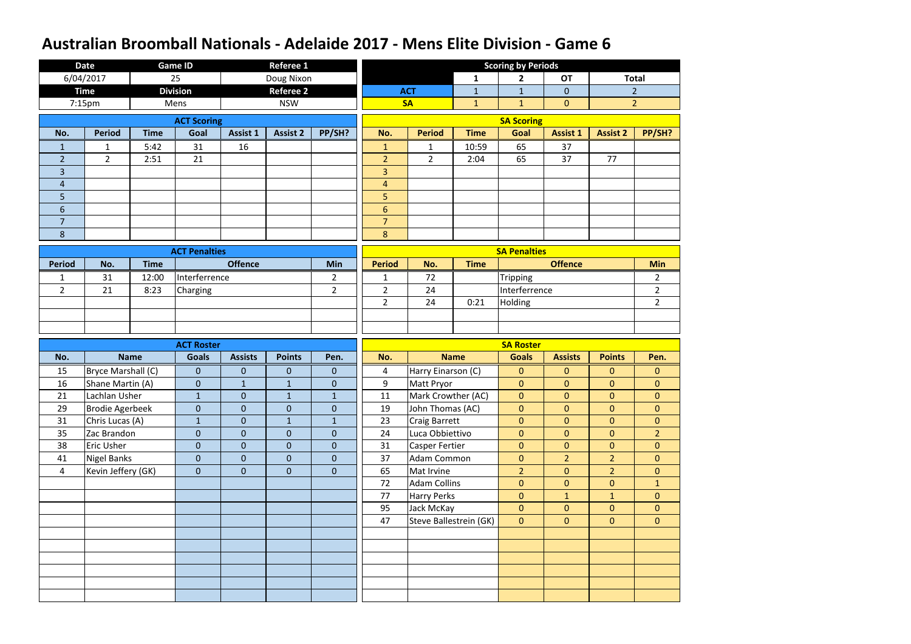# Australian Broomball Nationals - Adelaide 2017 - Mens Elite Division - Game 6

| Date | Game ID | Referee 1 |
|---|---|---|
| 6/04/2017 | 25 | Doug Nixon |
| **Time** | **Division** | **Referee 2** |
| 7:15pm | Mens | NSW |

## Scoring by Periods

| | 1 | 2 | OT | Total |
|---|---|---|---|---|
| ACT | 1 | 1 | 0 | 2 |
| SA | 1 | 1 | 0 | 2 |

## ACT Scoring

| No. | Period | Time | Goal | Assist 1 | Assist 2 | PP/SH? |
|---|---|---|---|---|---|---|
| 1 | 1 | 5:42 | 31 | 16 | | |
| 2 | 2 | 2:51 | 21 | | | |
| 3 | | | | | | |
| 4 | | | | | | |
| 5 | | | | | | |
| 6 | | | | | | |
| 7 | | | | | | |
| 8 | | | | | | |

## SA Scoring

| No. | Period | Time | Goal | Assist 1 | Assist 2 | PP/SH? |
|---|---|---|---|---|---|---|
| 1 | 1 | 10:59 | 65 | 37 | | |
| 2 | 2 | 2:04 | 65 | 37 | 77 | |
| 3 | | | | | | |
| 4 | | | | | | |
| 5 | | | | | | |
| 6 | | | | | | |
| 7 | | | | | | |
| 8 | | | | | | |

## ACT Penalties

| Period | No. | Time | Offence | Min |
|---|---|---|---|---|
| 1 | 31 | 12:00 | Interferrence | 2 |
| 2 | 21 | 8:23 | Charging | 2 |
| | | | | |
| | | | | |
| | | | | |

## SA Penalties

| Period | No. | Time | Offence | Min |
|---|---|---|---|---|
| 1 | 72 | | Tripping | 2 |
| 2 | 24 | | Interferrence | 2 |
| 2 | 24 | 0:21 | Holding | 2 |
| | | | | |
| | | | | |

## ACT Roster

| No. | Name | Goals | Assists | Points | Pen. |
|---|---|---|---|---|---|
| 15 | Bryce Marshall (C) | 0 | 0 | 0 | 0 |
| 16 | Shane Martin (A) | 0 | 1 | 1 | 0 |
| 21 | Lachlan Usher | 1 | 0 | 1 | 1 |
| 29 | Brodie Agerbeek | 0 | 0 | 0 | 0 |
| 31 | Chris Lucas (A) | 1 | 0 | 1 | 1 |
| 35 | Zac Brandon | 0 | 0 | 0 | 0 |
| 38 | Eric Usher | 0 | 0 | 0 | 0 |
| 41 | Nigel Banks | 0 | 0 | 0 | 0 |
| 4 | Kevin Jeffery (GK) | 0 | 0 | 0 | 0 |

## SA Roster

| No. | Name | Goals | Assists | Points | Pen. |
|---|---|---|---|---|---|
| 4 | Harry Einarson (C) | 0 | 0 | 0 | 0 |
| 9 | Matt Pryor | 0 | 0 | 0 | 0 |
| 11 | Mark Crowther (AC) | 0 | 0 | 0 | 0 |
| 19 | John Thomas (AC) | 0 | 0 | 0 | 0 |
| 23 | Craig Barrett | 0 | 0 | 0 | 0 |
| 24 | Luca Obbiettivo | 0 | 0 | 0 | 2 |
| 31 | Casper Fertier | 0 | 0 | 0 | 0 |
| 37 | Adam Common | 0 | 2 | 2 | 0 |
| 65 | Mat Irvine | 2 | 0 | 2 | 0 |
| 72 | Adam Collins | 0 | 0 | 0 | 1 |
| 77 | Harry Perks | 0 | 1 | 1 | 0 |
| 95 | Jack McKay | 0 | 0 | 0 | 0 |
| 47 | Steve Ballestrein (GK) | 0 | 0 | 0 | 0 |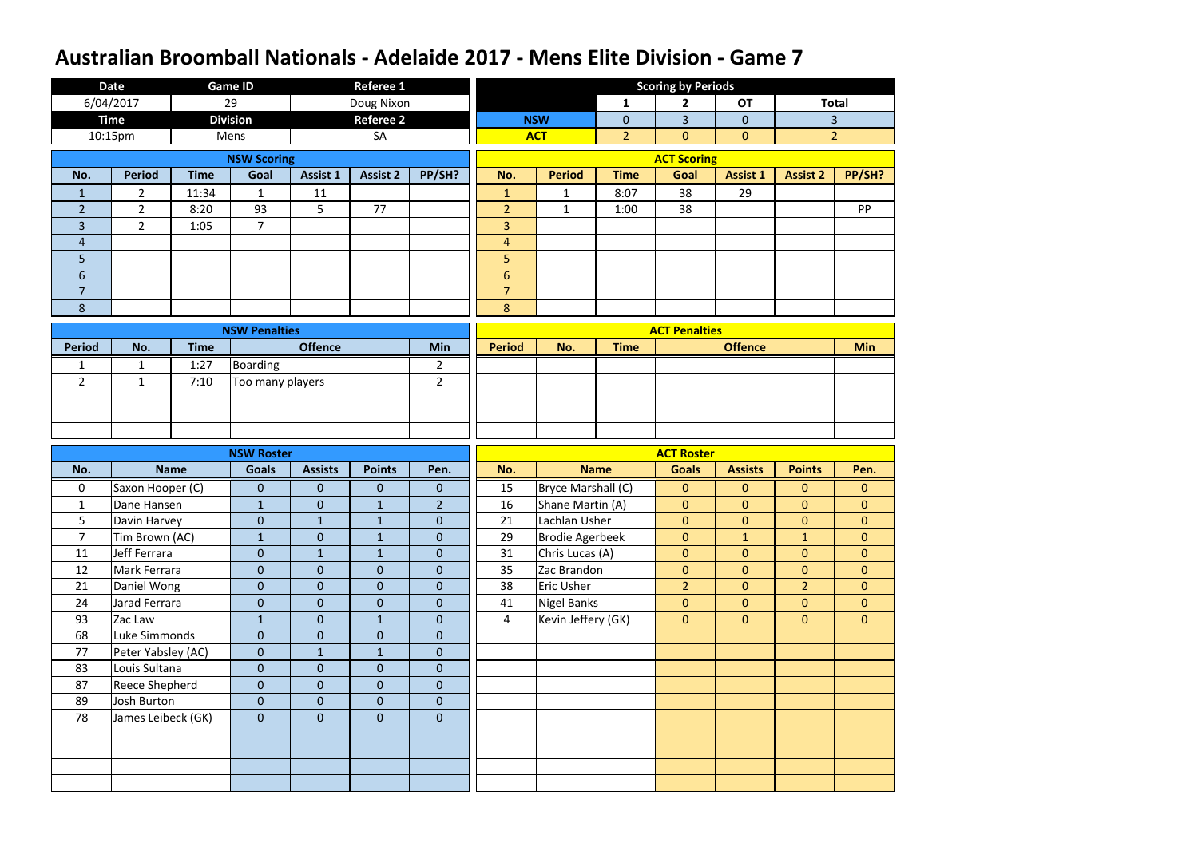# Australian Broomball Nationals - Adelaide 2017 - Mens Elite Division - Game 7

| Date | Game ID | Referee 1 |
| --- | --- | --- |
| 6/04/2017 | 29 | Doug Nixon |
| **Time** | **Division** | **Referee 2** |
| 10:15pm | Mens | SA |

**Scoring by Periods**

| | 1 | 2 | OT | Total |
| --- | --- | --- | --- | --- |
| NSW | 0 | 3 | 0 | 3 |
| ACT | 2 | 0 | 0 | 2 |

**NSW Scoring**

| No. | Period | Time | Goal | Assist 1 | Assist 2 | PP/SH? |
| --- | --- | --- | --- | --- | --- | --- |
| 1 | 2 | 11:34 | 1 | 11 | | |
| 2 | 2 | 8:20 | 93 | 5 | 77 | |
| 3 | 2 | 1:05 | 7 | | | |
| 4 | | | | | | |
| 5 | | | | | | |
| 6 | | | | | | |
| 7 | | | | | | |
| 8 | | | | | | |

**ACT Scoring**

| No. | Period | Time | Goal | Assist 1 | Assist 2 | PP/SH? |
| --- | --- | --- | --- | --- | --- | --- |
| 1 | 1 | 8:07 | 38 | 29 | | |
| 2 | 1 | 1:00 | 38 | | | PP |
| 3 | | | | | | |
| 4 | | | | | | |
| 5 | | | | | | |
| 6 | | | | | | |
| 7 | | | | | | |
| 8 | | | | | | |

**NSW Penalties**

| Period | No. | Time | Offence | Min |
| --- | --- | --- | --- | --- |
| 1 | 1 | 1:27 | Boarding | 2 |
| 2 | 1 | 7:10 | Too many players | 2 |

**ACT Penalties**

| Period | No. | Time | Offence | Min |
| --- | --- | --- | --- | --- |
| | | | | |

**NSW Roster**

| No. | Name | Goals | Assists | Points | Pen. |
| --- | --- | --- | --- | --- | --- |
| 0 | Saxon Hooper (C) | 0 | 0 | 0 | 0 |
| 1 | Dane Hansen | 1 | 0 | 1 | 2 |
| 5 | Davin Harvey | 0 | 1 | 1 | 0 |
| 7 | Tim Brown (AC) | 1 | 0 | 1 | 0 |
| 11 | Jeff Ferrara | 0 | 1 | 1 | 0 |
| 12 | Mark Ferrara | 0 | 0 | 0 | 0 |
| 21 | Daniel Wong | 0 | 0 | 0 | 0 |
| 24 | Jarad Ferrara | 0 | 0 | 0 | 0 |
| 93 | Zac Law | 1 | 0 | 1 | 0 |
| 68 | Luke Simmonds | 0 | 0 | 0 | 0 |
| 77 | Peter Yabsley (AC) | 0 | 1 | 1 | 0 |
| 83 | Louis Sultana | 0 | 0 | 0 | 0 |
| 87 | Reece Shepherd | 0 | 0 | 0 | 0 |
| 89 | Josh Burton | 0 | 0 | 0 | 0 |
| 78 | James Leibeck (GK) | 0 | 0 | 0 | 0 |

**ACT Roster**

| No. | Name | Goals | Assists | Points | Pen. |
| --- | --- | --- | --- | --- | --- |
| 15 | Bryce Marshall (C) | 0 | 0 | 0 | 0 |
| 16 | Shane Martin (A) | 0 | 0 | 0 | 0 |
| 21 | Lachlan Usher | 0 | 0 | 0 | 0 |
| 29 | Brodie Agerbeek | 0 | 1 | 1 | 0 |
| 31 | Chris Lucas (A) | 0 | 0 | 0 | 0 |
| 35 | Zac Brandon | 0 | 0 | 0 | 0 |
| 38 | Eric Usher | 2 | 0 | 2 | 0 |
| 41 | Nigel Banks | 0 | 0 | 0 | 0 |
| 4 | Kevin Jeffery (GK) | 0 | 0 | 0 | 0 |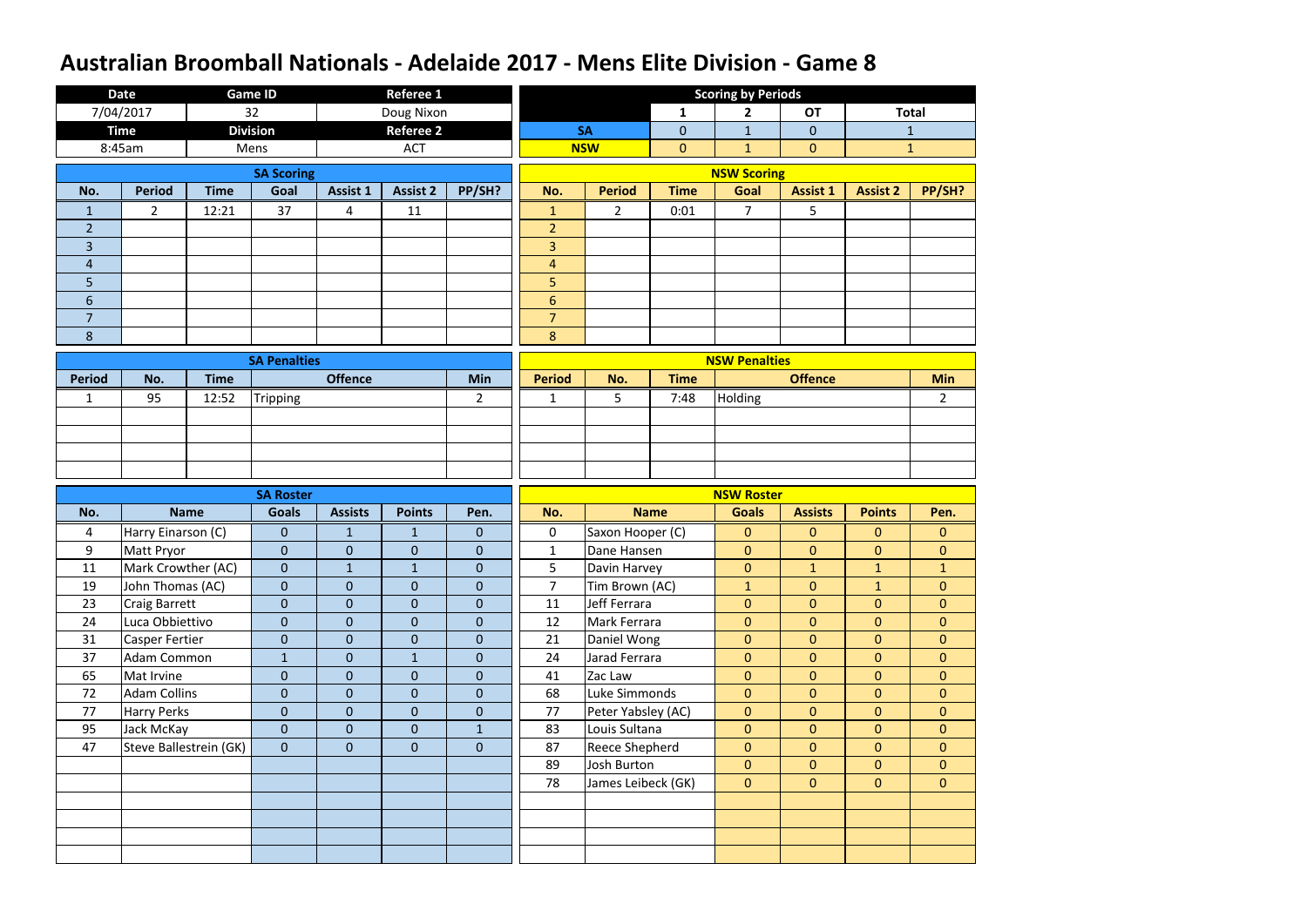# Australian Broomball Nationals - Adelaide 2017 - Mens Elite Division - Game 8

| Date | Game ID | Referee 1 |
|---|---|---|
| 7/04/2017 | 32 | Doug Nixon |
| **Time** | **Division** | **Referee 2** |
| 8:45am | Mens | ACT |

**Scoring by Periods**

| | 1 | 2 | OT | Total |
|---|---|---|---|---|
| SA | 0 | 1 | 0 | 1 |
| NSW | 0 | 1 | 0 | 1 |

**SA Scoring**

| No. | Period | Time | Goal | Assist 1 | Assist 2 | PP/SH? |
|---|---|---|---|---|---|---|
| 1 | 2 | 12:21 | 37 | 4 | 11 | |
| 2 | | | | | | |
| 3 | | | | | | |
| 4 | | | | | | |
| 5 | | | | | | |
| 6 | | | | | | |
| 7 | | | | | | |
| 8 | | | | | | |

**NSW Scoring**

| No. | Period | Time | Goal | Assist 1 | Assist 2 | PP/SH? |
|---|---|---|---|---|---|---|
| 1 | 2 | 0:01 | 7 | 5 | | |
| 2 | | | | | | |
| 3 | | | | | | |
| 4 | | | | | | |
| 5 | | | | | | |
| 6 | | | | | | |
| 7 | | | | | | |
| 8 | | | | | | |

**SA Penalties**

| Period | No. | Time | Offence | Min |
|---|---|---|---|---|
| 1 | 95 | 12:52 | Tripping | 2 |

**NSW Penalties**

| Period | No. | Time | Offence | Min |
|---|---|---|---|---|
| 1 | 5 | 7:48 | Holding | 2 |

**SA Roster**

| No. | Name | Goals | Assists | Points | Pen. |
|---|---|---|---|---|---|
| 4 | Harry Einarson (C) | 0 | 1 | 1 | 0 |
| 9 | Matt Pryor | 0 | 0 | 0 | 0 |
| 11 | Mark Crowther (AC) | 0 | 1 | 1 | 0 |
| 19 | John Thomas (AC) | 0 | 0 | 0 | 0 |
| 23 | Craig Barrett | 0 | 0 | 0 | 0 |
| 24 | Luca Obbiettivo | 0 | 0 | 0 | 0 |
| 31 | Casper Fertier | 0 | 0 | 0 | 0 |
| 37 | Adam Common | 1 | 0 | 1 | 0 |
| 65 | Mat Irvine | 0 | 0 | 0 | 0 |
| 72 | Adam Collins | 0 | 0 | 0 | 0 |
| 77 | Harry Perks | 0 | 0 | 0 | 0 |
| 95 | Jack McKay | 0 | 0 | 0 | 1 |
| 47 | Steve Ballestrein (GK) | 0 | 0 | 0 | 0 |

**NSW Roster**

| No. | Name | Goals | Assists | Points | Pen. |
|---|---|---|---|---|---|
| 0 | Saxon Hooper (C) | 0 | 0 | 0 | 0 |
| 1 | Dane Hansen | 0 | 0 | 0 | 0 |
| 5 | Davin Harvey | 0 | 1 | 1 | 1 |
| 7 | Tim Brown (AC) | 1 | 0 | 1 | 0 |
| 11 | Jeff Ferrara | 0 | 0 | 0 | 0 |
| 12 | Mark Ferrara | 0 | 0 | 0 | 0 |
| 21 | Daniel Wong | 0 | 0 | 0 | 0 |
| 24 | Jarad Ferrara | 0 | 0 | 0 | 0 |
| 41 | Zac Law | 0 | 0 | 0 | 0 |
| 68 | Luke Simmonds | 0 | 0 | 0 | 0 |
| 77 | Peter Yabsley (AC) | 0 | 0 | 0 | 0 |
| 83 | Louis Sultana | 0 | 0 | 0 | 0 |
| 87 | Reece Shepherd | 0 | 0 | 0 | 0 |
| 89 | Josh Burton | 0 | 0 | 0 | 0 |
| 78 | James Leibeck (GK) | 0 | 0 | 0 | 0 |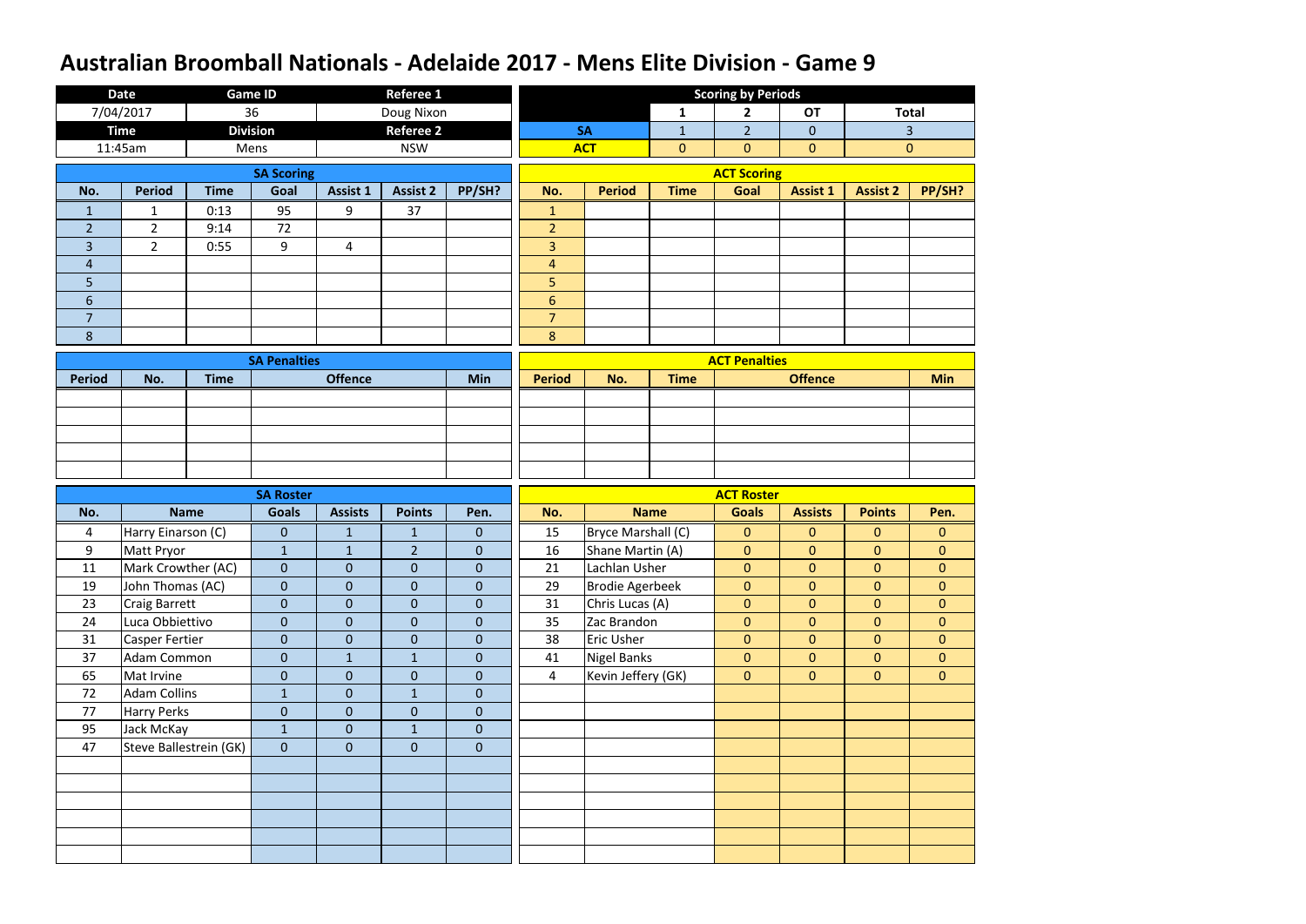# Australian Broomball Nationals - Adelaide 2017 - Mens Elite Division - Game 9

| Date | Game ID | Referee 1 |
|---|---|---|
| 7/04/2017 | 36 | Doug Nixon |
| **Time** | **Division** | **Referee 2** |
| 11:45am | Mens | NSW |

**Scoring by Periods**

| | 1 | 2 | OT | Total |
|---|---|---|---|---|
| SA | 1 | 2 | 0 | 3 |
| ACT | 0 | 0 | 0 | 0 |

**SA Scoring**

| No. | Period | Time | Goal | Assist 1 | Assist 2 | PP/SH? |
|---|---|---|---|---|---|---|
| 1 | 1 | 0:13 | 95 | 9 | 37 | |
| 2 | 2 | 9:14 | 72 | | | |
| 3 | 2 | 0:55 | 9 | 4 | | |
| 4 | | | | | | |
| 5 | | | | | | |
| 6 | | | | | | |
| 7 | | | | | | |
| 8 | | | | | | |

**ACT Scoring**

| No. | Period | Time | Goal | Assist 1 | Assist 2 | PP/SH? |
|---|---|---|---|---|---|---|
| 1 | | | | | | |
| 2 | | | | | | |
| 3 | | | | | | |
| 4 | | | | | | |
| 5 | | | | | | |
| 6 | | | | | | |
| 7 | | | | | | |
| 8 | | | | | | |

**SA Penalties**

| Period | No. | Time | Offence | Min |
|---|---|---|---|---|
| | | | | |

**ACT Penalties**

| Period | No. | Time | Offence | Min |
|---|---|---|---|---|
| | | | | |

**SA Roster**

| No. | Name | Goals | Assists | Points | Pen. |
|---|---|---|---|---|---|
| 4 | Harry Einarson (C) | 0 | 1 | 1 | 0 |
| 9 | Matt Pryor | 1 | 1 | 2 | 0 |
| 11 | Mark Crowther (AC) | 0 | 0 | 0 | 0 |
| 19 | John Thomas (AC) | 0 | 0 | 0 | 0 |
| 23 | Craig Barrett | 0 | 0 | 0 | 0 |
| 24 | Luca Obbiettivo | 0 | 0 | 0 | 0 |
| 31 | Casper Fertier | 0 | 0 | 0 | 0 |
| 37 | Adam Common | 0 | 1 | 1 | 0 |
| 65 | Mat Irvine | 0 | 0 | 0 | 0 |
| 72 | Adam Collins | 1 | 0 | 1 | 0 |
| 77 | Harry Perks | 0 | 0 | 0 | 0 |
| 95 | Jack McKay | 1 | 0 | 1 | 0 |
| 47 | Steve Ballestrein (GK) | 0 | 0 | 0 | 0 |

**ACT Roster**

| No. | Name | Goals | Assists | Points | Pen. |
|---|---|---|---|---|---|
| 15 | Bryce Marshall (C) | 0 | 0 | 0 | 0 |
| 16 | Shane Martin (A) | 0 | 0 | 0 | 0 |
| 21 | Lachlan Usher | 0 | 0 | 0 | 0 |
| 29 | Brodie Agerbeek | 0 | 0 | 0 | 0 |
| 31 | Chris Lucas (A) | 0 | 0 | 0 | 0 |
| 35 | Zac Brandon | 0 | 0 | 0 | 0 |
| 38 | Eric Usher | 0 | 0 | 0 | 0 |
| 41 | Nigel Banks | 0 | 0 | 0 | 0 |
| 4 | Kevin Jeffery (GK) | 0 | 0 | 0 | 0 |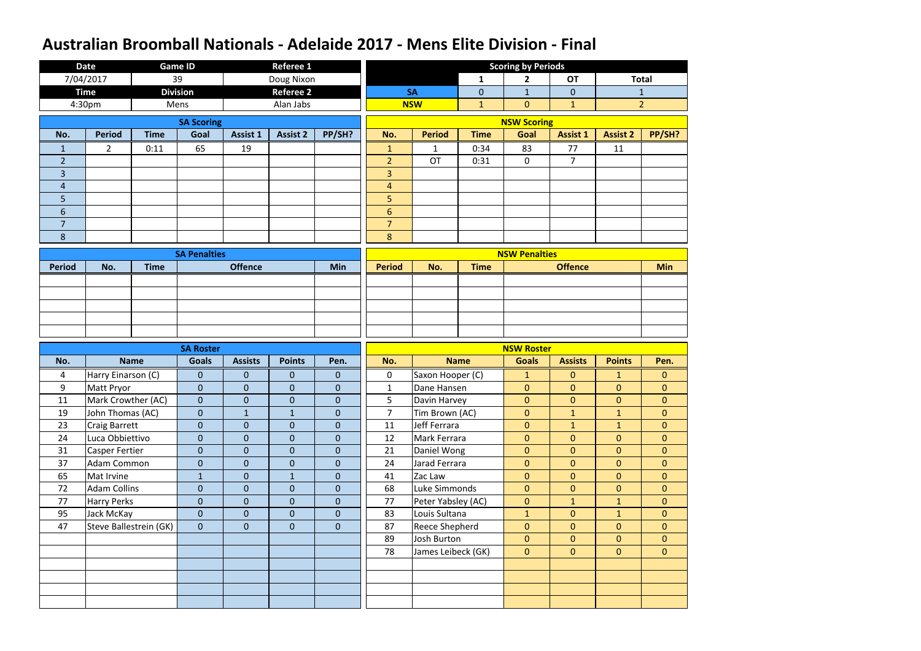# Australian Broomball Nationals - Adelaide 2017 - Mens Elite Division - Final

| Date | Game ID | Referee 1 |
|---|---|---|
| 7/04/2017 | 39 | Doug Nixon |
| **Time** | **Division** | **Referee 2** |
| 4:30pm | Mens | Alan Jabs |

**Scoring by Periods**

| | 1 | 2 | OT | Total |
|---|---|---|---|---|
| SA | 0 | 1 | 0 | 1 |
| NSW | 1 | 0 | 1 | 2 |

**SA Scoring**

| No. | Period | Time | Goal | Assist 1 | Assist 2 | PP/SH? |
|---|---|---|---|---|---|---|
| 1 | 2 | 0:11 | 65 | 19 | | |
| 2 | | | | | | |
| 3 | | | | | | |
| 4 | | | | | | |
| 5 | | | | | | |
| 6 | | | | | | |
| 7 | | | | | | |
| 8 | | | | | | |

**NSW Scoring**

| No. | Period | Time | Goal | Assist 1 | Assist 2 | PP/SH? |
|---|---|---|---|---|---|---|
| 1 | 1 | 0:34 | 83 | 77 | 11 | |
| 2 | OT | 0:31 | 0 | 7 | | |
| 3 | | | | | | |
| 4 | | | | | | |
| 5 | | | | | | |
| 6 | | | | | | |
| 7 | | | | | | |
| 8 | | | | | | |

**SA Penalties**

| Period | No. | Time | Offence | Min |
|---|---|---|---|---|
| | | | | |

**NSW Penalties**

| Period | No. | Time | Offence | Min |
|---|---|---|---|---|
| | | | | |

**SA Roster**

| No. | Name | Goals | Assists | Points | Pen. |
|---|---|---|---|---|---|
| 4 | Harry Einarson (C) | 0 | 0 | 0 | 0 |
| 9 | Matt Pryor | 0 | 0 | 0 | 0 |
| 11 | Mark Crowther (AC) | 0 | 0 | 0 | 0 |
| 19 | John Thomas (AC) | 0 | 1 | 1 | 0 |
| 23 | Craig Barrett | 0 | 0 | 0 | 0 |
| 24 | Luca Obbiettivo | 0 | 0 | 0 | 0 |
| 31 | Casper Fertier | 0 | 0 | 0 | 0 |
| 37 | Adam Common | 0 | 0 | 0 | 0 |
| 65 | Mat Irvine | 1 | 0 | 1 | 0 |
| 72 | Adam Collins | 0 | 0 | 0 | 0 |
| 77 | Harry Perks | 0 | 0 | 0 | 0 |
| 95 | Jack McKay | 0 | 0 | 0 | 0 |
| 47 | Steve Ballestrein (GK) | 0 | 0 | 0 | 0 |

**NSW Roster**

| No. | Name | Goals | Assists | Points | Pen. |
|---|---|---|---|---|---|
| 0 | Saxon Hooper (C) | 1 | 0 | 1 | 0 |
| 1 | Dane Hansen | 0 | 0 | 0 | 0 |
| 5 | Davin Harvey | 0 | 0 | 0 | 0 |
| 7 | Tim Brown (AC) | 0 | 1 | 1 | 0 |
| 11 | Jeff Ferrara | 0 | 1 | 1 | 0 |
| 12 | Mark Ferrara | 0 | 0 | 0 | 0 |
| 21 | Daniel Wong | 0 | 0 | 0 | 0 |
| 24 | Jarad Ferrara | 0 | 0 | 0 | 0 |
| 41 | Zac Law | 0 | 0 | 0 | 0 |
| 68 | Luke Simmonds | 0 | 0 | 0 | 0 |
| 77 | Peter Yabsley (AC) | 0 | 1 | 1 | 0 |
| 83 | Louis Sultana | 1 | 0 | 1 | 0 |
| 87 | Reece Shepherd | 0 | 0 | 0 | 0 |
| 89 | Josh Burton | 0 | 0 | 0 | 0 |
| 78 | James Leibeck (GK) | 0 | 0 | 0 | 0 |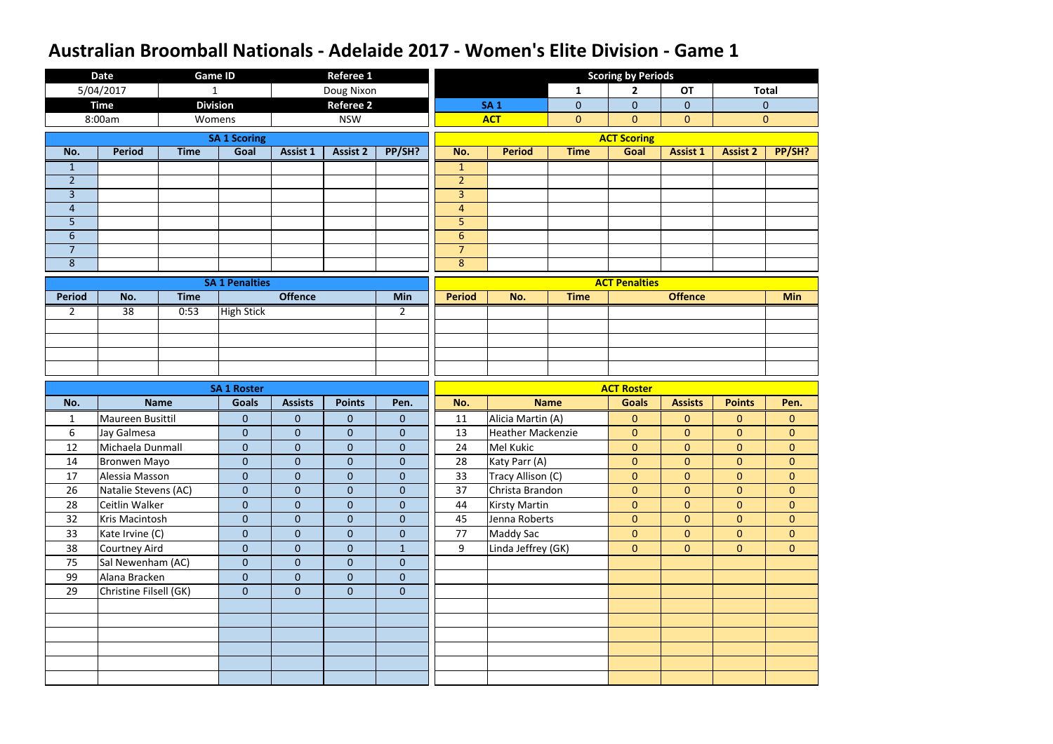# Australian Broomball Nationals - Adelaide 2017 - Women's Elite Division - Game 1

| Date | Game ID | Referee 1 |
|---|---|---|
| 5/04/2017 | 1 | Doug Nixon |
| **Time** | **Division** | **Referee 2** |
| 8:00am | Womens | NSW |

**Scoring by Periods**

| | 1 | 2 | OT | Total |
|---|---|---|---|---|
| SA 1 | 0 | 0 | 0 | 0 |
| ACT | 0 | 0 | 0 | 0 |

**SA 1 Scoring**

| No. | Period | Time | Goal | Assist 1 | Assist 2 | PP/SH? |
|---|---|---|---|---|---|---|
| 1 | | | | | | |
| 2 | | | | | | |
| 3 | | | | | | |
| 4 | | | | | | |
| 5 | | | | | | |
| 6 | | | | | | |
| 7 | | | | | | |
| 8 | | | | | | |

**ACT Scoring**

| No. | Period | Time | Goal | Assist 1 | Assist 2 | PP/SH? |
|---|---|---|---|---|---|---|
| 1 | | | | | | |
| 2 | | | | | | |
| 3 | | | | | | |
| 4 | | | | | | |
| 5 | | | | | | |
| 6 | | | | | | |
| 7 | | | | | | |
| 8 | | | | | | |

**SA 1 Penalties**

| Period | No. | Time | Offence | Min |
|---|---|---|---|---|
| 2 | 38 | 0:53 | High Stick | 2 |

**ACT Penalties**

| Period | No. | Time | Offence | Min |
|---|---|---|---|---|
| | | | | |

**SA 1 Roster**

| No. | Name | Goals | Assists | Points | Pen. |
|---|---|---|---|---|---|
| 1 | Maureen Busittil | 0 | 0 | 0 | 0 |
| 6 | Jay Galmesa | 0 | 0 | 0 | 0 |
| 12 | Michaela Dunmall | 0 | 0 | 0 | 0 |
| 14 | Bronwen Mayo | 0 | 0 | 0 | 0 |
| 17 | Alessia Masson | 0 | 0 | 0 | 0 |
| 26 | Natalie Stevens (AC) | 0 | 0 | 0 | 0 |
| 28 | Ceitlin Walker | 0 | 0 | 0 | 0 |
| 32 | Kris Macintosh | 0 | 0 | 0 | 0 |
| 33 | Kate Irvine (C) | 0 | 0 | 0 | 0 |
| 38 | Courtney Aird | 0 | 0 | 0 | 1 |
| 75 | Sal Newenham (AC) | 0 | 0 | 0 | 0 |
| 99 | Alana Bracken | 0 | 0 | 0 | 0 |
| 29 | Christine Filsell (GK) | 0 | 0 | 0 | 0 |

**ACT Roster**

| No. | Name | Goals | Assists | Points | Pen. |
|---|---|---|---|---|---|
| 11 | Alicia Martin (A) | 0 | 0 | 0 | 0 |
| 13 | Heather Mackenzie | 0 | 0 | 0 | 0 |
| 24 | Mel Kukic | 0 | 0 | 0 | 0 |
| 28 | Katy Parr (A) | 0 | 0 | 0 | 0 |
| 33 | Tracy Allison (C) | 0 | 0 | 0 | 0 |
| 37 | Christa Brandon | 0 | 0 | 0 | 0 |
| 44 | Kirsty Martin | 0 | 0 | 0 | 0 |
| 45 | Jenna Roberts | 0 | 0 | 0 | 0 |
| 77 | Maddy Sac | 0 | 0 | 0 | 0 |
| 9 | Linda Jeffrey (GK) | 0 | 0 | 0 | 0 |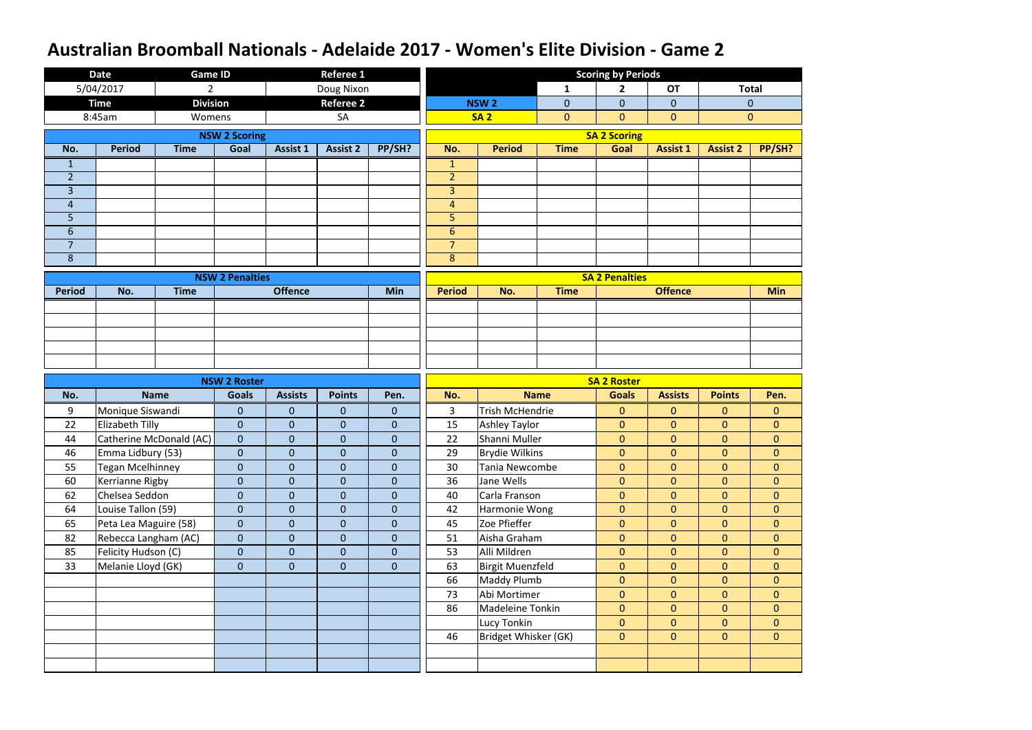# Australian Broomball Nationals - Adelaide 2017 - Women's Elite Division - Game 2

| Date | Game ID | Referee 1 |
|---|---|---|
| 5/04/2017 | 2 | Doug Nixon |
| **Time** | **Division** | **Referee 2** |
| 8:45am | Womens | SA |

**Scoring by Periods**

| | 1 | 2 | OT | Total |
|---|---|---|---|---|
| NSW 2 | 0 | 0 | 0 | 0 |
| SA 2 | 0 | 0 | 0 | 0 |

**NSW 2 Scoring**

| No. | Period | Time | Goal | Assist 1 | Assist 2 | PP/SH? |
|---|---|---|---|---|---|---|
| 1 | | | | | | |
| 2 | | | | | | |
| 3 | | | | | | |
| 4 | | | | | | |
| 5 | | | | | | |
| 6 | | | | | | |
| 7 | | | | | | |
| 8 | | | | | | |

**SA 2 Scoring**

| No. | Period | Time | Goal | Assist 1 | Assist 2 | PP/SH? |
|---|---|---|---|---|---|---|
| 1 | | | | | | |
| 2 | | | | | | |
| 3 | | | | | | |
| 4 | | | | | | |
| 5 | | | | | | |
| 6 | | | | | | |
| 7 | | | | | | |
| 8 | | | | | | |

**NSW 2 Penalties**

| Period | No. | Time | Offence | Min |
|---|---|---|---|---|
| | | | | |

**SA 2 Penalties**

| Period | No. | Time | Offence | Min |
|---|---|---|---|---|
| | | | | |

**NSW 2 Roster**

| No. | Name | Goals | Assists | Points | Pen. |
|---|---|---|---|---|---|
| 9 | Monique Siswandi | 0 | 0 | 0 | 0 |
| 22 | Elizabeth Tilly | 0 | 0 | 0 | 0 |
| 44 | Catherine McDonald (AC) | 0 | 0 | 0 | 0 |
| 46 | Emma Lidbury (53) | 0 | 0 | 0 | 0 |
| 55 | Tegan Mcelhinney | 0 | 0 | 0 | 0 |
| 60 | Kerrianne Rigby | 0 | 0 | 0 | 0 |
| 62 | Chelsea Seddon | 0 | 0 | 0 | 0 |
| 64 | Louise Tallon (59) | 0 | 0 | 0 | 0 |
| 65 | Peta Lea Maguire (58) | 0 | 0 | 0 | 0 |
| 82 | Rebecca Langham (AC) | 0 | 0 | 0 | 0 |
| 85 | Felicity Hudson (C) | 0 | 0 | 0 | 0 |
| 33 | Melanie Lloyd (GK) | 0 | 0 | 0 | 0 |

**SA 2 Roster**

| No. | Name | Goals | Assists | Points | Pen. |
|---|---|---|---|---|---|
| 3 | Trish McHendrie | 0 | 0 | 0 | 0 |
| 15 | Ashley Taylor | 0 | 0 | 0 | 0 |
| 22 | Shanni Muller | 0 | 0 | 0 | 0 |
| 29 | Brydie Wilkins | 0 | 0 | 0 | 0 |
| 30 | Tania Newcombe | 0 | 0 | 0 | 0 |
| 36 | Jane Wells | 0 | 0 | 0 | 0 |
| 40 | Carla Franson | 0 | 0 | 0 | 0 |
| 42 | Harmonie Wong | 0 | 0 | 0 | 0 |
| 45 | Zoe Pfieffer | 0 | 0 | 0 | 0 |
| 51 | Aisha Graham | 0 | 0 | 0 | 0 |
| 53 | Alli Mildren | 0 | 0 | 0 | 0 |
| 63 | Birgit Muenzfeld | 0 | 0 | 0 | 0 |
| 66 | Maddy Plumb | 0 | 0 | 0 | 0 |
| 73 | Abi Mortimer | 0 | 0 | 0 | 0 |
| 86 | Madeleine Tonkin | 0 | 0 | 0 | 0 |
| | Lucy Tonkin | 0 | 0 | 0 | 0 |
| 46 | Bridget Whisker (GK) | 0 | 0 | 0 | 0 |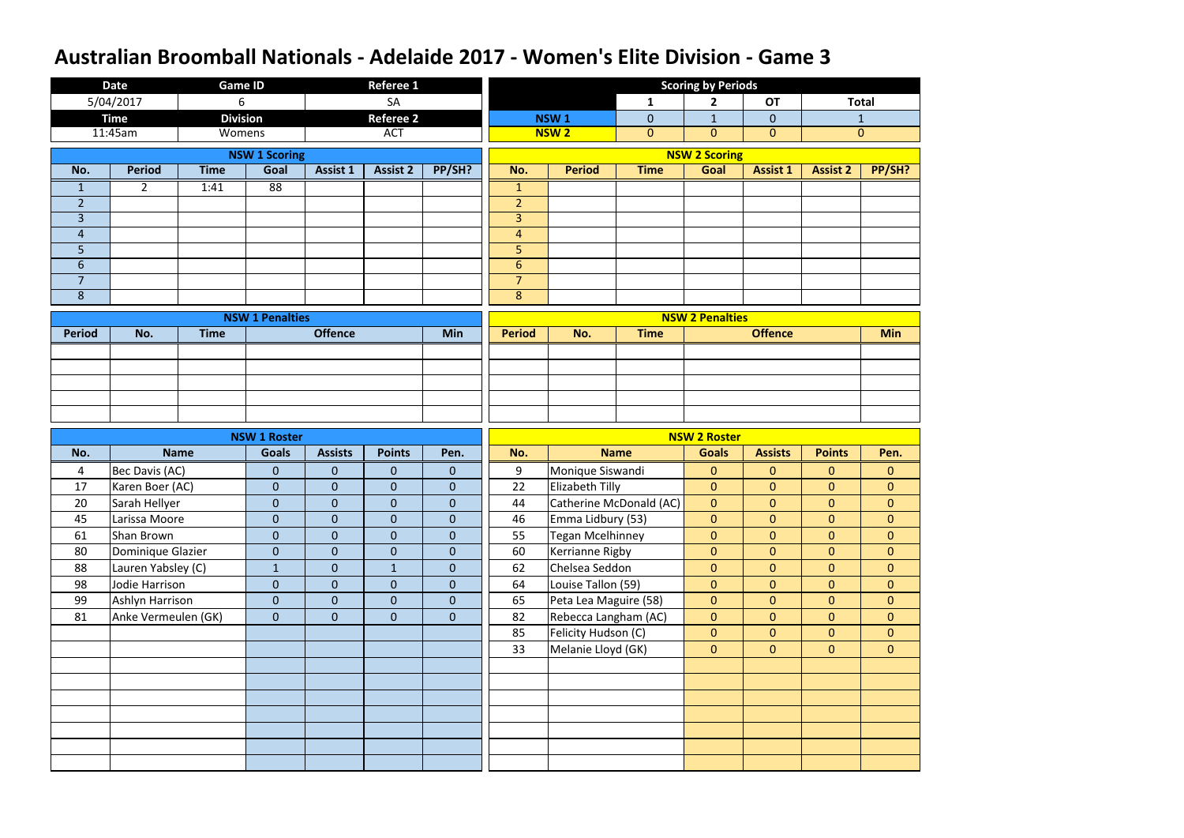# Australian Broomball Nationals - Adelaide 2017 - Women's Elite Division - Game 3

| Date | Game ID | Referee 1 |
|---|---|---|
| 5/04/2017 | 6 | SA |
| **Time** | **Division** | **Referee 2** |
| 11:45am | Womens | ACT |

**Scoring by Periods**

| | 1 | 2 | OT | Total |
|---|---|---|---|---|
| NSW 1 | 0 | 1 | 0 | 1 |
| NSW 2 | 0 | 0 | 0 | 0 |

**NSW 1 Scoring**

| No. | Period | Time | Goal | Assist 1 | Assist 2 | PP/SH? |
|---|---|---|---|---|---|---|
| 1 | 2 | 1:41 | 88 | | | |
| 2 | | | | | | |
| 3 | | | | | | |
| 4 | | | | | | |
| 5 | | | | | | |
| 6 | | | | | | |
| 7 | | | | | | |
| 8 | | | | | | |

**NSW 2 Scoring**

| No. | Period | Time | Goal | Assist 1 | Assist 2 | PP/SH? |
|---|---|---|---|---|---|---|
| 1 | | | | | | |
| 2 | | | | | | |
| 3 | | | | | | |
| 4 | | | | | | |
| 5 | | | | | | |
| 6 | | | | | | |
| 7 | | | | | | |
| 8 | | | | | | |

**NSW 1 Penalties**

| Period | No. | Time | Offence | Min |
|---|---|---|---|---|
| | | | | |

**NSW 2 Penalties**

| Period | No. | Time | Offence | Min |
|---|---|---|---|---|
| | | | | |

**NSW 1 Roster**

| No. | Name | Goals | Assists | Points | Pen. |
|---|---|---|---|---|---|
| 4 | Bec Davis (AC) | 0 | 0 | 0 | 0 |
| 17 | Karen Boer (AC) | 0 | 0 | 0 | 0 |
| 20 | Sarah Hellyer | 0 | 0 | 0 | 0 |
| 45 | Larissa Moore | 0 | 0 | 0 | 0 |
| 61 | Shan Brown | 0 | 0 | 0 | 0 |
| 80 | Dominique Glazier | 0 | 0 | 0 | 0 |
| 88 | Lauren Yabsley (C) | 1 | 0 | 1 | 0 |
| 98 | Jodie Harrison | 0 | 0 | 0 | 0 |
| 99 | Ashlyn Harrison | 0 | 0 | 0 | 0 |
| 81 | Anke Vermeulen (GK) | 0 | 0 | 0 | 0 |

**NSW 2 Roster**

| No. | Name | Goals | Assists | Points | Pen. |
|---|---|---|---|---|---|
| 9 | Monique Siswandi | 0 | 0 | 0 | 0 |
| 22 | Elizabeth Tilly | 0 | 0 | 0 | 0 |
| 44 | Catherine McDonald (AC) | 0 | 0 | 0 | 0 |
| 46 | Emma Lidbury (53) | 0 | 0 | 0 | 0 |
| 55 | Tegan Mcelhinney | 0 | 0 | 0 | 0 |
| 60 | Kerrianne Rigby | 0 | 0 | 0 | 0 |
| 62 | Chelsea Seddon | 0 | 0 | 0 | 0 |
| 64 | Louise Tallon (59) | 0 | 0 | 0 | 0 |
| 65 | Peta Lea Maguire (58) | 0 | 0 | 0 | 0 |
| 82 | Rebecca Langham (AC) | 0 | 0 | 0 | 0 |
| 85 | Felicity Hudson (C) | 0 | 0 | 0 | 0 |
| 33 | Melanie Lloyd (GK) | 0 | 0 | 0 | 0 |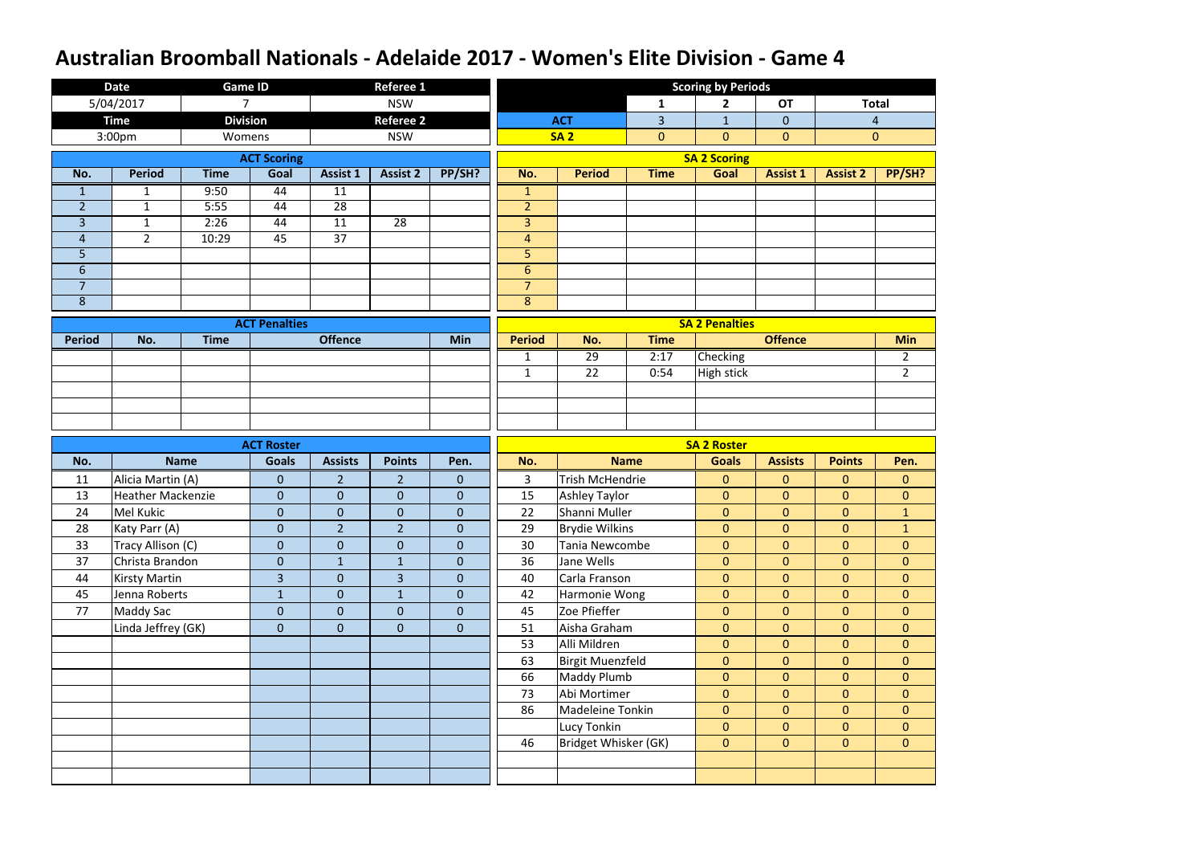# Australian Broomball Nationals - Adelaide 2017 - Women's Elite Division - Game 4

| Date | Game ID | Referee 1 |
|---|---|---|
| 5/04/2017 | 7 | NSW |
| **Time** | **Division** | **Referee 2** |
| 3:00pm | Womens | NSW |

## Scoring by Periods

| | 1 | 2 | OT | Total |
|---|---|---|---|---|
| ACT | 3 | 1 | 0 | 4 |
| SA 2 | 0 | 0 | 0 | 0 |

## ACT Scoring

| No. | Period | Time | Goal | Assist 1 | Assist 2 | PP/SH? |
|---|---|---|---|---|---|---|
| 1 | 1 | 9:50 | 44 | 11 | | |
| 2 | 1 | 5:55 | 44 | 28 | | |
| 3 | 1 | 2:26 | 44 | 11 | 28 | |
| 4 | 2 | 10:29 | 45 | 37 | | |
| 5 | | | | | | |
| 6 | | | | | | |
| 7 | | | | | | |
| 8 | | | | | | |

## SA 2 Scoring

| No. | Period | Time | Goal | Assist 1 | Assist 2 | PP/SH? |
|---|---|---|---|---|---|---|
| 1 | | | | | | |
| 2 | | | | | | |
| 3 | | | | | | |
| 4 | | | | | | |
| 5 | | | | | | |
| 6 | | | | | | |
| 7 | | | | | | |
| 8 | | | | | | |

## ACT Penalties

| Period | No. | Time | Offence | Min |
|---|---|---|---|---|
| | | | | |

## SA 2 Penalties

| Period | No. | Time | Offence | Min |
|---|---|---|---|---|
| 1 | 29 | 2:17 | Checking | 2 |
| 1 | 22 | 0:54 | High stick | 2 |

## ACT Roster

| No. | Name | Goals | Assists | Points | Pen. |
|---|---|---|---|---|---|
| 11 | Alicia Martin (A) | 0 | 2 | 2 | 0 |
| 13 | Heather Mackenzie | 0 | 0 | 0 | 0 |
| 24 | Mel Kukic | 0 | 0 | 0 | 0 |
| 28 | Katy Parr (A) | 0 | 2 | 2 | 0 |
| 33 | Tracy Allison (C) | 0 | 0 | 0 | 0 |
| 37 | Christa Brandon | 0 | 1 | 1 | 0 |
| 44 | Kirsty Martin | 3 | 0 | 3 | 0 |
| 45 | Jenna Roberts | 1 | 0 | 1 | 0 |
| 77 | Maddy Sac | 0 | 0 | 0 | 0 |
| | Linda Jeffrey (GK) | 0 | 0 | 0 | 0 |

## SA 2 Roster

| No. | Name | Goals | Assists | Points | Pen. |
|---|---|---|---|---|---|
| 3 | Trish McHendrie | 0 | 0 | 0 | 0 |
| 15 | Ashley Taylor | 0 | 0 | 0 | 0 |
| 22 | Shanni Muller | 0 | 0 | 0 | 1 |
| 29 | Brydie Wilkins | 0 | 0 | 0 | 1 |
| 30 | Tania Newcombe | 0 | 0 | 0 | 0 |
| 36 | Jane Wells | 0 | 0 | 0 | 0 |
| 40 | Carla Franson | 0 | 0 | 0 | 0 |
| 42 | Harmonie Wong | 0 | 0 | 0 | 0 |
| 45 | Zoe Pfieffer | 0 | 0 | 0 | 0 |
| 51 | Aisha Graham | 0 | 0 | 0 | 0 |
| 53 | Alli Mildren | 0 | 0 | 0 | 0 |
| 63 | Birgit Muenzfeld | 0 | 0 | 0 | 0 |
| 66 | Maddy Plumb | 0 | 0 | 0 | 0 |
| 73 | Abi Mortimer | 0 | 0 | 0 | 0 |
| 86 | Madeleine Tonkin | 0 | 0 | 0 | 0 |
| | Lucy Tonkin | 0 | 0 | 0 | 0 |
| 46 | Bridget Whisker (GK) | 0 | 0 | 0 | 0 |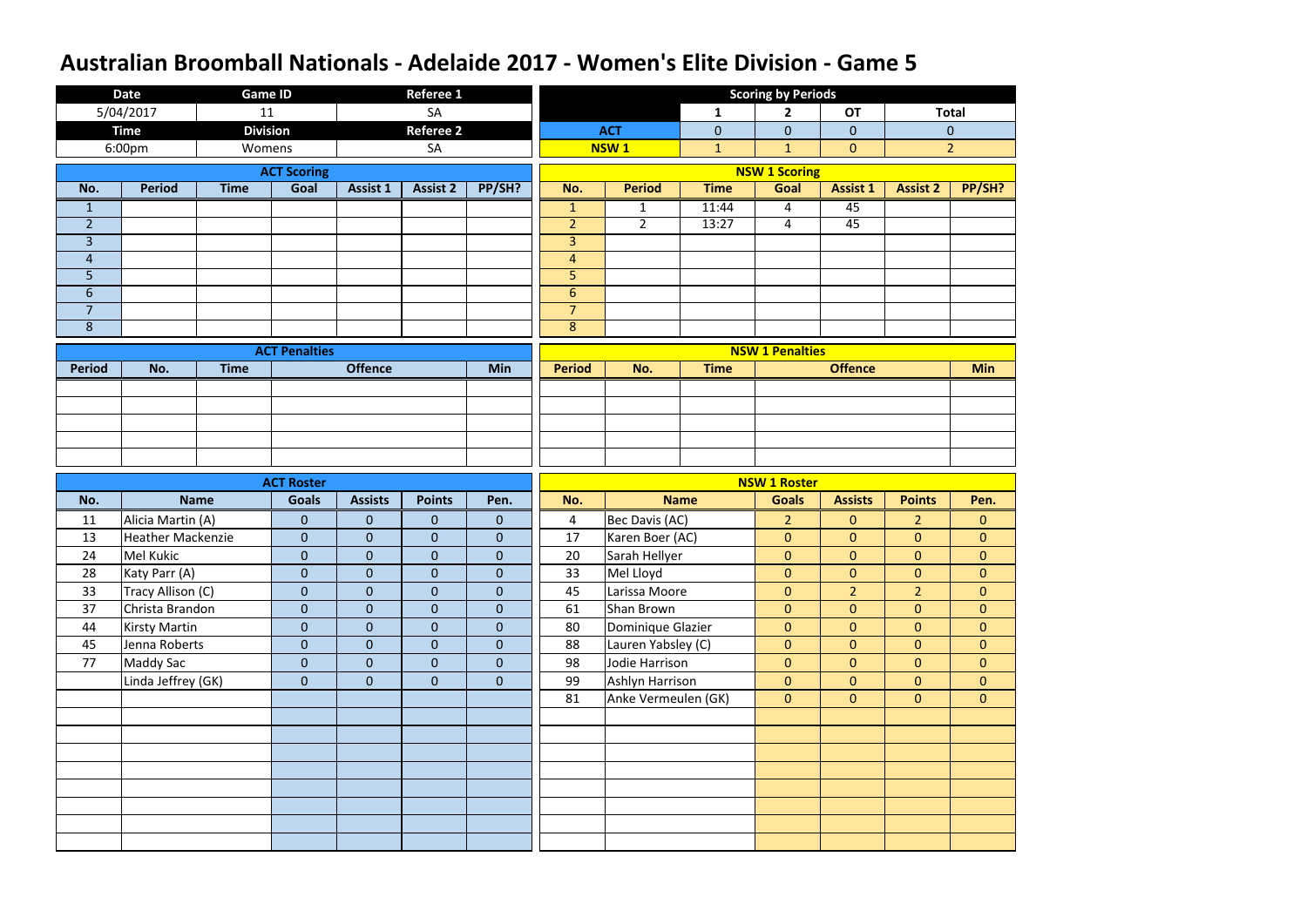# Australian Broomball Nationals - Adelaide 2017 - Women's Elite Division - Game 5

| Date | Game ID | Referee 1 |
|---|---|---|
| 5/04/2017 | 11 | SA |
| **Time** | **Division** | **Referee 2** |
| 6:00pm | Womens | SA |

**Scoring by Periods**

| | 1 | 2 | OT | Total |
|---|---|---|---|---|
| ACT | 0 | 0 | 0 | 0 |
| NSW 1 | 1 | 1 | 0 | 2 |

**ACT Scoring**

| No. | Period | Time | Goal | Assist 1 | Assist 2 | PP/SH? |
|---|---|---|---|---|---|---|
| 1 | | | | | | |
| 2 | | | | | | |
| 3 | | | | | | |
| 4 | | | | | | |
| 5 | | | | | | |
| 6 | | | | | | |
| 7 | | | | | | |
| 8 | | | | | | |

**NSW 1 Scoring**

| No. | Period | Time | Goal | Assist 1 | Assist 2 | PP/SH? |
|---|---|---|---|---|---|---|
| 1 | 1 | 11:44 | 4 | 45 | | |
| 2 | 2 | 13:27 | 4 | 45 | | |
| 3 | | | | | | |
| 4 | | | | | | |
| 5 | | | | | | |
| 6 | | | | | | |
| 7 | | | | | | |
| 8 | | | | | | |

**ACT Penalties**

| Period | No. | Time | Offence | Min |
|---|---|---|---|---|
| | | | | |

**NSW 1 Penalties**

| Period | No. | Time | Offence | Min |
|---|---|---|---|---|
| | | | | |

**ACT Roster**

| No. | Name | Goals | Assists | Points | Pen. |
|---|---|---|---|---|---|
| 11 | Alicia Martin (A) | 0 | 0 | 0 | 0 |
| 13 | Heather Mackenzie | 0 | 0 | 0 | 0 |
| 24 | Mel Kukic | 0 | 0 | 0 | 0 |
| 28 | Katy Parr (A) | 0 | 0 | 0 | 0 |
| 33 | Tracy Allison (C) | 0 | 0 | 0 | 0 |
| 37 | Christa Brandon | 0 | 0 | 0 | 0 |
| 44 | Kirsty Martin | 0 | 0 | 0 | 0 |
| 45 | Jenna Roberts | 0 | 0 | 0 | 0 |
| 77 | Maddy Sac | 0 | 0 | 0 | 0 |
| | Linda Jeffrey (GK) | 0 | 0 | 0 | 0 |

**NSW 1 Roster**

| No. | Name | Goals | Assists | Points | Pen. |
|---|---|---|---|---|---|
| 4 | Bec Davis (AC) | 2 | 0 | 2 | 0 |
| 17 | Karen Boer (AC) | 0 | 0 | 0 | 0 |
| 20 | Sarah Hellyer | 0 | 0 | 0 | 0 |
| 33 | Mel Lloyd | 0 | 0 | 0 | 0 |
| 45 | Larissa Moore | 0 | 2 | 2 | 0 |
| 61 | Shan Brown | 0 | 0 | 0 | 0 |
| 80 | Dominique Glazier | 0 | 0 | 0 | 0 |
| 88 | Lauren Yabsley (C) | 0 | 0 | 0 | 0 |
| 98 | Jodie Harrison | 0 | 0 | 0 | 0 |
| 99 | Ashlyn Harrison | 0 | 0 | 0 | 0 |
| 81 | Anke Vermeulen (GK) | 0 | 0 | 0 | 0 |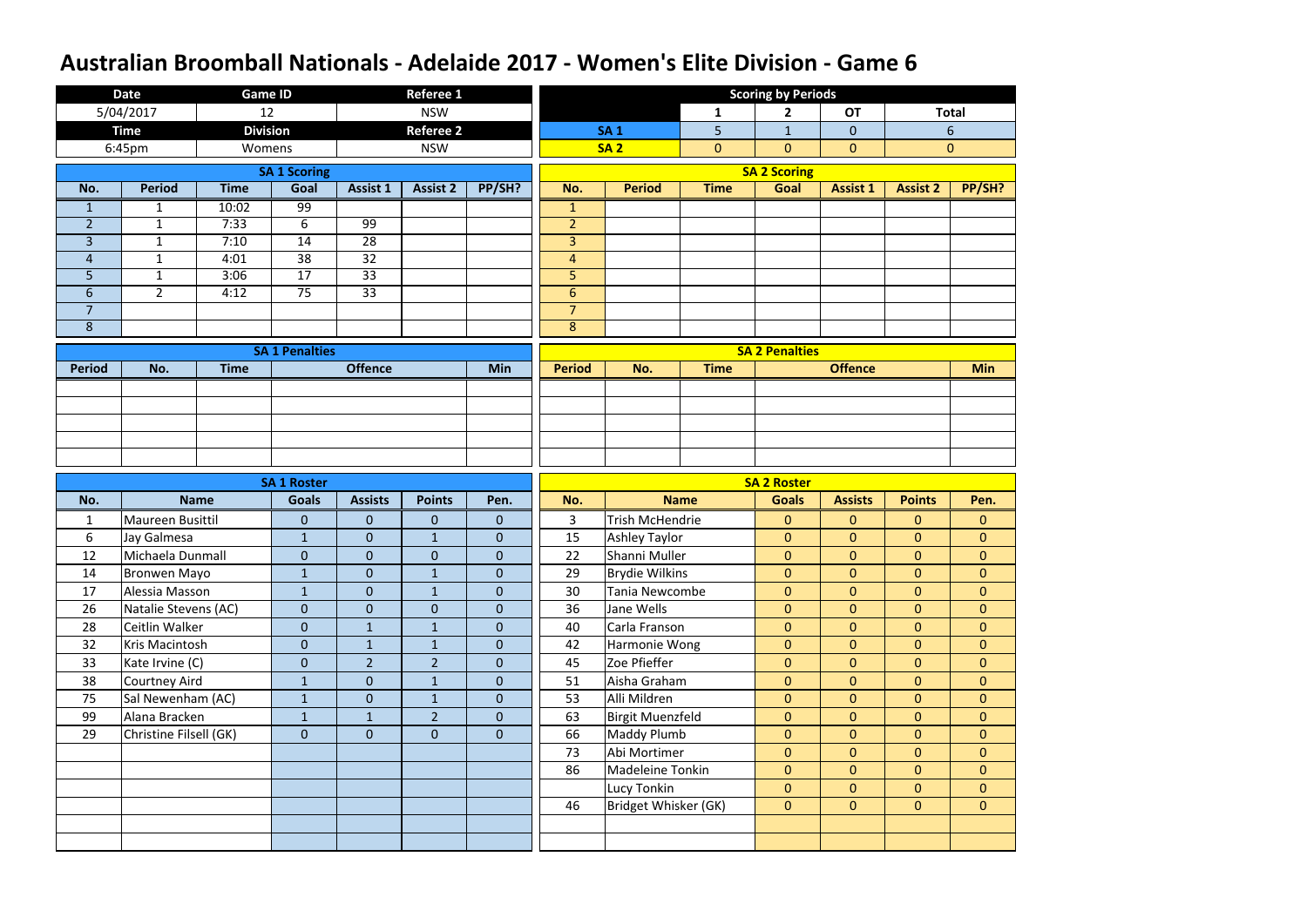# Australian Broomball Nationals - Adelaide 2017 - Women's Elite Division - Game 6

| Date | Game ID | Referee 1 |
|---|---|---|
| 5/04/2017 | 12 | NSW |
| **Time** | **Division** | **Referee 2** |
| 6:45pm | Womens | NSW |

**Scoring by Periods**

| | 1 | 2 | OT | Total |
|---|---|---|---|---|
| SA 1 | 5 | 1 | 0 | 6 |
| SA 2 | 0 | 0 | 0 | 0 |

**SA 1 Scoring**

| No. | Period | Time | Goal | Assist 1 | Assist 2 | PP/SH? |
|---|---|---|---|---|---|---|
| 1 | 1 | 10:02 | 99 | | | |
| 2 | 1 | 7:33 | 6 | 99 | | |
| 3 | 1 | 7:10 | 14 | 28 | | |
| 4 | 1 | 4:01 | 38 | 32 | | |
| 5 | 1 | 3:06 | 17 | 33 | | |
| 6 | 2 | 4:12 | 75 | 33 | | |
| 7 | | | | | | |
| 8 | | | | | | |

**SA 2 Scoring**

| No. | Period | Time | Goal | Assist 1 | Assist 2 | PP/SH? |
|---|---|---|---|---|---|---|
| 1 | | | | | | |
| 2 | | | | | | |
| 3 | | | | | | |
| 4 | | | | | | |
| 5 | | | | | | |
| 6 | | | | | | |
| 7 | | | | | | |
| 8 | | | | | | |

**SA 1 Penalties**

| Period | No. | Time | Offence | Min |
|---|---|---|---|---|
| | | | | |

**SA 2 Penalties**

| Period | No. | Time | Offence | Min |
|---|---|---|---|---|
| | | | | |

**SA 1 Roster**

| No. | Name | Goals | Assists | Points | Pen. |
|---|---|---|---|---|---|
| 1 | Maureen Busittil | 0 | 0 | 0 | 0 |
| 6 | Jay Galmesa | 1 | 0 | 1 | 0 |
| 12 | Michaela Dunmall | 0 | 0 | 0 | 0 |
| 14 | Bronwen Mayo | 1 | 0 | 1 | 0 |
| 17 | Alessia Masson | 1 | 0 | 1 | 0 |
| 26 | Natalie Stevens (AC) | 0 | 0 | 0 | 0 |
| 28 | Ceitlin Walker | 0 | 1 | 1 | 0 |
| 32 | Kris Macintosh | 0 | 1 | 1 | 0 |
| 33 | Kate Irvine (C) | 0 | 2 | 2 | 0 |
| 38 | Courtney Aird | 1 | 0 | 1 | 0 |
| 75 | Sal Newenham (AC) | 1 | 0 | 1 | 0 |
| 99 | Alana Bracken | 1 | 1 | 2 | 0 |
| 29 | Christine Filsell (GK) | 0 | 0 | 0 | 0 |

**SA 2 Roster**

| No. | Name | Goals | Assists | Points | Pen. |
|---|---|---|---|---|---|
| 3 | Trish McHendrie | 0 | 0 | 0 | 0 |
| 15 | Ashley Taylor | 0 | 0 | 0 | 0 |
| 22 | Shanni Muller | 0 | 0 | 0 | 0 |
| 29 | Brydie Wilkins | 0 | 0 | 0 | 0 |
| 30 | Tania Newcombe | 0 | 0 | 0 | 0 |
| 36 | Jane Wells | 0 | 0 | 0 | 0 |
| 40 | Carla Franson | 0 | 0 | 0 | 0 |
| 42 | Harmonie Wong | 0 | 0 | 0 | 0 |
| 45 | Zoe Pfieffer | 0 | 0 | 0 | 0 |
| 51 | Aisha Graham | 0 | 0 | 0 | 0 |
| 53 | Alli Mildren | 0 | 0 | 0 | 0 |
| 63 | Birgit Muenzfeld | 0 | 0 | 0 | 0 |
| 66 | Maddy Plumb | 0 | 0 | 0 | 0 |
| 73 | Abi Mortimer | 0 | 0 | 0 | 0 |
| 86 | Madeleine Tonkin | 0 | 0 | 0 | 0 |
| | Lucy Tonkin | 0 | 0 | 0 | 0 |
| 46 | Bridget Whisker (GK) | 0 | 0 | 0 | 0 |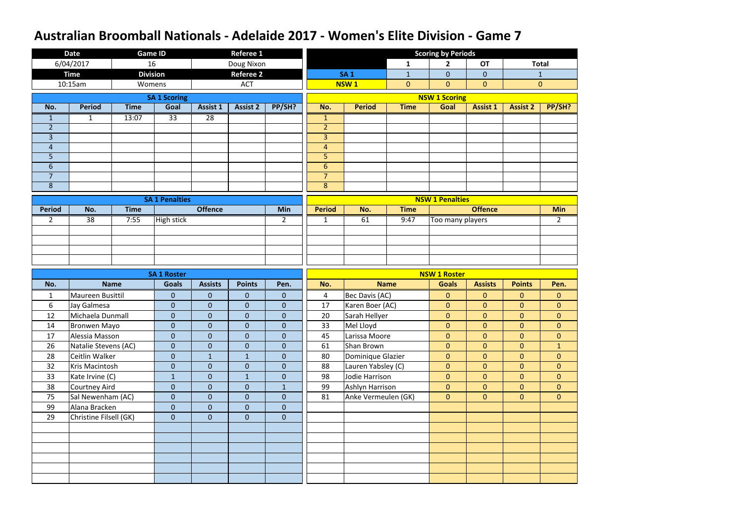# Australian Broomball Nationals - Adelaide 2017 - Women's Elite Division - Game 7

| Date | Game ID | Referee 1 |
|---|---|---|
| 6/04/2017 | 16 | Doug Nixon |
| **Time** | **Division** | **Referee 2** |
| 10:15am | Womens | ACT |

**Scoring by Periods**

| | 1 | 2 | OT | Total |
|---|---|---|---|---|
| SA 1 | 1 | 0 | 0 | 1 |
| NSW 1 | 0 | 0 | 0 | 0 |

**SA 1 Scoring**

| No. | Period | Time | Goal | Assist 1 | Assist 2 | PP/SH? |
|---|---|---|---|---|---|---|
| 1 | 1 | 13:07 | 33 | 28 | | |
| 2 | | | | | | |
| 3 | | | | | | |
| 4 | | | | | | |
| 5 | | | | | | |
| 6 | | | | | | |
| 7 | | | | | | |
| 8 | | | | | | |

**NSW 1 Scoring**

| No. | Period | Time | Goal | Assist 1 | Assist 2 | PP/SH? |
|---|---|---|---|---|---|---|
| 1 | | | | | | |
| 2 | | | | | | |
| 3 | | | | | | |
| 4 | | | | | | |
| 5 | | | | | | |
| 6 | | | | | | |
| 7 | | | | | | |
| 8 | | | | | | |

**SA 1 Penalties**

| Period | No. | Time | Offence | Min |
|---|---|---|---|---|
| 2 | 38 | 7:55 | High stick | 2 |

**NSW 1 Penalties**

| Period | No. | Time | Offence | Min |
|---|---|---|---|---|
| 1 | 61 | 9:47 | Too many players | 2 |

**SA 1 Roster**

| No. | Name | Goals | Assists | Points | Pen. |
|---|---|---|---|---|---|
| 1 | Maureen Busittil | 0 | 0 | 0 | 0 |
| 6 | Jay Galmesa | 0 | 0 | 0 | 0 |
| 12 | Michaela Dunmall | 0 | 0 | 0 | 0 |
| 14 | Bronwen Mayo | 0 | 0 | 0 | 0 |
| 17 | Alessia Masson | 0 | 0 | 0 | 0 |
| 26 | Natalie Stevens (AC) | 0 | 0 | 0 | 0 |
| 28 | Ceitlin Walker | 0 | 1 | 1 | 0 |
| 32 | Kris Macintosh | 0 | 0 | 0 | 0 |
| 33 | Kate Irvine (C) | 1 | 0 | 1 | 0 |
| 38 | Courtney Aird | 0 | 0 | 0 | 1 |
| 75 | Sal Newenham (AC) | 0 | 0 | 0 | 0 |
| 99 | Alana Bracken | 0 | 0 | 0 | 0 |
| 29 | Christine Filsell (GK) | 0 | 0 | 0 | 0 |

**NSW 1 Roster**

| No. | Name | Goals | Assists | Points | Pen. |
|---|---|---|---|---|---|
| 4 | Bec Davis (AC) | 0 | 0 | 0 | 0 |
| 17 | Karen Boer (AC) | 0 | 0 | 0 | 0 |
| 20 | Sarah Hellyer | 0 | 0 | 0 | 0 |
| 33 | Mel Lloyd | 0 | 0 | 0 | 0 |
| 45 | Larissa Moore | 0 | 0 | 0 | 0 |
| 61 | Shan Brown | 0 | 0 | 0 | 1 |
| 80 | Dominique Glazier | 0 | 0 | 0 | 0 |
| 88 | Lauren Yabsley (C) | 0 | 0 | 0 | 0 |
| 98 | Jodie Harrison | 0 | 0 | 0 | 0 |
| 99 | Ashlyn Harrison | 0 | 0 | 0 | 0 |
| 81 | Anke Vermeulen (GK) | 0 | 0 | 0 | 0 |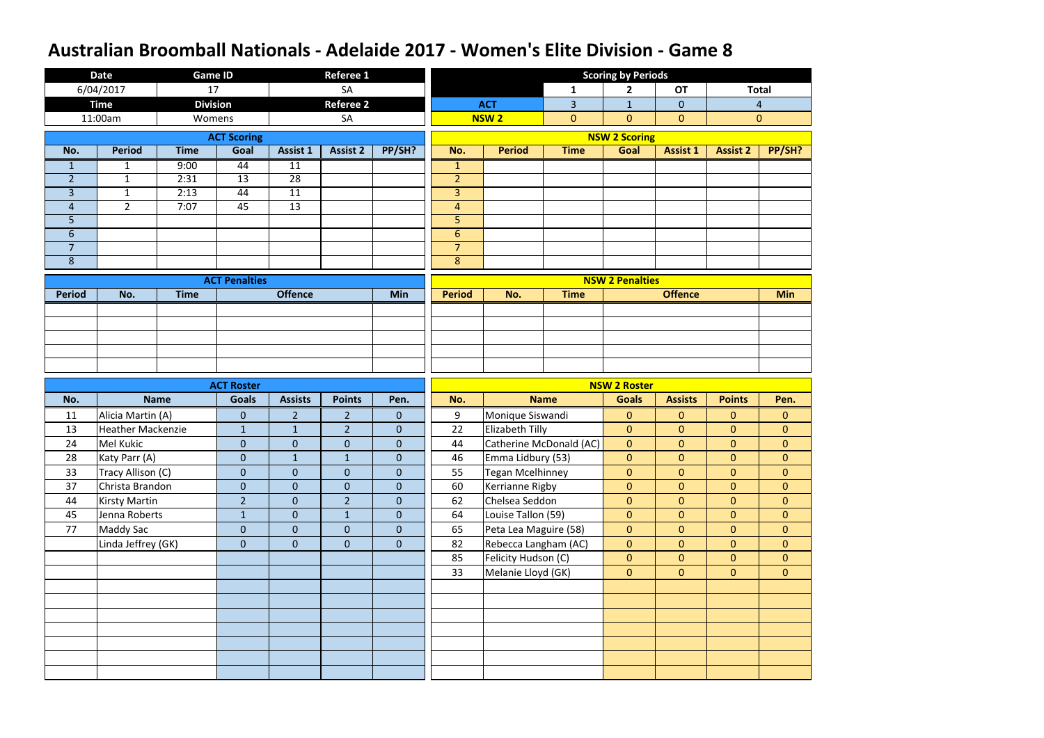# Australian Broomball Nationals - Adelaide 2017 - Women's Elite Division - Game 8

| Date | Game ID | Referee 1 |
|---|---|---|
| 6/04/2017 | 17 | SA |
| **Time** | **Division** | **Referee 2** |
| 11:00am | Womens | SA |

**Scoring by Periods**

| | 1 | 2 | OT | Total |
|---|---|---|---|---|
| ACT | 3 | 1 | 0 | 4 |
| NSW 2 | 0 | 0 | 0 | 0 |

**ACT Scoring**

| No. | Period | Time | Goal | Assist 1 | Assist 2 | PP/SH? |
|---|---|---|---|---|---|---|
| 1 | 1 | 9:00 | 44 | 11 | | |
| 2 | 1 | 2:31 | 13 | 28 | | |
| 3 | 1 | 2:13 | 44 | 11 | | |
| 4 | 2 | 7:07 | 45 | 13 | | |
| 5 | | | | | | |
| 6 | | | | | | |
| 7 | | | | | | |
| 8 | | | | | | |

**NSW 2 Scoring**

| No. | Period | Time | Goal | Assist 1 | Assist 2 | PP/SH? |
|---|---|---|---|---|---|---|
| 1 | | | | | | |
| 2 | | | | | | |
| 3 | | | | | | |
| 4 | | | | | | |
| 5 | | | | | | |
| 6 | | | | | | |
| 7 | | | | | | |
| 8 | | | | | | |

**ACT Penalties**

| Period | No. | Time | Offence | Min |
|---|---|---|---|---|
| | | | | |

**NSW 2 Penalties**

| Period | No. | Time | Offence | Min |
|---|---|---|---|---|
| | | | | |

**ACT Roster**

| No. | Name | Goals | Assists | Points | Pen. |
|---|---|---|---|---|---|
| 11 | Alicia Martin (A) | 0 | 2 | 2 | 0 |
| 13 | Heather Mackenzie | 1 | 1 | 2 | 0 |
| 24 | Mel Kukic | 0 | 0 | 0 | 0 |
| 28 | Katy Parr (A) | 0 | 1 | 1 | 0 |
| 33 | Tracy Allison (C) | 0 | 0 | 0 | 0 |
| 37 | Christa Brandon | 0 | 0 | 0 | 0 |
| 44 | Kirsty Martin | 2 | 0 | 2 | 0 |
| 45 | Jenna Roberts | 1 | 0 | 1 | 0 |
| 77 | Maddy Sac | 0 | 0 | 0 | 0 |
| | Linda Jeffrey (GK) | 0 | 0 | 0 | 0 |

**NSW 2 Roster**

| No. | Name | Goals | Assists | Points | Pen. |
|---|---|---|---|---|---|
| 9 | Monique Siswandi | 0 | 0 | 0 | 0 |
| 22 | Elizabeth Tilly | 0 | 0 | 0 | 0 |
| 44 | Catherine McDonald (AC) | 0 | 0 | 0 | 0 |
| 46 | Emma Lidbury (53) | 0 | 0 | 0 | 0 |
| 55 | Tegan Mcelhinney | 0 | 0 | 0 | 0 |
| 60 | Kerrianne Rigby | 0 | 0 | 0 | 0 |
| 62 | Chelsea Seddon | 0 | 0 | 0 | 0 |
| 64 | Louise Tallon (59) | 0 | 0 | 0 | 0 |
| 65 | Peta Lea Maguire (58) | 0 | 0 | 0 | 0 |
| 82 | Rebecca Langham (AC) | 0 | 0 | 0 | 0 |
| 85 | Felicity Hudson (C) | 0 | 0 | 0 | 0 |
| 33 | Melanie Lloyd (GK) | 0 | 0 | 0 | 0 |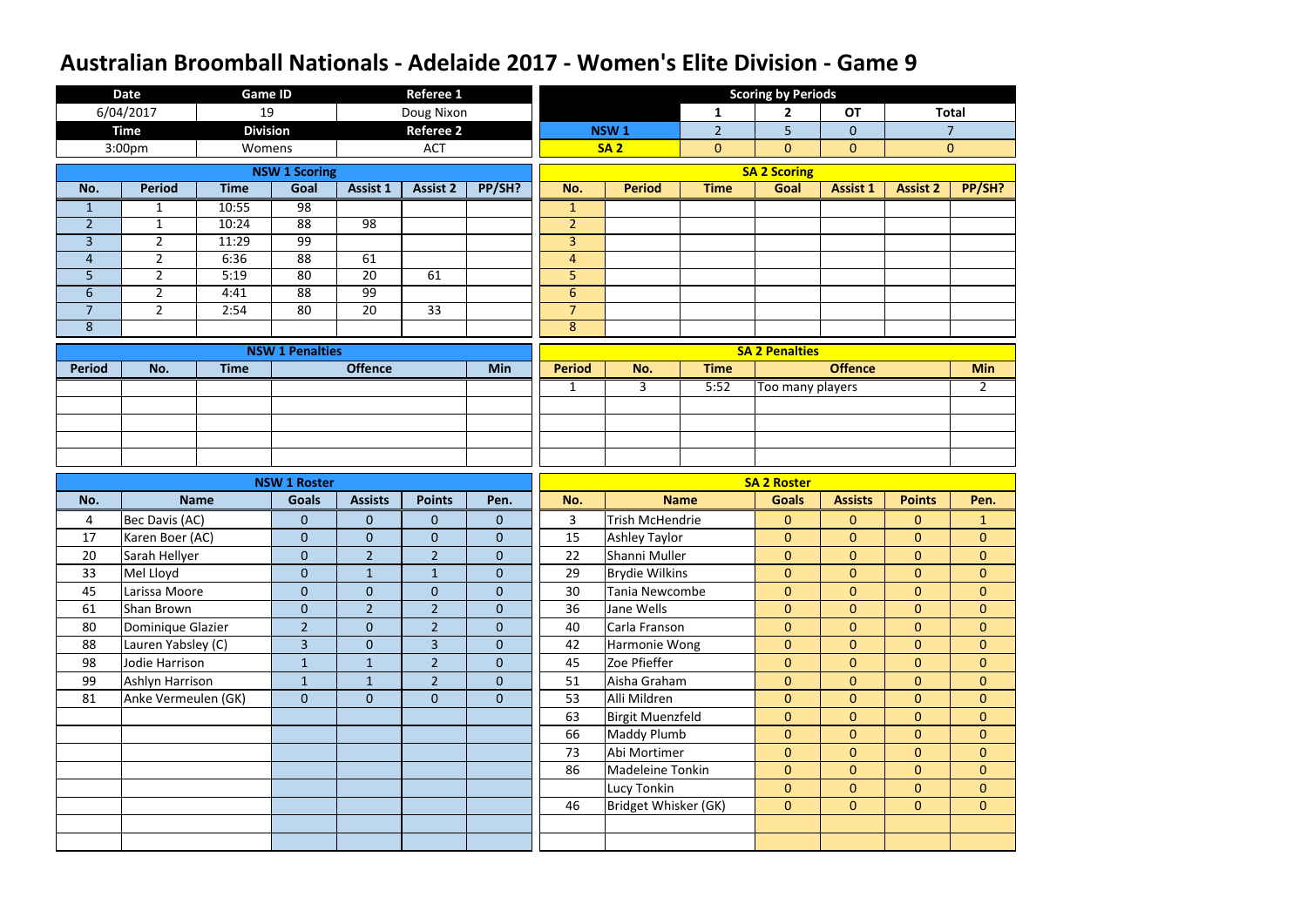# Australian Broomball Nationals - Adelaide 2017 - Women's Elite Division - Game 9

| Date | Game ID | Referee 1 |
|---|---|---|
| 6/04/2017 | 19 | Doug Nixon |
| **Time** | **Division** | **Referee 2** |
| 3:00pm | Womens | ACT |

| Scoring by Periods | 1 | 2 | OT | Total |
|---|---|---|---|---|
| NSW 1 | 2 | 5 | 0 | 7 |
| SA 2 | 0 | 0 | 0 | 0 |

## NSW 1 Scoring

| No. | Period | Time | Goal | Assist 1 | Assist 2 | PP/SH? |
|---|---|---|---|---|---|---|
| 1 | 1 | 10:55 | 98 | | | |
| 2 | 1 | 10:24 | 88 | 98 | | |
| 3 | 2 | 11:29 | 99 | | | |
| 4 | 2 | 6:36 | 88 | 61 | | |
| 5 | 2 | 5:19 | 80 | 20 | 61 | |
| 6 | 2 | 4:41 | 88 | 99 | | |
| 7 | 2 | 2:54 | 80 | 20 | 33 | |
| 8 | | | | | | |

## SA 2 Scoring

| No. | Period | Time | Goal | Assist 1 | Assist 2 | PP/SH? |
|---|---|---|---|---|---|---|
| 1 | | | | | | |
| 2 | | | | | | |
| 3 | | | | | | |
| 4 | | | | | | |
| 5 | | | | | | |
| 6 | | | | | | |
| 7 | | | | | | |
| 8 | | | | | | |

## NSW 1 Penalties

| Period | No. | Time | Offence | Min |
|---|---|---|---|---|
| | | | | |

## SA 2 Penalties

| Period | No. | Time | Offence | Min |
|---|---|---|---|---|
| 1 | 3 | 5:52 | Too many players | 2 |

## NSW 1 Roster

| No. | Name | Goals | Assists | Points | Pen. |
|---|---|---|---|---|---|
| 4 | Bec Davis (AC) | 0 | 0 | 0 | 0 |
| 17 | Karen Boer (AC) | 0 | 0 | 0 | 0 |
| 20 | Sarah Hellyer | 0 | 2 | 2 | 0 |
| 33 | Mel Lloyd | 0 | 1 | 1 | 0 |
| 45 | Larissa Moore | 0 | 0 | 0 | 0 |
| 61 | Shan Brown | 0 | 2 | 2 | 0 |
| 80 | Dominique Glazier | 2 | 0 | 2 | 0 |
| 88 | Lauren Yabsley (C) | 3 | 0 | 3 | 0 |
| 98 | Jodie Harrison | 1 | 1 | 2 | 0 |
| 99 | Ashlyn Harrison | 1 | 1 | 2 | 0 |
| 81 | Anke Vermeulen (GK) | 0 | 0 | 0 | 0 |

## SA 2 Roster

| No. | Name | Goals | Assists | Points | Pen. |
|---|---|---|---|---|---|
| 3 | Trish McHendrie | 0 | 0 | 0 | 1 |
| 15 | Ashley Taylor | 0 | 0 | 0 | 0 |
| 22 | Shanni Muller | 0 | 0 | 0 | 0 |
| 29 | Brydie Wilkins | 0 | 0 | 0 | 0 |
| 30 | Tania Newcombe | 0 | 0 | 0 | 0 |
| 36 | Jane Wells | 0 | 0 | 0 | 0 |
| 40 | Carla Franson | 0 | 0 | 0 | 0 |
| 42 | Harmonie Wong | 0 | 0 | 0 | 0 |
| 45 | Zoe Pfieffer | 0 | 0 | 0 | 0 |
| 51 | Aisha Graham | 0 | 0 | 0 | 0 |
| 53 | Alli Mildren | 0 | 0 | 0 | 0 |
| 63 | Birgit Muenzfeld | 0 | 0 | 0 | 0 |
| 66 | Maddy Plumb | 0 | 0 | 0 | 0 |
| 73 | Abi Mortimer | 0 | 0 | 0 | 0 |
| 86 | Madeleine Tonkin | 0 | 0 | 0 | 0 |
| | Lucy Tonkin | 0 | 0 | 0 | 0 |
| 46 | Bridget Whisker (GK) | 0 | 0 | 0 | 0 |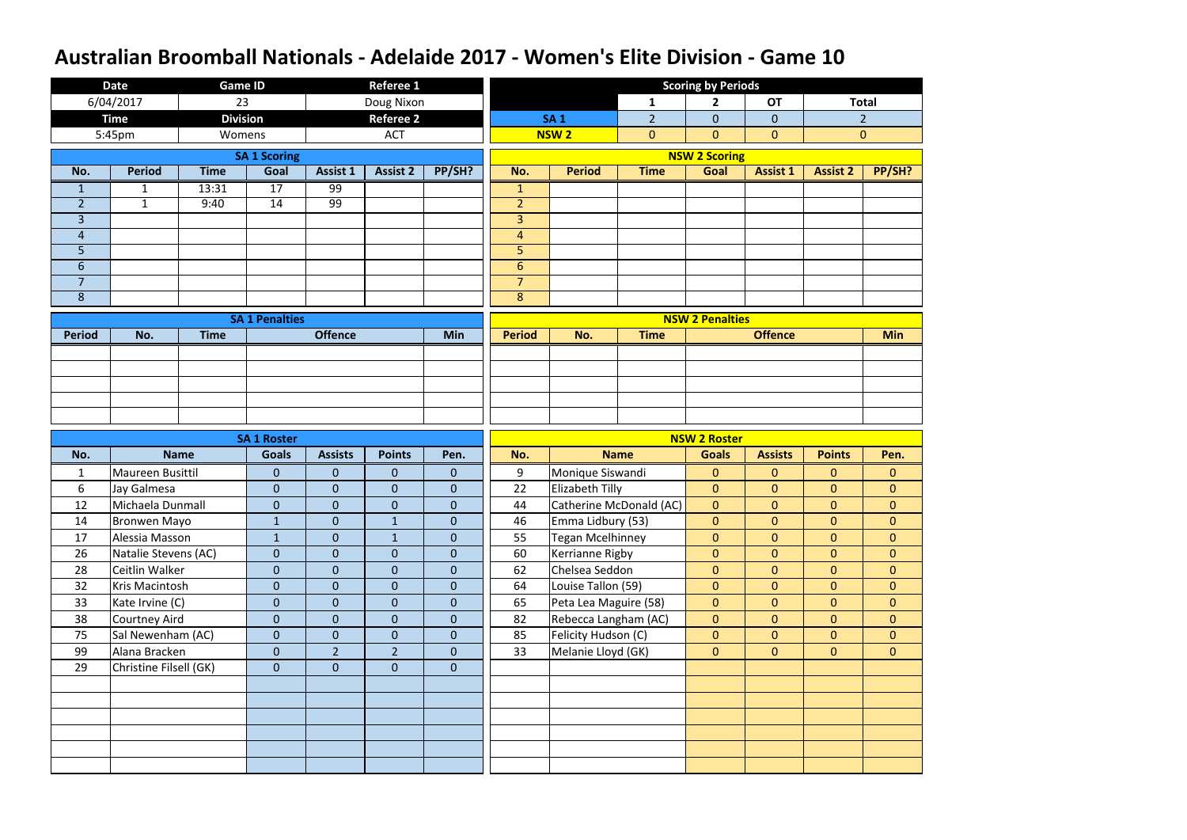# Australian Broomball Nationals - Adelaide 2017 - Women's Elite Division - Game 10

| Date | Game ID | Referee 1 |
|---|---|---|
| 6/04/2017 | 23 | Doug Nixon |
| **Time** | **Division** | **Referee 2** |
| 5:45pm | Womens | ACT |

**Scoring by Periods**

| | 1 | 2 | OT | Total |
|---|---|---|---|---|
| SA 1 | 2 | 0 | 0 | 2 |
| NSW 2 | 0 | 0 | 0 | 0 |

**SA 1 Scoring**

| No. | Period | Time | Goal | Assist 1 | Assist 2 | PP/SH? |
|---|---|---|---|---|---|---|
| 1 | 1 | 13:31 | 17 | 99 | | |
| 2 | 1 | 9:40 | 14 | 99 | | |
| 3 | | | | | | |
| 4 | | | | | | |
| 5 | | | | | | |
| 6 | | | | | | |
| 7 | | | | | | |
| 8 | | | | | | |

**NSW 2 Scoring**

| No. | Period | Time | Goal | Assist 1 | Assist 2 | PP/SH? |
|---|---|---|---|---|---|---|
| 1 | | | | | | |
| 2 | | | | | | |
| 3 | | | | | | |
| 4 | | | | | | |
| 5 | | | | | | |
| 6 | | | | | | |
| 7 | | | | | | |
| 8 | | | | | | |

**SA 1 Penalties**

| Period | No. | Time | Offence | Min |
|---|---|---|---|---|
| | | | | |

**NSW 2 Penalties**

| Period | No. | Time | Offence | Min |
|---|---|---|---|---|
| | | | | |

**SA 1 Roster**

| No. | Name | Goals | Assists | Points | Pen. |
|---|---|---|---|---|---|
| 1 | Maureen Busittil | 0 | 0 | 0 | 0 |
| 6 | Jay Galmesa | 0 | 0 | 0 | 0 |
| 12 | Michaela Dunmall | 0 | 0 | 0 | 0 |
| 14 | Bronwen Mayo | 1 | 0 | 1 | 0 |
| 17 | Alessia Masson | 1 | 0 | 1 | 0 |
| 26 | Natalie Stevens (AC) | 0 | 0 | 0 | 0 |
| 28 | Ceitlin Walker | 0 | 0 | 0 | 0 |
| 32 | Kris Macintosh | 0 | 0 | 0 | 0 |
| 33 | Kate Irvine (C) | 0 | 0 | 0 | 0 |
| 38 | Courtney Aird | 0 | 0 | 0 | 0 |
| 75 | Sal Newenham (AC) | 0 | 0 | 0 | 0 |
| 99 | Alana Bracken | 0 | 2 | 2 | 0 |
| 29 | Christine Filsell (GK) | 0 | 0 | 0 | 0 |

**NSW 2 Roster**

| No. | Name | Goals | Assists | Points | Pen. |
|---|---|---|---|---|---|
| 9 | Monique Siswandi | 0 | 0 | 0 | 0 |
| 22 | Elizabeth Tilly | 0 | 0 | 0 | 0 |
| 44 | Catherine McDonald (AC) | 0 | 0 | 0 | 0 |
| 46 | Emma Lidbury (53) | 0 | 0 | 0 | 0 |
| 55 | Tegan Mcelhinney | 0 | 0 | 0 | 0 |
| 60 | Kerrianne Rigby | 0 | 0 | 0 | 0 |
| 62 | Chelsea Seddon | 0 | 0 | 0 | 0 |
| 64 | Louise Tallon (59) | 0 | 0 | 0 | 0 |
| 65 | Peta Lea Maguire (58) | 0 | 0 | 0 | 0 |
| 82 | Rebecca Langham (AC) | 0 | 0 | 0 | 0 |
| 85 | Felicity Hudson (C) | 0 | 0 | 0 | 0 |
| 33 | Melanie Lloyd (GK) | 0 | 0 | 0 | 0 |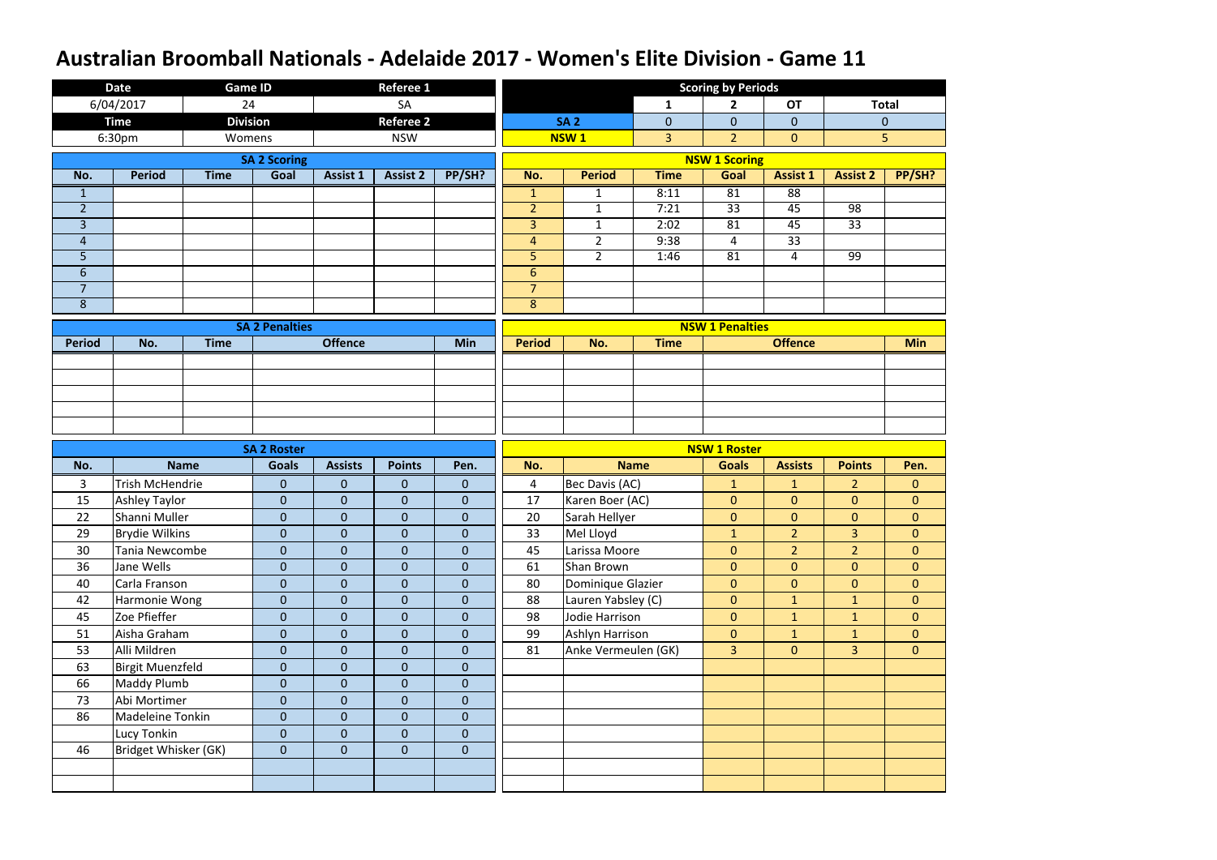# Australian Broomball Nationals - Adelaide 2017 - Women's Elite Division - Game 11

| Date | Game ID | Referee 1 |
|---|---|---|
| 6/04/2017 | 24 | SA |
| **Time** | **Division** | **Referee 2** |
| 6:30pm | Womens | NSW |

**Scoring by Periods**

| | 1 | 2 | OT | Total |
|---|---|---|---|---|
| SA 2 | 0 | 0 | 0 | 0 |
| NSW 1 | 3 | 2 | 0 | 5 |

**SA 2 Scoring**

| No. | Period | Time | Goal | Assist 1 | Assist 2 | PP/SH? |
|---|---|---|---|---|---|---|
| 1 | | | | | | |
| 2 | | | | | | |
| 3 | | | | | | |
| 4 | | | | | | |
| 5 | | | | | | |
| 6 | | | | | | |
| 7 | | | | | | |
| 8 | | | | | | |

**NSW 1 Scoring**

| No. | Period | Time | Goal | Assist 1 | Assist 2 | PP/SH? |
|---|---|---|---|---|---|---|
| 1 | 1 | 8:11 | 81 | 88 | | |
| 2 | 1 | 7:21 | 33 | 45 | 98 | |
| 3 | 1 | 2:02 | 81 | 45 | 33 | |
| 4 | 2 | 9:38 | 4 | 33 | | |
| 5 | 2 | 1:46 | 81 | 4 | 99 | |
| 6 | | | | | | |
| 7 | | | | | | |
| 8 | | | | | | |

**SA 2 Penalties**

| Period | No. | Time | Offence | Min |
|---|---|---|---|---|
| | | | | |

**NSW 1 Penalties**

| Period | No. | Time | Offence | Min |
|---|---|---|---|---|
| | | | | |

**SA 2 Roster**

| No. | Name | Goals | Assists | Points | Pen. |
|---|---|---|---|---|---|
| 3 | Trish McHendrie | 0 | 0 | 0 | 0 |
| 15 | Ashley Taylor | 0 | 0 | 0 | 0 |
| 22 | Shanni Muller | 0 | 0 | 0 | 0 |
| 29 | Brydie Wilkins | 0 | 0 | 0 | 0 |
| 30 | Tania Newcombe | 0 | 0 | 0 | 0 |
| 36 | Jane Wells | 0 | 0 | 0 | 0 |
| 40 | Carla Franson | 0 | 0 | 0 | 0 |
| 42 | Harmonie Wong | 0 | 0 | 0 | 0 |
| 45 | Zoe Pfieffer | 0 | 0 | 0 | 0 |
| 51 | Aisha Graham | 0 | 0 | 0 | 0 |
| 53 | Alli Mildren | 0 | 0 | 0 | 0 |
| 63 | Birgit Muenzfeld | 0 | 0 | 0 | 0 |
| 66 | Maddy Plumb | 0 | 0 | 0 | 0 |
| 73 | Abi Mortimer | 0 | 0 | 0 | 0 |
| 86 | Madeleine Tonkin | 0 | 0 | 0 | 0 |
| | Lucy Tonkin | 0 | 0 | 0 | 0 |
| 46 | Bridget Whisker (GK) | 0 | 0 | 0 | 0 |

**NSW 1 Roster**

| No. | Name | Goals | Assists | Points | Pen. |
|---|---|---|---|---|---|
| 4 | Bec Davis (AC) | 1 | 1 | 2 | 0 |
| 17 | Karen Boer (AC) | 0 | 0 | 0 | 0 |
| 20 | Sarah Hellyer | 0 | 0 | 0 | 0 |
| 33 | Mel Lloyd | 1 | 2 | 3 | 0 |
| 45 | Larissa Moore | 0 | 2 | 2 | 0 |
| 61 | Shan Brown | 0 | 0 | 0 | 0 |
| 80 | Dominique Glazier | 0 | 0 | 0 | 0 |
| 88 | Lauren Yabsley (C) | 0 | 1 | 1 | 0 |
| 98 | Jodie Harrison | 0 | 1 | 1 | 0 |
| 99 | Ashlyn Harrison | 0 | 1 | 1 | 0 |
| 81 | Anke Vermeulen (GK) | 3 | 0 | 3 | 0 |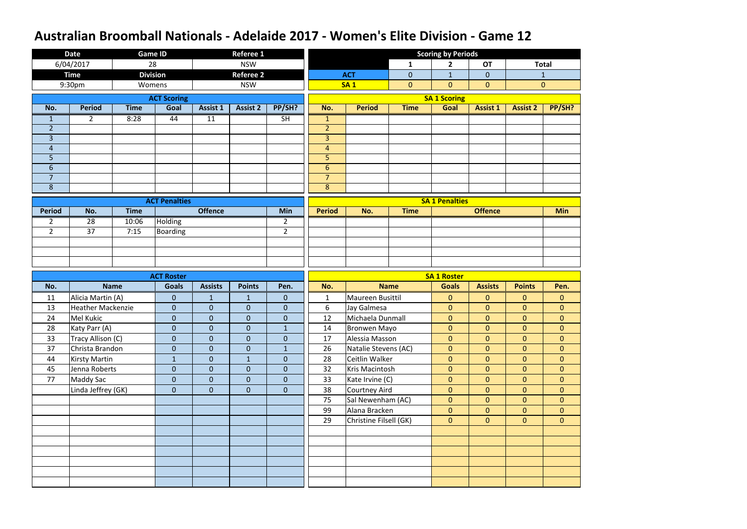# Australian Broomball Nationals - Adelaide 2017 - Women's Elite Division - Game 12

| Date | Game ID | Referee 1 |
|---|---|---|
| 6/04/2017 | 28 | NSW |
| **Time** | **Division** | **Referee 2** |
| 9:30pm | Womens | NSW |

**Scoring by Periods**

| | 1 | 2 | OT | Total |
|---|---|---|---|---|
| ACT | 0 | 1 | 0 | 1 |
| SA 1 | 0 | 0 | 0 | 0 |

**ACT Scoring**

| No. | Period | Time | Goal | Assist 1 | Assist 2 | PP/SH? |
|---|---|---|---|---|---|---|
| 1 | 2 | 8:28 | 44 | 11 | | SH |
| 2 | | | | | | |
| 3 | | | | | | |
| 4 | | | | | | |
| 5 | | | | | | |
| 6 | | | | | | |
| 7 | | | | | | |
| 8 | | | | | | |

**SA 1 Scoring**

| No. | Period | Time | Goal | Assist 1 | Assist 2 | PP/SH? |
|---|---|---|---|---|---|---|
| 1 | | | | | | |
| 2 | | | | | | |
| 3 | | | | | | |
| 4 | | | | | | |
| 5 | | | | | | |
| 6 | | | | | | |
| 7 | | | | | | |
| 8 | | | | | | |

**ACT Penalties**

| Period | No. | Time | Offence | Min |
|---|---|---|---|---|
| 2 | 28 | 10:06 | Holding | 2 |
| 2 | 37 | 7:15 | Boarding | 2 |
| | | | | |
| | | | | |
| | | | | |

**SA 1 Penalties**

| Period | No. | Time | Offence | Min |
|---|---|---|---|---|
| | | | | |
| | | | | |
| | | | | |
| | | | | |
| | | | | |

**ACT Roster**

| No. | Name | Goals | Assists | Points | Pen. |
|---|---|---|---|---|---|
| 11 | Alicia Martin (A) | 0 | 1 | 1 | 0 |
| 13 | Heather Mackenzie | 0 | 0 | 0 | 0 |
| 24 | Mel Kukic | 0 | 0 | 0 | 0 |
| 28 | Katy Parr (A) | 0 | 0 | 0 | 1 |
| 33 | Tracy Allison (C) | 0 | 0 | 0 | 0 |
| 37 | Christa Brandon | 0 | 0 | 0 | 1 |
| 44 | Kirsty Martin | 1 | 0 | 1 | 0 |
| 45 | Jenna Roberts | 0 | 0 | 0 | 0 |
| 77 | Maddy Sac | 0 | 0 | 0 | 0 |
| | Linda Jeffrey (GK) | 0 | 0 | 0 | 0 |

**SA 1 Roster**

| No. | Name | Goals | Assists | Points | Pen. |
|---|---|---|---|---|---|
| 1 | Maureen Busittil | 0 | 0 | 0 | 0 |
| 6 | Jay Galmesa | 0 | 0 | 0 | 0 |
| 12 | Michaela Dunmall | 0 | 0 | 0 | 0 |
| 14 | Bronwen Mayo | 0 | 0 | 0 | 0 |
| 17 | Alessia Masson | 0 | 0 | 0 | 0 |
| 26 | Natalie Stevens (AC) | 0 | 0 | 0 | 0 |
| 28 | Ceitlin Walker | 0 | 0 | 0 | 0 |
| 32 | Kris Macintosh | 0 | 0 | 0 | 0 |
| 33 | Kate Irvine (C) | 0 | 0 | 0 | 0 |
| 38 | Courtney Aird | 0 | 0 | 0 | 0 |
| 75 | Sal Newenham (AC) | 0 | 0 | 0 | 0 |
| 99 | Alana Bracken | 0 | 0 | 0 | 0 |
| 29 | Christine Filsell (GK) | 0 | 0 | 0 | 0 |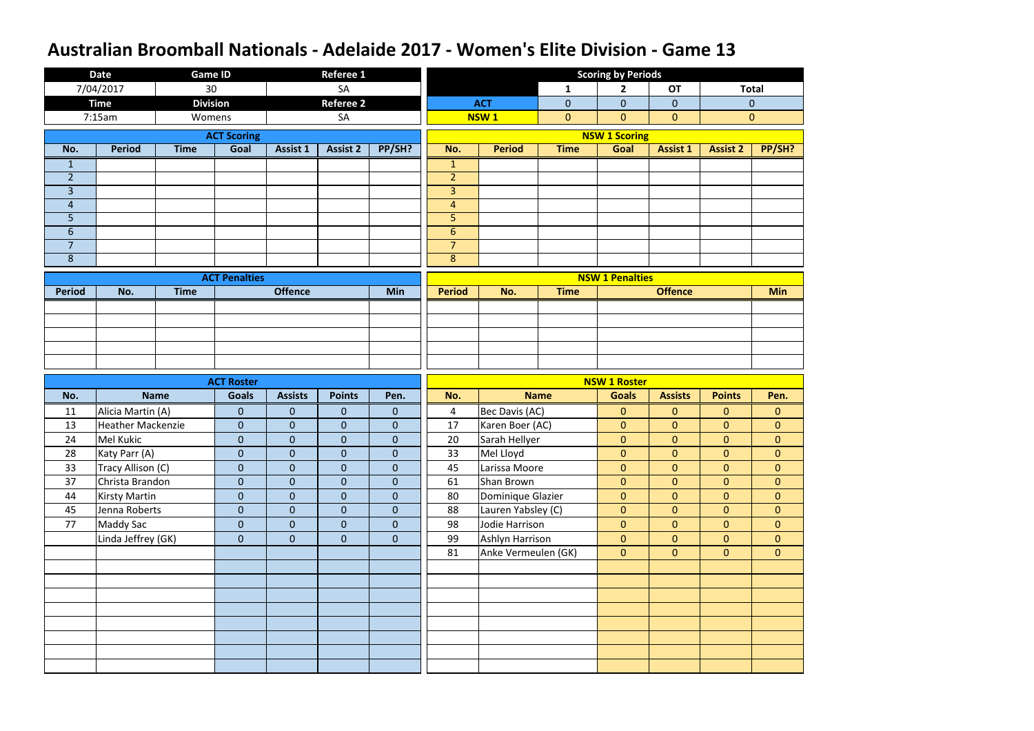# Australian Broomball Nationals - Adelaide 2017 - Women's Elite Division - Game 13

| Date | Game ID | Referee 1 |
|---|---|---|
| 7/04/2017 | 30 | SA |
| **Time** | **Division** | **Referee 2** |
| 7:15am | Womens | SA |

**Scoring by Periods**

| | 1 | 2 | OT | Total |
|---|---|---|---|---|
| ACT | 0 | 0 | 0 | 0 |
| NSW 1 | 0 | 0 | 0 | 0 |

**ACT Scoring**

| No. | Period | Time | Goal | Assist 1 | Assist 2 | PP/SH? |
|---|---|---|---|---|---|---|
| 1 | | | | | | |
| 2 | | | | | | |
| 3 | | | | | | |
| 4 | | | | | | |
| 5 | | | | | | |
| 6 | | | | | | |
| 7 | | | | | | |
| 8 | | | | | | |

**NSW 1 Scoring**

| No. | Period | Time | Goal | Assist 1 | Assist 2 | PP/SH? |
|---|---|---|---|---|---|---|
| 1 | | | | | | |
| 2 | | | | | | |
| 3 | | | | | | |
| 4 | | | | | | |
| 5 | | | | | | |
| 6 | | | | | | |
| 7 | | | | | | |
| 8 | | | | | | |

**ACT Penalties**

| Period | No. | Time | Offence | Min |
|---|---|---|---|---|
| | | | | |
| | | | | |
| | | | | |
| | | | | |
| | | | | |

**NSW 1 Penalties**

| Period | No. | Time | Offence | Min |
|---|---|---|---|---|
| | | | | |
| | | | | |
| | | | | |
| | | | | |
| | | | | |

**ACT Roster**

| No. | Name | Goals | Assists | Points | Pen. |
|---|---|---|---|---|---|
| 11 | Alicia Martin (A) | 0 | 0 | 0 | 0 |
| 13 | Heather Mackenzie | 0 | 0 | 0 | 0 |
| 24 | Mel Kukic | 0 | 0 | 0 | 0 |
| 28 | Katy Parr (A) | 0 | 0 | 0 | 0 |
| 33 | Tracy Allison (C) | 0 | 0 | 0 | 0 |
| 37 | Christa Brandon | 0 | 0 | 0 | 0 |
| 44 | Kirsty Martin | 0 | 0 | 0 | 0 |
| 45 | Jenna Roberts | 0 | 0 | 0 | 0 |
| 77 | Maddy Sac | 0 | 0 | 0 | 0 |
| | Linda Jeffrey (GK) | 0 | 0 | 0 | 0 |

**NSW 1 Roster**

| No. | Name | Goals | Assists | Points | Pen. |
|---|---|---|---|---|---|
| 4 | Bec Davis (AC) | 0 | 0 | 0 | 0 |
| 17 | Karen Boer (AC) | 0 | 0 | 0 | 0 |
| 20 | Sarah Hellyer | 0 | 0 | 0 | 0 |
| 33 | Mel Lloyd | 0 | 0 | 0 | 0 |
| 45 | Larissa Moore | 0 | 0 | 0 | 0 |
| 61 | Shan Brown | 0 | 0 | 0 | 0 |
| 80 | Dominique Glazier | 0 | 0 | 0 | 0 |
| 88 | Lauren Yabsley (C) | 0 | 0 | 0 | 0 |
| 98 | Jodie Harrison | 0 | 0 | 0 | 0 |
| 99 | Ashlyn Harrison | 0 | 0 | 0 | 0 |
| 81 | Anke Vermeulen (GK) | 0 | 0 | 0 | 0 |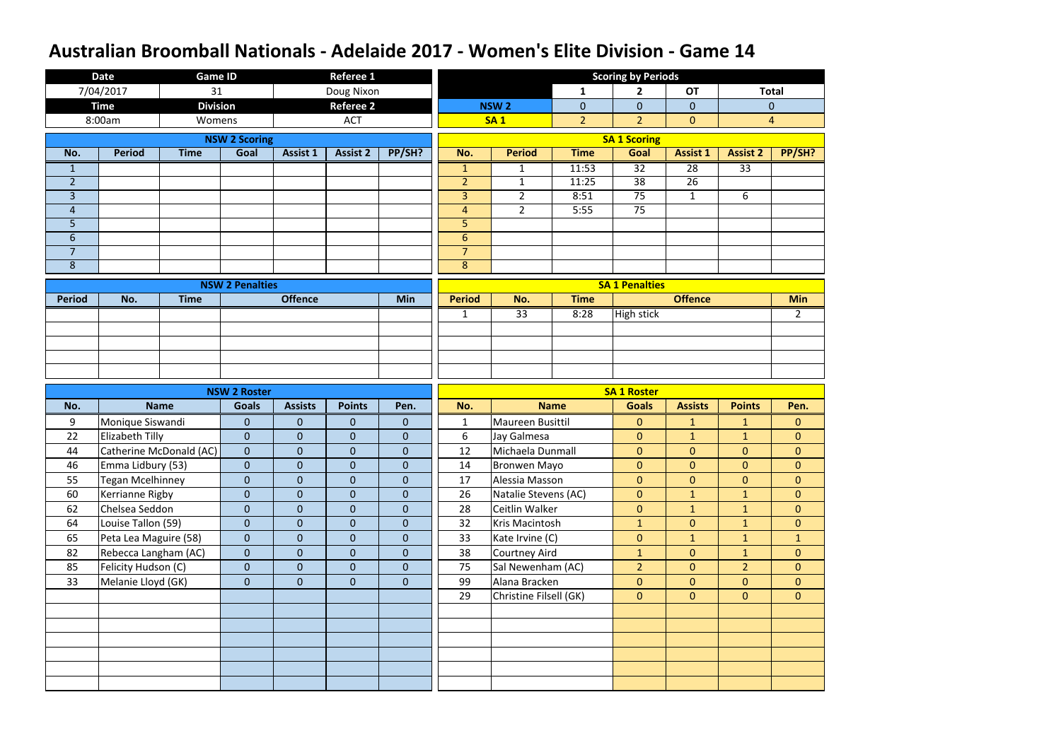# Australian Broomball Nationals - Adelaide 2017 - Women's Elite Division - Game 14

| Date | Game ID | Referee 1 |
|---|---|---|
| 7/04/2017 | 31 | Doug Nixon |
| **Time** | **Division** | **Referee 2** |
| 8:00am | Womens | ACT |

## Scoring by Periods

| | 1 | 2 | OT | Total |
|---|---|---|---|---|
| NSW 2 | 0 | 0 | 0 | 0 |
| SA 1 | 2 | 2 | 0 | 4 |

## NSW 2 Scoring

| No. | Period | Time | Goal | Assist 1 | Assist 2 | PP/SH? |
|---|---|---|---|---|---|---|
| 1 | | | | | | |
| 2 | | | | | | |
| 3 | | | | | | |
| 4 | | | | | | |
| 5 | | | | | | |
| 6 | | | | | | |
| 7 | | | | | | |
| 8 | | | | | | |

## SA 1 Scoring

| No. | Period | Time | Goal | Assist 1 | Assist 2 | PP/SH? |
|---|---|---|---|---|---|---|
| 1 | 1 | 11:53 | 32 | 28 | 33 | |
| 2 | 1 | 11:25 | 38 | 26 | | |
| 3 | 2 | 8:51 | 75 | 1 | 6 | |
| 4 | 2 | 5:55 | 75 | | | |
| 5 | | | | | | |
| 6 | | | | | | |
| 7 | | | | | | |
| 8 | | | | | | |

## NSW 2 Penalties

| Period | No. | Time | Offence | Min |
|---|---|---|---|---|
| | | | | |

## SA 1 Penalties

| Period | No. | Time | Offence | Min |
|---|---|---|---|---|
| 1 | 33 | 8:28 | High stick | 2 |

## NSW 2 Roster

| No. | Name | Goals | Assists | Points | Pen. |
|---|---|---|---|---|---|
| 9 | Monique Siswandi | 0 | 0 | 0 | 0 |
| 22 | Elizabeth Tilly | 0 | 0 | 0 | 0 |
| 44 | Catherine McDonald (AC) | 0 | 0 | 0 | 0 |
| 46 | Emma Lidbury (53) | 0 | 0 | 0 | 0 |
| 55 | Tegan Mcelhinney | 0 | 0 | 0 | 0 |
| 60 | Kerrianne Rigby | 0 | 0 | 0 | 0 |
| 62 | Chelsea Seddon | 0 | 0 | 0 | 0 |
| 64 | Louise Tallon (59) | 0 | 0 | 0 | 0 |
| 65 | Peta Lea Maguire (58) | 0 | 0 | 0 | 0 |
| 82 | Rebecca Langham (AC) | 0 | 0 | 0 | 0 |
| 85 | Felicity Hudson (C) | 0 | 0 | 0 | 0 |
| 33 | Melanie Lloyd (GK) | 0 | 0 | 0 | 0 |

## SA 1 Roster

| No. | Name | Goals | Assists | Points | Pen. |
|---|---|---|---|---|---|
| 1 | Maureen Busittil | 0 | 1 | 1 | 0 |
| 6 | Jay Galmesa | 0 | 1 | 1 | 0 |
| 12 | Michaela Dunmall | 0 | 0 | 0 | 0 |
| 14 | Bronwen Mayo | 0 | 0 | 0 | 0 |
| 17 | Alessia Masson | 0 | 0 | 0 | 0 |
| 26 | Natalie Stevens (AC) | 0 | 1 | 1 | 0 |
| 28 | Ceitlin Walker | 0 | 1 | 1 | 0 |
| 32 | Kris Macintosh | 1 | 0 | 1 | 0 |
| 33 | Kate Irvine (C) | 0 | 1 | 1 | 1 |
| 38 | Courtney Aird | 1 | 0 | 1 | 0 |
| 75 | Sal Newenham (AC) | 2 | 0 | 2 | 0 |
| 99 | Alana Bracken | 0 | 0 | 0 | 0 |
| 29 | Christine Filsell (GK) | 0 | 0 | 0 | 0 |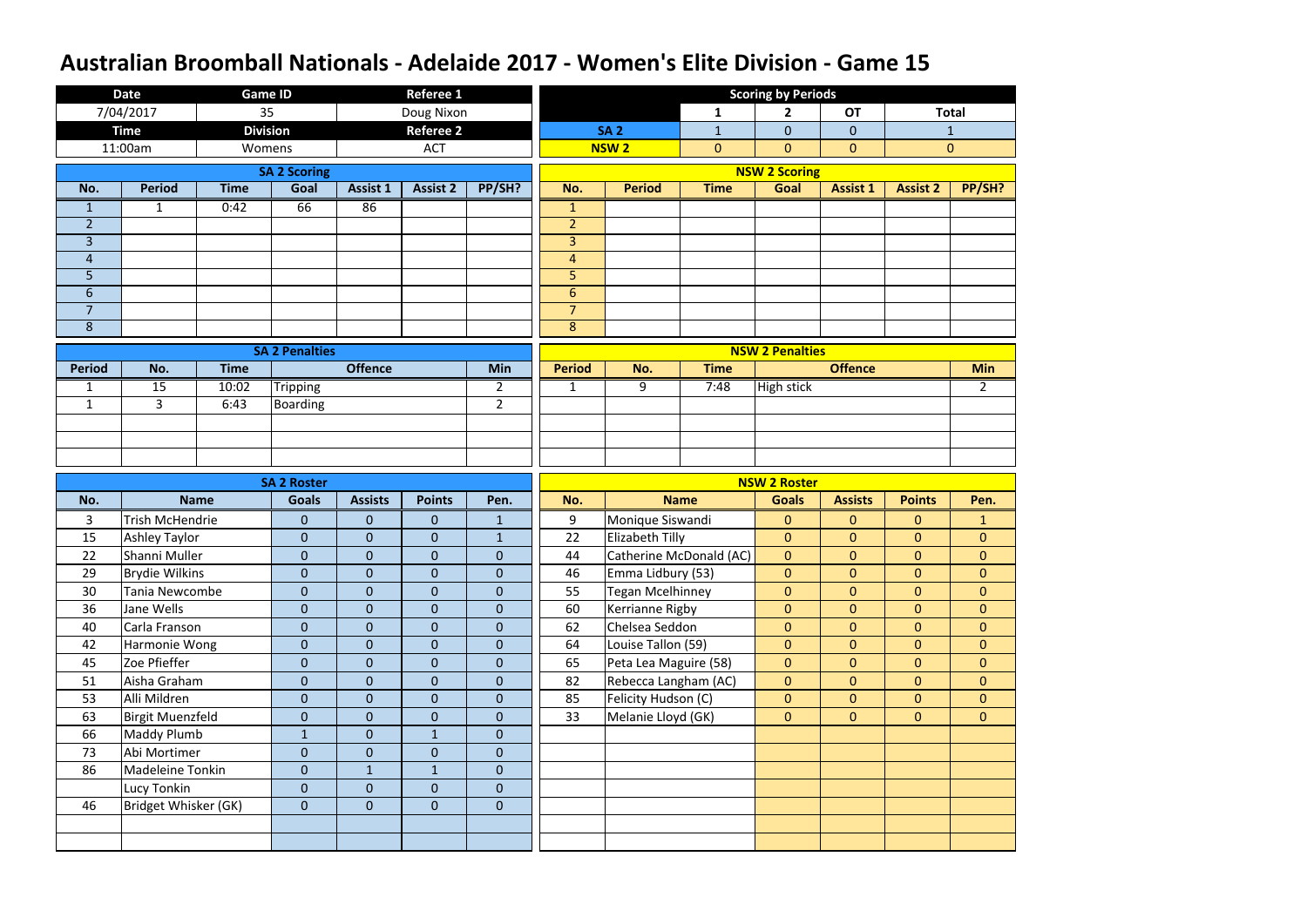# Australian Broomball Nationals - Adelaide 2017 - Women's Elite Division - Game 15

| Date | Game ID | Referee 1 |
|---|---|---|
| 7/04/2017 | 35 | Doug Nixon |
| **Time** | **Division** | **Referee 2** |
| 11:00am | Womens | ACT |

**Scoring by Periods**

| | 1 | 2 | OT | Total |
|---|---|---|---|---|
| SA 2 | 1 | 0 | 0 | 1 |
| NSW 2 | 0 | 0 | 0 | 0 |

**SA 2 Scoring**

| No. | Period | Time | Goal | Assist 1 | Assist 2 | PP/SH? |
|---|---|---|---|---|---|---|
| 1 | 1 | 0:42 | 66 | 86 | | |
| 2 | | | | | | |
| 3 | | | | | | |
| 4 | | | | | | |
| 5 | | | | | | |
| 6 | | | | | | |
| 7 | | | | | | |
| 8 | | | | | | |

**NSW 2 Scoring**

| No. | Period | Time | Goal | Assist 1 | Assist 2 | PP/SH? |
|---|---|---|---|---|---|---|
| 1 | | | | | | |
| 2 | | | | | | |
| 3 | | | | | | |
| 4 | | | | | | |
| 5 | | | | | | |
| 6 | | | | | | |
| 7 | | | | | | |
| 8 | | | | | | |

**SA 2 Penalties**

| Period | No. | Time | Offence | Min |
|---|---|---|---|---|
| 1 | 15 | 10:02 | Tripping | 2 |
| 1 | 3 | 6:43 | Boarding | 2 |

**NSW 2 Penalties**

| Period | No. | Time | Offence | Min |
|---|---|---|---|---|
| 1 | 9 | 7:48 | High stick | 2 |

**SA 2 Roster**

| No. | Name | Goals | Assists | Points | Pen. |
|---|---|---|---|---|---|
| 3 | Trish McHendrie | 0 | 0 | 0 | 1 |
| 15 | Ashley Taylor | 0 | 0 | 0 | 1 |
| 22 | Shanni Muller | 0 | 0 | 0 | 0 |
| 29 | Brydie Wilkins | 0 | 0 | 0 | 0 |
| 30 | Tania Newcombe | 0 | 0 | 0 | 0 |
| 36 | Jane Wells | 0 | 0 | 0 | 0 |
| 40 | Carla Franson | 0 | 0 | 0 | 0 |
| 42 | Harmonie Wong | 0 | 0 | 0 | 0 |
| 45 | Zoe Pfieffer | 0 | 0 | 0 | 0 |
| 51 | Aisha Graham | 0 | 0 | 0 | 0 |
| 53 | Alli Mildren | 0 | 0 | 0 | 0 |
| 63 | Birgit Muenzfeld | 0 | 0 | 0 | 0 |
| 66 | Maddy Plumb | 1 | 0 | 1 | 0 |
| 73 | Abi Mortimer | 0 | 0 | 0 | 0 |
| 86 | Madeleine Tonkin | 0 | 1 | 1 | 0 |
| | Lucy Tonkin | 0 | 0 | 0 | 0 |
| 46 | Bridget Whisker (GK) | 0 | 0 | 0 | 0 |

**NSW 2 Roster**

| No. | Name | Goals | Assists | Points | Pen. |
|---|---|---|---|---|---|
| 9 | Monique Siswandi | 0 | 0 | 0 | 1 |
| 22 | Elizabeth Tilly | 0 | 0 | 0 | 0 |
| 44 | Catherine McDonald (AC) | 0 | 0 | 0 | 0 |
| 46 | Emma Lidbury (53) | 0 | 0 | 0 | 0 |
| 55 | Tegan Mcelhinney | 0 | 0 | 0 | 0 |
| 60 | Kerrianne Rigby | 0 | 0 | 0 | 0 |
| 62 | Chelsea Seddon | 0 | 0 | 0 | 0 |
| 64 | Louise Tallon (59) | 0 | 0 | 0 | 0 |
| 65 | Peta Lea Maguire (58) | 0 | 0 | 0 | 0 |
| 82 | Rebecca Langham (AC) | 0 | 0 | 0 | 0 |
| 85 | Felicity Hudson (C) | 0 | 0 | 0 | 0 |
| 33 | Melanie Lloyd (GK) | 0 | 0 | 0 | 0 |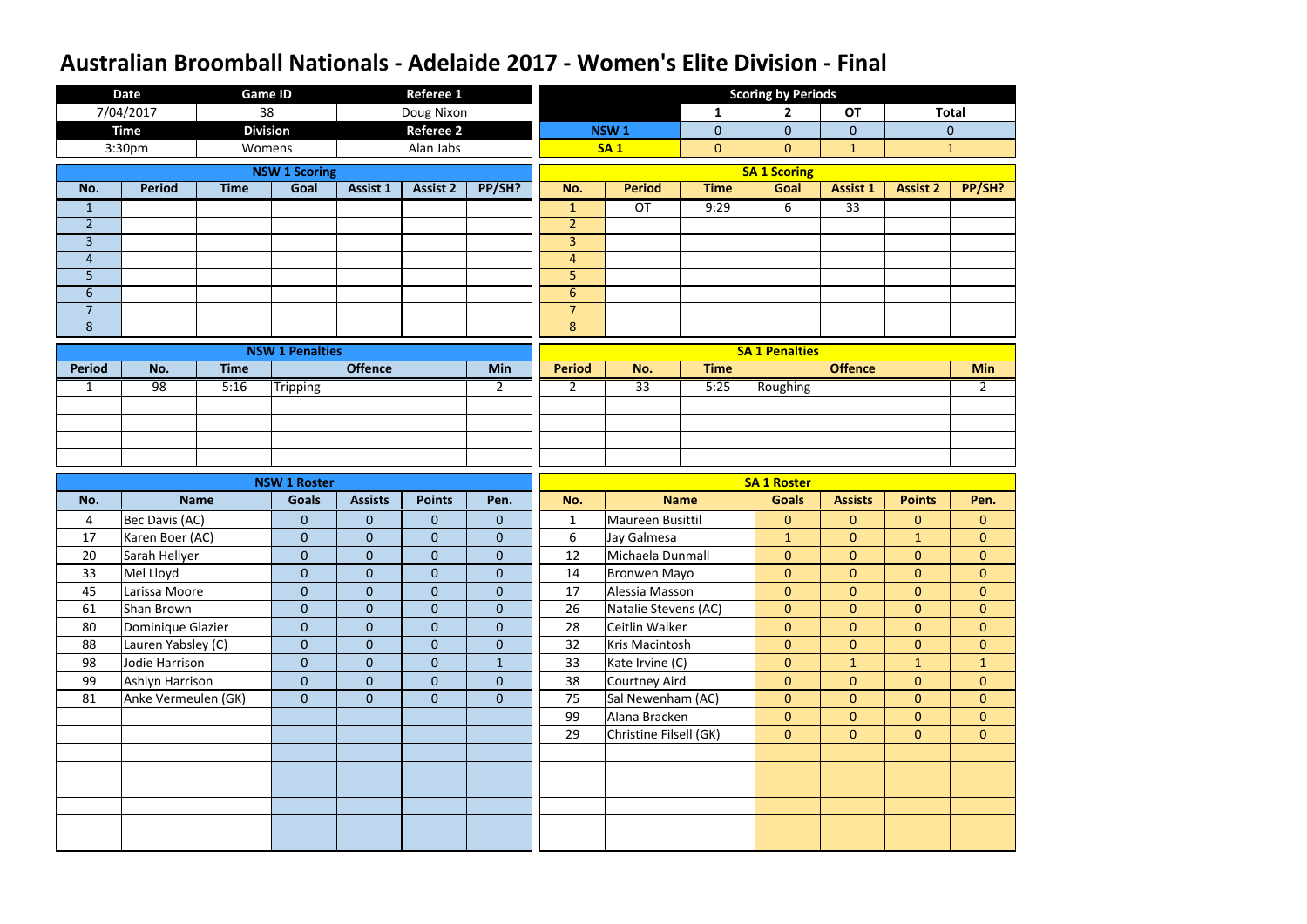# Australian Broomball Nationals - Adelaide 2017 - Women's Elite Division - Final

| Date | Game ID | Referee 1 |
|---|---|---|
| 7/04/2017 | 38 | Doug Nixon |
| **Time** | **Division** | **Referee 2** |
| 3:30pm | Womens | Alan Jabs |

**Scoring by Periods**

| | 1 | 2 | OT | Total |
|---|---|---|---|---|
| NSW 1 | 0 | 0 | 0 | 0 |
| SA 1 | 0 | 0 | 1 | 1 |

**NSW 1 Scoring**

| No. | Period | Time | Goal | Assist 1 | Assist 2 | PP/SH? |
|---|---|---|---|---|---|---|
| 1 | | | | | | |
| 2 | | | | | | |
| 3 | | | | | | |
| 4 | | | | | | |
| 5 | | | | | | |
| 6 | | | | | | |
| 7 | | | | | | |
| 8 | | | | | | |

**SA 1 Scoring**

| No. | Period | Time | Goal | Assist 1 | Assist 2 | PP/SH? |
|---|---|---|---|---|---|---|
| 1 | OT | 9:29 | 6 | 33 | | |
| 2 | | | | | | |
| 3 | | | | | | |
| 4 | | | | | | |
| 5 | | | | | | |
| 6 | | | | | | |
| 7 | | | | | | |
| 8 | | | | | | |

**NSW 1 Penalties**

| Period | No. | Time | Offence | Min |
|---|---|---|---|---|
| 1 | 98 | 5:16 | Tripping | 2 |

**SA 1 Penalties**

| Period | No. | Time | Offence | Min |
|---|---|---|---|---|
| 2 | 33 | 5:25 | Roughing | 2 |

**NSW 1 Roster**

| No. | Name | Goals | Assists | Points | Pen. |
|---|---|---|---|---|---|
| 4 | Bec Davis (AC) | 0 | 0 | 0 | 0 |
| 17 | Karen Boer (AC) | 0 | 0 | 0 | 0 |
| 20 | Sarah Hellyer | 0 | 0 | 0 | 0 |
| 33 | Mel Lloyd | 0 | 0 | 0 | 0 |
| 45 | Larissa Moore | 0 | 0 | 0 | 0 |
| 61 | Shan Brown | 0 | 0 | 0 | 0 |
| 80 | Dominique Glazier | 0 | 0 | 0 | 0 |
| 88 | Lauren Yabsley (C) | 0 | 0 | 0 | 0 |
| 98 | Jodie Harrison | 0 | 0 | 0 | 1 |
| 99 | Ashlyn Harrison | 0 | 0 | 0 | 0 |
| 81 | Anke Vermeulen (GK) | 0 | 0 | 0 | 0 |

**SA 1 Roster**

| No. | Name | Goals | Assists | Points | Pen. |
|---|---|---|---|---|---|
| 1 | Maureen Busittil | 0 | 0 | 0 | 0 |
| 6 | Jay Galmesa | 1 | 0 | 1 | 0 |
| 12 | Michaela Dunmall | 0 | 0 | 0 | 0 |
| 14 | Bronwen Mayo | 0 | 0 | 0 | 0 |
| 17 | Alessia Masson | 0 | 0 | 0 | 0 |
| 26 | Natalie Stevens (AC) | 0 | 0 | 0 | 0 |
| 28 | Ceitlin Walker | 0 | 0 | 0 | 0 |
| 32 | Kris Macintosh | 0 | 0 | 0 | 0 |
| 33 | Kate Irvine (C) | 0 | 1 | 1 | 1 |
| 38 | Courtney Aird | 0 | 0 | 0 | 0 |
| 75 | Sal Newenham (AC) | 0 | 0 | 0 | 0 |
| 99 | Alana Bracken | 0 | 0 | 0 | 0 |
| 29 | Christine Filsell (GK) | 0 | 0 | 0 | 0 |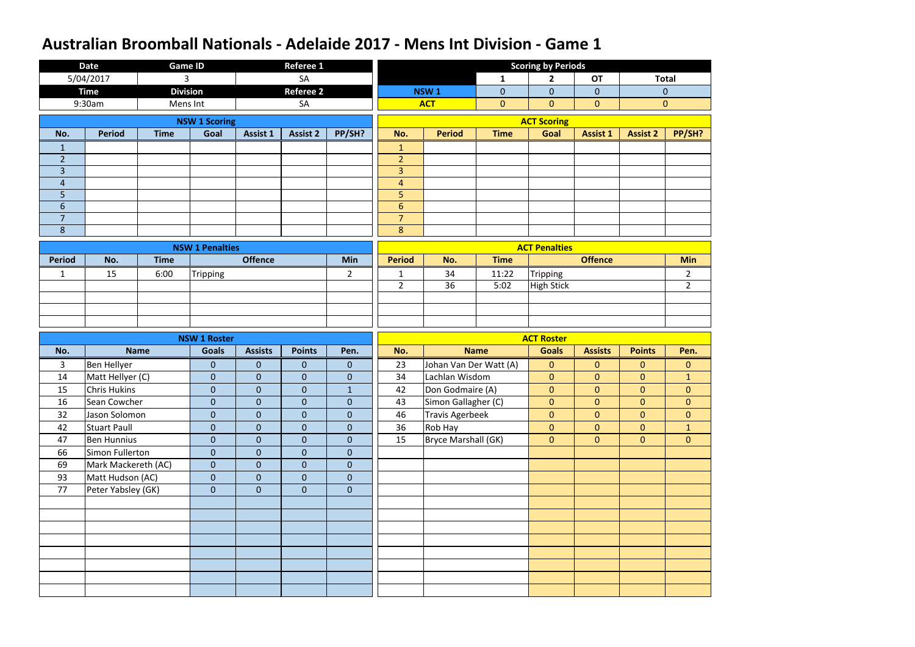# Australian Broomball Nationals - Adelaide 2017 - Mens Int Division - Game 1

| Date | Game ID | Referee 1 |
|---|---|---|
| 5/04/2017 | 3 | SA |
| **Time** | **Division** | **Referee 2** |
| 9:30am | Mens Int | SA |

**Scoring by Periods**

| | 1 | 2 | OT | Total |
|---|---|---|---|---|
| NSW 1 | 0 | 0 | 0 | 0 |
| ACT | 0 | 0 | 0 | 0 |

**NSW 1 Scoring**

| No. | Period | Time | Goal | Assist 1 | Assist 2 | PP/SH? |
|---|---|---|---|---|---|---|
| 1 | | | | | | |
| 2 | | | | | | |
| 3 | | | | | | |
| 4 | | | | | | |
| 5 | | | | | | |
| 6 | | | | | | |
| 7 | | | | | | |
| 8 | | | | | | |

**ACT Scoring**

| No. | Period | Time | Goal | Assist 1 | Assist 2 | PP/SH? |
|---|---|---|---|---|---|---|
| 1 | | | | | | |
| 2 | | | | | | |
| 3 | | | | | | |
| 4 | | | | | | |
| 5 | | | | | | |
| 6 | | | | | | |
| 7 | | | | | | |
| 8 | | | | | | |

**NSW 1 Penalties**

| Period | No. | Time | Offence | Min |
|---|---|---|---|---|
| 1 | 15 | 6:00 | Tripping | 2 |

**ACT Penalties**

| Period | No. | Time | Offence | Min |
|---|---|---|---|---|
| 1 | 34 | 11:22 | Tripping | 2 |
| 2 | 36 | 5:02 | High Stick | 2 |

**NSW 1 Roster**

| No. | Name | Goals | Assists | Points | Pen. |
|---|---|---|---|---|---|
| 3 | Ben Hellyer | 0 | 0 | 0 | 0 |
| 14 | Matt Hellyer (C) | 0 | 0 | 0 | 0 |
| 15 | Chris Hukins | 0 | 0 | 0 | 1 |
| 16 | Sean Cowcher | 0 | 0 | 0 | 0 |
| 32 | Jason Solomon | 0 | 0 | 0 | 0 |
| 42 | Stuart Paull | 0 | 0 | 0 | 0 |
| 47 | Ben Hunnius | 0 | 0 | 0 | 0 |
| 66 | Simon Fullerton | 0 | 0 | 0 | 0 |
| 69 | Mark Mackereth (AC) | 0 | 0 | 0 | 0 |
| 93 | Matt Hudson (AC) | 0 | 0 | 0 | 0 |
| 77 | Peter Yabsley (GK) | 0 | 0 | 0 | 0 |

**ACT Roster**

| No. | Name | Goals | Assists | Points | Pen. |
|---|---|---|---|---|---|
| 23 | Johan Van Der Watt (A) | 0 | 0 | 0 | 0 |
| 34 | Lachlan Wisdom | 0 | 0 | 0 | 1 |
| 42 | Don Godmaire (A) | 0 | 0 | 0 | 0 |
| 43 | Simon Gallagher (C) | 0 | 0 | 0 | 0 |
| 46 | Travis Agerbeek | 0 | 0 | 0 | 0 |
| 36 | Rob Hay | 0 | 0 | 0 | 1 |
| 15 | Bryce Marshall (GK) | 0 | 0 | 0 | 0 |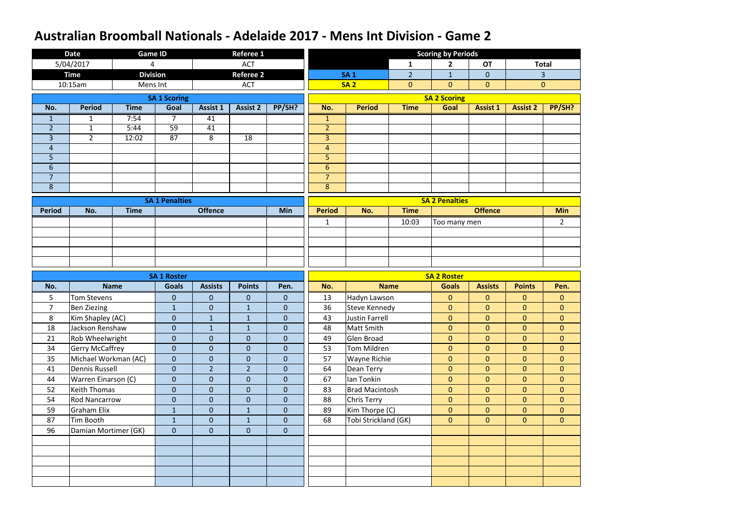# Australian Broomball Nationals - Adelaide 2017 - Mens Int Division - Game 2

| Date | Game ID | Referee 1 |
|---|---|---|
| 5/04/2017 | 4 | ACT |
| **Time** | **Division** | **Referee 2** |
| 10:15am | Mens Int | ACT |

**Scoring by Periods**

| | 1 | 2 | OT | Total |
|---|---|---|---|---|
| SA 1 | 2 | 1 | 0 | 3 |
| SA 2 | 0 | 0 | 0 | 0 |

**SA 1 Scoring**

| No. | Period | Time | Goal | Assist 1 | Assist 2 | PP/SH? |
|---|---|---|---|---|---|---|
| 1 | 1 | 7:54 | 7 | 41 | | |
| 2 | 1 | 5:44 | 59 | 41 | | |
| 3 | 2 | 12:02 | 87 | 8 | 18 | |
| 4 | | | | | | |
| 5 | | | | | | |
| 6 | | | | | | |
| 7 | | | | | | |
| 8 | | | | | | |

**SA 2 Scoring**

| No. | Period | Time | Goal | Assist 1 | Assist 2 | PP/SH? |
|---|---|---|---|---|---|---|
| 1 | | | | | | |
| 2 | | | | | | |
| 3 | | | | | | |
| 4 | | | | | | |
| 5 | | | | | | |
| 6 | | | | | | |
| 7 | | | | | | |
| 8 | | | | | | |

**SA 1 Penalties**

| Period | No. | Time | Offence | Min |
|---|---|---|---|---|
| | | | | |

**SA 2 Penalties**

| Period | No. | Time | Offence | Min |
|---|---|---|---|---|
| 1 | | 10:03 | Too many men | 2 |

**SA 1 Roster**

| No. | Name | Goals | Assists | Points | Pen. |
|---|---|---|---|---|---|
| 5 | Tom Stevens | 0 | 0 | 0 | 0 |
| 7 | Ben Ziezing | 1 | 0 | 1 | 0 |
| 8 | Kim Shapley (AC) | 0 | 1 | 1 | 0 |
| 18 | Jackson Renshaw | 0 | 1 | 1 | 0 |
| 21 | Rob Wheelwright | 0 | 0 | 0 | 0 |
| 34 | Gerry McCaffrey | 0 | 0 | 0 | 0 |
| 35 | Michael Workman (AC) | 0 | 0 | 0 | 0 |
| 41 | Dennis Russell | 0 | 2 | 2 | 0 |
| 44 | Warren Einarson (C) | 0 | 0 | 0 | 0 |
| 52 | Keith Thomas | 0 | 0 | 0 | 0 |
| 54 | Rod Nancarrow | 0 | 0 | 0 | 0 |
| 59 | Graham Elix | 1 | 0 | 1 | 0 |
| 87 | Tim Booth | 1 | 0 | 1 | 0 |
| 96 | Damian Mortimer (GK) | 0 | 0 | 0 | 0 |

**SA 2 Roster**

| No. | Name | Goals | Assists | Points | Pen. |
|---|---|---|---|---|---|
| 13 | Hadyn Lawson | 0 | 0 | 0 | 0 |
| 36 | Steve Kennedy | 0 | 0 | 0 | 0 |
| 43 | Justin Farrell | 0 | 0 | 0 | 0 |
| 48 | Matt Smith | 0 | 0 | 0 | 0 |
| 49 | Glen Broad | 0 | 0 | 0 | 0 |
| 53 | Tom Mildren | 0 | 0 | 0 | 0 |
| 57 | Wayne Richie | 0 | 0 | 0 | 0 |
| 64 | Dean Terry | 0 | 0 | 0 | 0 |
| 67 | Ian Tonkin | 0 | 0 | 0 | 0 |
| 83 | Brad Macintosh | 0 | 0 | 0 | 0 |
| 88 | Chris Terry | 0 | 0 | 0 | 0 |
| 89 | Kim Thorpe (C) | 0 | 0 | 0 | 0 |
| 68 | Tobi Strickland (GK) | 0 | 0 | 0 | 0 |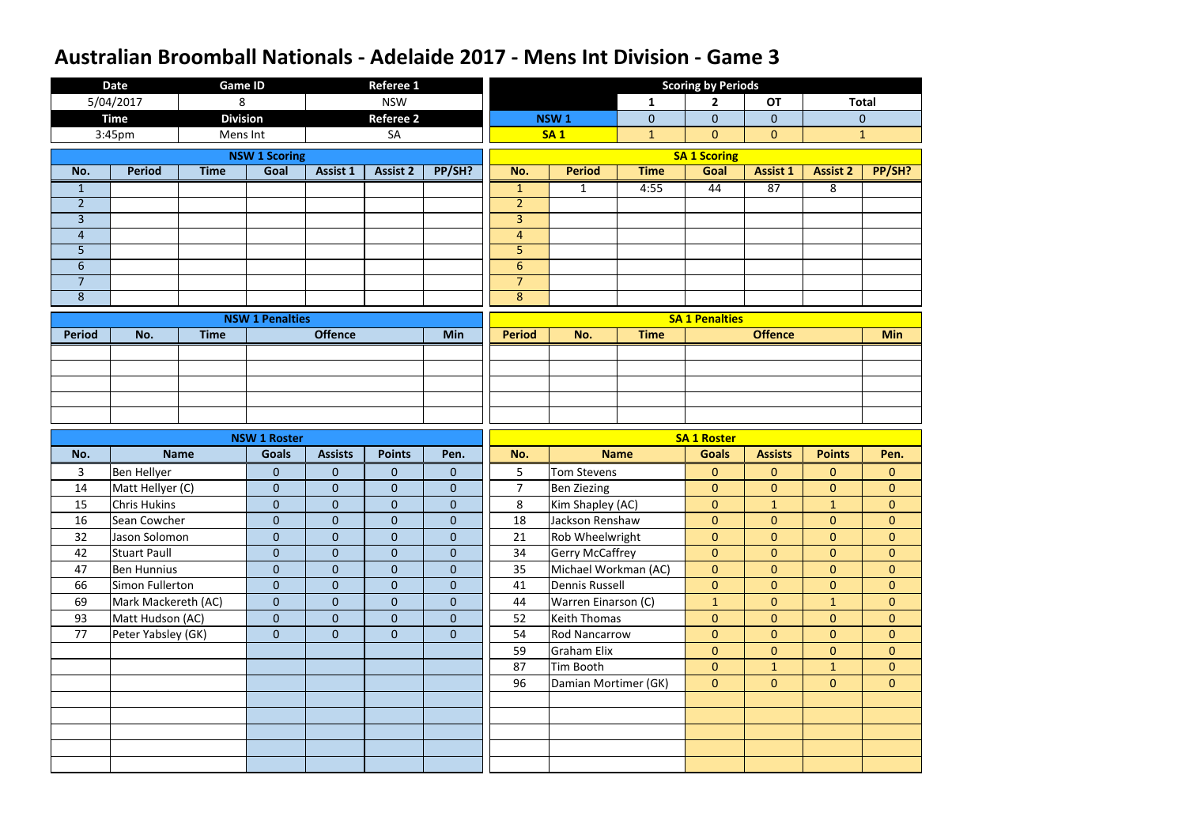# Australian Broomball Nationals - Adelaide 2017 - Mens Int Division - Game 3

| Date | Game ID | Referee 1 |
|---|---|---|
| 5/04/2017 | 8 | NSW |
| **Time** | **Division** | **Referee 2** |
| 3:45pm | Mens Int | SA |

**Scoring by Periods**

| | 1 | 2 | OT | Total |
|---|---|---|---|---|
| NSW 1 | 0 | 0 | 0 | 0 |
| SA 1 | 1 | 0 | 0 | 1 |

**NSW 1 Scoring**

| No. | Period | Time | Goal | Assist 1 | Assist 2 | PP/SH? |
|---|---|---|---|---|---|---|
| 1 | | | | | | |
| 2 | | | | | | |
| 3 | | | | | | |
| 4 | | | | | | |
| 5 | | | | | | |
| 6 | | | | | | |
| 7 | | | | | | |
| 8 | | | | | | |

**SA 1 Scoring**

| No. | Period | Time | Goal | Assist 1 | Assist 2 | PP/SH? |
|---|---|---|---|---|---|---|
| 1 | 1 | 4:55 | 44 | 87 | 8 | |
| 2 | | | | | | |
| 3 | | | | | | |
| 4 | | | | | | |
| 5 | | | | | | |
| 6 | | | | | | |
| 7 | | | | | | |
| 8 | | | | | | |

**NSW 1 Penalties**

| Period | No. | Time | Offence | Min |
|---|---|---|---|---|
| | | | | |
| | | | | |
| | | | | |
| | | | | |
| | | | | |

**SA 1 Penalties**

| Period | No. | Time | Offence | Min |
|---|---|---|---|---|
| | | | | |
| | | | | |
| | | | | |
| | | | | |
| | | | | |

**NSW 1 Roster**

| No. | Name | Goals | Assists | Points | Pen. |
|---|---|---|---|---|---|
| 3 | Ben Hellyer | 0 | 0 | 0 | 0 |
| 14 | Matt Hellyer (C) | 0 | 0 | 0 | 0 |
| 15 | Chris Hukins | 0 | 0 | 0 | 0 |
| 16 | Sean Cowcher | 0 | 0 | 0 | 0 |
| 32 | Jason Solomon | 0 | 0 | 0 | 0 |
| 42 | Stuart Paull | 0 | 0 | 0 | 0 |
| 47 | Ben Hunnius | 0 | 0 | 0 | 0 |
| 66 | Simon Fullerton | 0 | 0 | 0 | 0 |
| 69 | Mark Mackereth (AC) | 0 | 0 | 0 | 0 |
| 93 | Matt Hudson (AC) | 0 | 0 | 0 | 0 |
| 77 | Peter Yabsley (GK) | 0 | 0 | 0 | 0 |

**SA 1 Roster**

| No. | Name | Goals | Assists | Points | Pen. |
|---|---|---|---|---|---|
| 5 | Tom Stevens | 0 | 0 | 0 | 0 |
| 7 | Ben Ziezing | 0 | 0 | 0 | 0 |
| 8 | Kim Shapley (AC) | 0 | 1 | 1 | 0 |
| 18 | Jackson Renshaw | 0 | 0 | 0 | 0 |
| 21 | Rob Wheelwright | 0 | 0 | 0 | 0 |
| 34 | Gerry McCaffrey | 0 | 0 | 0 | 0 |
| 35 | Michael Workman (AC) | 0 | 0 | 0 | 0 |
| 41 | Dennis Russell | 0 | 0 | 0 | 0 |
| 44 | Warren Einarson (C) | 1 | 0 | 1 | 0 |
| 52 | Keith Thomas | 0 | 0 | 0 | 0 |
| 54 | Rod Nancarrow | 0 | 0 | 0 | 0 |
| 59 | Graham Elix | 0 | 0 | 0 | 0 |
| 87 | Tim Booth | 0 | 1 | 1 | 0 |
| 96 | Damian Mortimer (GK) | 0 | 0 | 0 | 0 |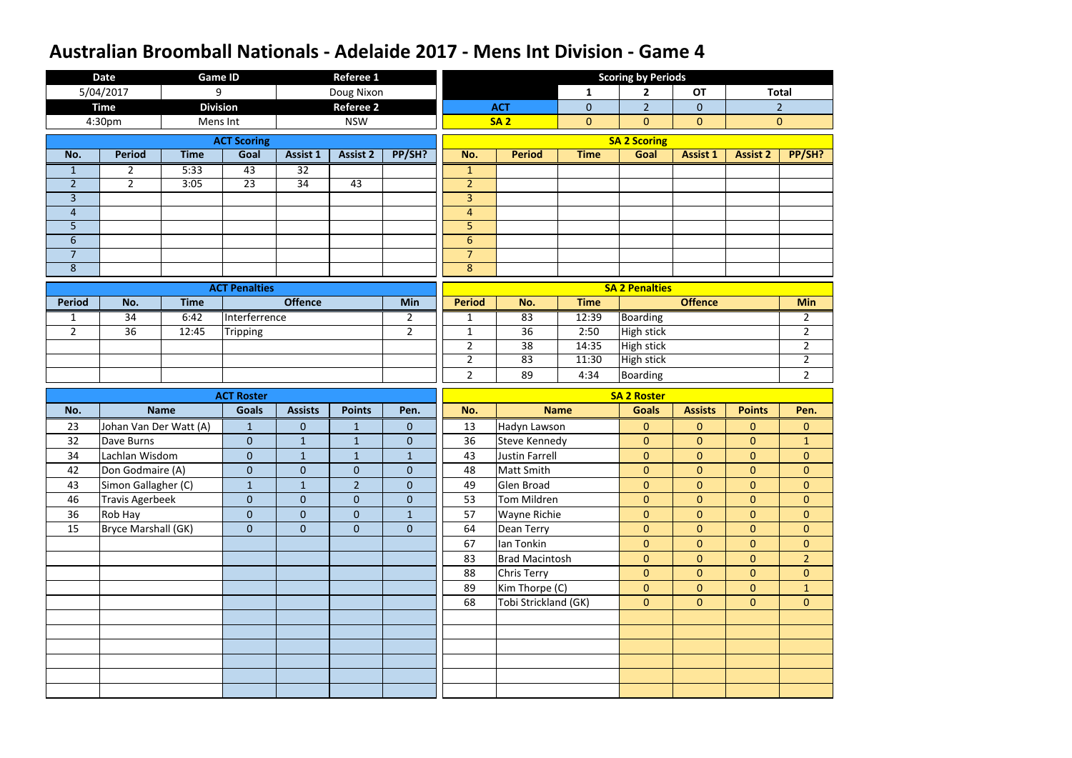# Australian Broomball Nationals - Adelaide 2017 - Mens Int Division - Game 4

| Date | Game ID | Referee 1 |
|---|---|---|
| 5/04/2017 | 9 | Doug Nixon |
| **Time** | **Division** | **Referee 2** |
| 4:30pm | Mens Int | NSW |

**Scoring by Periods**

| | 1 | 2 | OT | Total |
|---|---|---|---|---|
| ACT | 0 | 2 | 0 | 2 |
| SA 2 | 0 | 0 | 0 | 0 |

**ACT Scoring**

| No. | Period | Time | Goal | Assist 1 | Assist 2 | PP/SH? |
|---|---|---|---|---|---|---|
| 1 | 2 | 5:33 | 43 | 32 | | |
| 2 | 2 | 3:05 | 23 | 34 | 43 | |
| 3 | | | | | | |
| 4 | | | | | | |
| 5 | | | | | | |
| 6 | | | | | | |
| 7 | | | | | | |
| 8 | | | | | | |

**SA 2 Scoring**

| No. | Period | Time | Goal | Assist 1 | Assist 2 | PP/SH? |
|---|---|---|---|---|---|---|
| 1 | | | | | | |
| 2 | | | | | | |
| 3 | | | | | | |
| 4 | | | | | | |
| 5 | | | | | | |
| 6 | | | | | | |
| 7 | | | | | | |
| 8 | | | | | | |

**ACT Penalties**

| Period | No. | Time | Offence | Min |
|---|---|---|---|---|
| 1 | 34 | 6:42 | Interferrence | 2 |
| 2 | 36 | 12:45 | Tripping | 2 |
| | | | | |
| | | | | |
| | | | | |

**SA 2 Penalties**

| Period | No. | Time | Offence | Min |
|---|---|---|---|---|
| 1 | 83 | 12:39 | Boarding | 2 |
| 1 | 36 | 2:50 | High stick | 2 |
| 2 | 38 | 14:35 | High stick | 2 |
| 2 | 83 | 11:30 | High stick | 2 |
| 2 | 89 | 4:34 | Boarding | 2 |

**ACT Roster**

| No. | Name | Goals | Assists | Points | Pen. |
|---|---|---|---|---|---|
| 23 | Johan Van Der Watt (A) | 1 | 0 | 1 | 0 |
| 32 | Dave Burns | 0 | 1 | 1 | 0 |
| 34 | Lachlan Wisdom | 0 | 1 | 1 | 1 |
| 42 | Don Godmaire (A) | 0 | 0 | 0 | 0 |
| 43 | Simon Gallagher (C) | 1 | 1 | 2 | 0 |
| 46 | Travis Agerbeek | 0 | 0 | 0 | 0 |
| 36 | Rob Hay | 0 | 0 | 0 | 1 |
| 15 | Bryce Marshall (GK) | 0 | 0 | 0 | 0 |

**SA 2 Roster**

| No. | Name | Goals | Assists | Points | Pen. |
|---|---|---|---|---|---|
| 13 | Hadyn Lawson | 0 | 0 | 0 | 0 |
| 36 | Steve Kennedy | 0 | 0 | 0 | 1 |
| 43 | Justin Farrell | 0 | 0 | 0 | 0 |
| 48 | Matt Smith | 0 | 0 | 0 | 0 |
| 49 | Glen Broad | 0 | 0 | 0 | 0 |
| 53 | Tom Mildren | 0 | 0 | 0 | 0 |
| 57 | Wayne Richie | 0 | 0 | 0 | 0 |
| 64 | Dean Terry | 0 | 0 | 0 | 0 |
| 67 | Ian Tonkin | 0 | 0 | 0 | 0 |
| 83 | Brad Macintosh | 0 | 0 | 0 | 2 |
| 88 | Chris Terry | 0 | 0 | 0 | 0 |
| 89 | Kim Thorpe (C) | 0 | 0 | 0 | 1 |
| 68 | Tobi Strickland (GK) | 0 | 0 | 0 | 0 |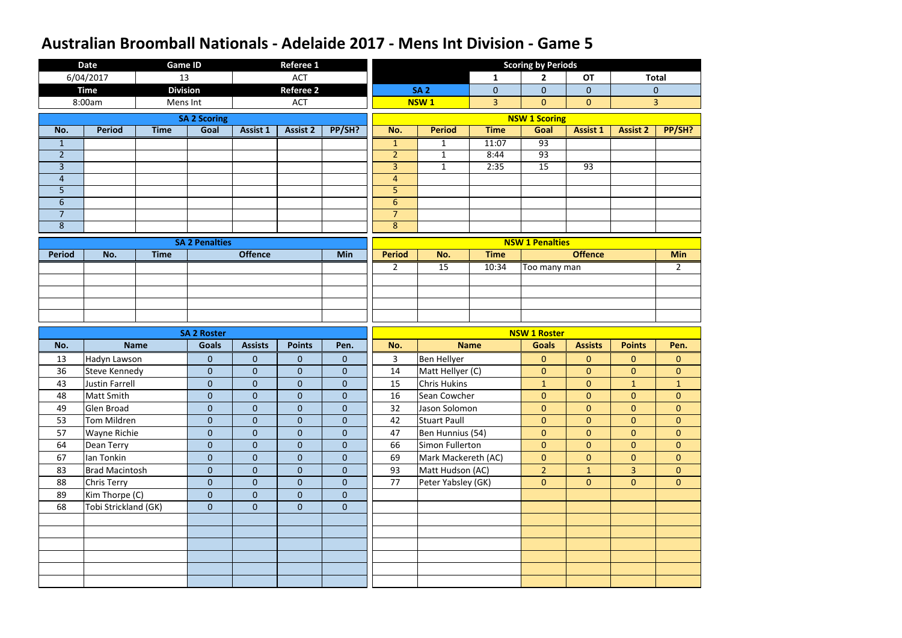# Australian Broomball Nationals - Adelaide 2017 - Mens Int Division - Game 5

| Date | Game ID | Referee 1 |
|---|---|---|
| 6/04/2017 | 13 | ACT |
| **Time** | **Division** | **Referee 2** |
| 8:00am | Mens Int | ACT |

**Scoring by Periods**

| | 1 | 2 | OT | Total |
|---|---|---|---|---|
| SA 2 | 0 | 0 | 0 | 0 |
| NSW 1 | 3 | 0 | 0 | 3 |

**SA 2 Scoring**

| No. | Period | Time | Goal | Assist 1 | Assist 2 | PP/SH? |
|---|---|---|---|---|---|---|
| 1 | | | | | | |
| 2 | | | | | | |
| 3 | | | | | | |
| 4 | | | | | | |
| 5 | | | | | | |
| 6 | | | | | | |
| 7 | | | | | | |
| 8 | | | | | | |

**NSW 1 Scoring**

| No. | Period | Time | Goal | Assist 1 | Assist 2 | PP/SH? |
|---|---|---|---|---|---|---|
| 1 | 1 | 11:07 | 93 | | | |
| 2 | 1 | 8:44 | 93 | | | |
| 3 | 1 | 2:35 | 15 | 93 | | |
| 4 | | | | | | |
| 5 | | | | | | |
| 6 | | | | | | |
| 7 | | | | | | |
| 8 | | | | | | |

**SA 2 Penalties**

| Period | No. | Time | Offence | Min |
|---|---|---|---|---|
| | | | | |

**NSW 1 Penalties**

| Period | No. | Time | Offence | Min |
|---|---|---|---|---|
| 2 | 15 | 10:34 | Too many man | 2 |

**SA 2 Roster**

| No. | Name | Goals | Assists | Points | Pen. |
|---|---|---|---|---|---|
| 13 | Hadyn Lawson | 0 | 0 | 0 | 0 |
| 36 | Steve Kennedy | 0 | 0 | 0 | 0 |
| 43 | Justin Farrell | 0 | 0 | 0 | 0 |
| 48 | Matt Smith | 0 | 0 | 0 | 0 |
| 49 | Glen Broad | 0 | 0 | 0 | 0 |
| 53 | Tom Mildren | 0 | 0 | 0 | 0 |
| 57 | Wayne Richie | 0 | 0 | 0 | 0 |
| 64 | Dean Terry | 0 | 0 | 0 | 0 |
| 67 | Ian Tonkin | 0 | 0 | 0 | 0 |
| 83 | Brad Macintosh | 0 | 0 | 0 | 0 |
| 88 | Chris Terry | 0 | 0 | 0 | 0 |
| 89 | Kim Thorpe (C) | 0 | 0 | 0 | 0 |
| 68 | Tobi Strickland (GK) | 0 | 0 | 0 | 0 |

**NSW 1 Roster**

| No. | Name | Goals | Assists | Points | Pen. |
|---|---|---|---|---|---|
| 3 | Ben Hellyer | 0 | 0 | 0 | 0 |
| 14 | Matt Hellyer (C) | 0 | 0 | 0 | 0 |
| 15 | Chris Hukins | 1 | 0 | 1 | 1 |
| 16 | Sean Cowcher | 0 | 0 | 0 | 0 |
| 32 | Jason Solomon | 0 | 0 | 0 | 0 |
| 42 | Stuart Paull | 0 | 0 | 0 | 0 |
| 47 | Ben Hunnius (54) | 0 | 0 | 0 | 0 |
| 66 | Simon Fullerton | 0 | 0 | 0 | 0 |
| 69 | Mark Mackereth (AC) | 0 | 0 | 0 | 0 |
| 93 | Matt Hudson (AC) | 2 | 1 | 3 | 0 |
| 77 | Peter Yabsley (GK) | 0 | 0 | 0 | 0 |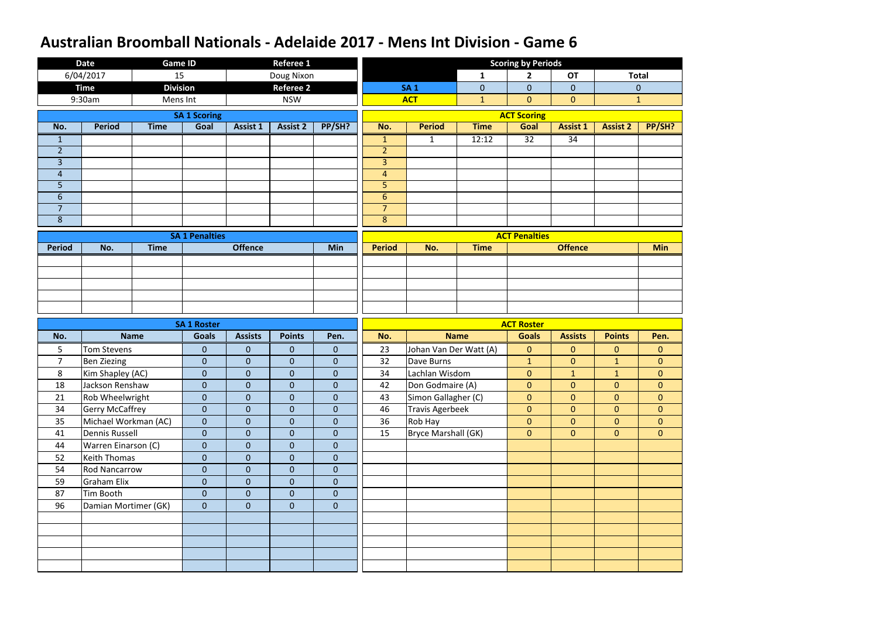# Australian Broomball Nationals - Adelaide 2017 - Mens Int Division - Game 6

| Date | Game ID | Referee 1 |
| --- | --- | --- |
| 6/04/2017 | 15 | Doug Nixon |
| **Time** | **Division** | **Referee 2** |
| 9:30am | Mens Int | NSW |

**Scoring by Periods**

| | 1 | 2 | OT | Total |
| --- | --- | --- | --- | --- |
| SA 1 | 0 | 0 | 0 | 0 |
| ACT | 1 | 0 | 0 | 1 |

**SA 1 Scoring**

| No. | Period | Time | Goal | Assist 1 | Assist 2 | PP/SH? |
| --- | --- | --- | --- | --- | --- | --- |
| 1 | | | | | | |
| 2 | | | | | | |
| 3 | | | | | | |
| 4 | | | | | | |
| 5 | | | | | | |
| 6 | | | | | | |
| 7 | | | | | | |
| 8 | | | | | | |

**ACT Scoring**

| No. | Period | Time | Goal | Assist 1 | Assist 2 | PP/SH? |
| --- | --- | --- | --- | --- | --- | --- |
| 1 | 1 | 12:12 | 32 | 34 | | |
| 2 | | | | | | |
| 3 | | | | | | |
| 4 | | | | | | |
| 5 | | | | | | |
| 6 | | | | | | |
| 7 | | | | | | |
| 8 | | | | | | |

**SA 1 Penalties**

| Period | No. | Time | Offence | Min |
| --- | --- | --- | --- | --- |
| | | | | |

**ACT Penalties**

| Period | No. | Time | Offence | Min |
| --- | --- | --- | --- | --- |
| | | | | |

**SA 1 Roster**

| No. | Name | Goals | Assists | Points | Pen. |
| --- | --- | --- | --- | --- | --- |
| 5 | Tom Stevens | 0 | 0 | 0 | 0 |
| 7 | Ben Ziezing | 0 | 0 | 0 | 0 |
| 8 | Kim Shapley (AC) | 0 | 0 | 0 | 0 |
| 18 | Jackson Renshaw | 0 | 0 | 0 | 0 |
| 21 | Rob Wheelwright | 0 | 0 | 0 | 0 |
| 34 | Gerry McCaffrey | 0 | 0 | 0 | 0 |
| 35 | Michael Workman (AC) | 0 | 0 | 0 | 0 |
| 41 | Dennis Russell | 0 | 0 | 0 | 0 |
| 44 | Warren Einarson (C) | 0 | 0 | 0 | 0 |
| 52 | Keith Thomas | 0 | 0 | 0 | 0 |
| 54 | Rod Nancarrow | 0 | 0 | 0 | 0 |
| 59 | Graham Elix | 0 | 0 | 0 | 0 |
| 87 | Tim Booth | 0 | 0 | 0 | 0 |
| 96 | Damian Mortimer (GK) | 0 | 0 | 0 | 0 |

**ACT Roster**

| No. | Name | Goals | Assists | Points | Pen. |
| --- | --- | --- | --- | --- | --- |
| 23 | Johan Van Der Watt (A) | 0 | 0 | 0 | 0 |
| 32 | Dave Burns | 1 | 0 | 1 | 0 |
| 34 | Lachlan Wisdom | 0 | 1 | 1 | 0 |
| 42 | Don Godmaire (A) | 0 | 0 | 0 | 0 |
| 43 | Simon Gallagher (C) | 0 | 0 | 0 | 0 |
| 46 | Travis Agerbeek | 0 | 0 | 0 | 0 |
| 36 | Rob Hay | 0 | 0 | 0 | 0 |
| 15 | Bryce Marshall (GK) | 0 | 0 | 0 | 0 |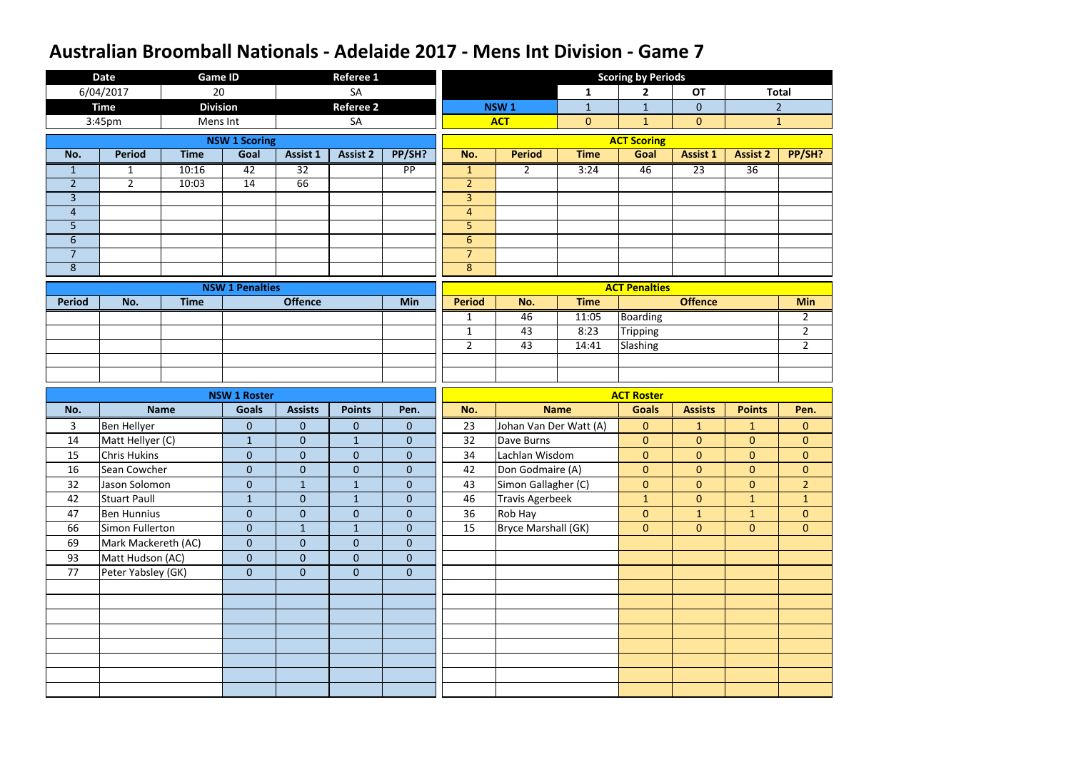# Australian Broomball Nationals - Adelaide 2017 - Mens Int Division - Game 7

| Date | Game ID | Referee 1 |
|---|---|---|
| 6/04/2017 | 20 | SA |
| **Time** | **Division** | **Referee 2** |
| 3:45pm | Mens Int | SA |

**Scoring by Periods**

| | 1 | 2 | OT | Total |
|---|---|---|---|---|
| NSW 1 | 1 | 1 | 0 | 2 |
| ACT | 0 | 1 | 0 | 1 |

**NSW 1 Scoring**

| No. | Period | Time | Goal | Assist 1 | Assist 2 | PP/SH? |
|---|---|---|---|---|---|---|
| 1 | 1 | 10:16 | 42 | 32 | | PP |
| 2 | 2 | 10:03 | 14 | 66 | | |
| 3 | | | | | | |
| 4 | | | | | | |
| 5 | | | | | | |
| 6 | | | | | | |
| 7 | | | | | | |
| 8 | | | | | | |

**ACT Scoring**

| No. | Period | Time | Goal | Assist 1 | Assist 2 | PP/SH? |
|---|---|---|---|---|---|---|
| 1 | 2 | 3:24 | 46 | 23 | 36 | |
| 2 | | | | | | |
| 3 | | | | | | |
| 4 | | | | | | |
| 5 | | | | | | |
| 6 | | | | | | |
| 7 | | | | | | |
| 8 | | | | | | |

**NSW 1 Penalties**

| Period | No. | Time | Offence | Min |
|---|---|---|---|---|
| | | | | |

**ACT Penalties**

| Period | No. | Time | Offence | Min |
|---|---|---|---|---|
| 1 | 46 | 11:05 | Boarding | 2 |
| 1 | 43 | 8:23 | Tripping | 2 |
| 2 | 43 | 14:41 | Slashing | 2 |

**NSW 1 Roster**

| No. | Name | Goals | Assists | Points | Pen. |
|---|---|---|---|---|---|
| 3 | Ben Hellyer | 0 | 0 | 0 | 0 |
| 14 | Matt Hellyer (C) | 1 | 0 | 1 | 0 |
| 15 | Chris Hukins | 0 | 0 | 0 | 0 |
| 16 | Sean Cowcher | 0 | 0 | 0 | 0 |
| 32 | Jason Solomon | 0 | 1 | 1 | 0 |
| 42 | Stuart Paull | 1 | 0 | 1 | 0 |
| 47 | Ben Hunnius | 0 | 0 | 0 | 0 |
| 66 | Simon Fullerton | 0 | 1 | 1 | 0 |
| 69 | Mark Mackereth (AC) | 0 | 0 | 0 | 0 |
| 93 | Matt Hudson (AC) | 0 | 0 | 0 | 0 |
| 77 | Peter Yabsley (GK) | 0 | 0 | 0 | 0 |

**ACT Roster**

| No. | Name | Goals | Assists | Points | Pen. |
|---|---|---|---|---|---|
| 23 | Johan Van Der Watt (A) | 0 | 1 | 1 | 0 |
| 32 | Dave Burns | 0 | 0 | 0 | 0 |
| 34 | Lachlan Wisdom | 0 | 0 | 0 | 0 |
| 42 | Don Godmaire (A) | 0 | 0 | 0 | 0 |
| 43 | Simon Gallagher (C) | 0 | 0 | 0 | 2 |
| 46 | Travis Agerbeek | 1 | 0 | 1 | 1 |
| 36 | Rob Hay | 0 | 1 | 1 | 0 |
| 15 | Bryce Marshall (GK) | 0 | 0 | 0 | 0 |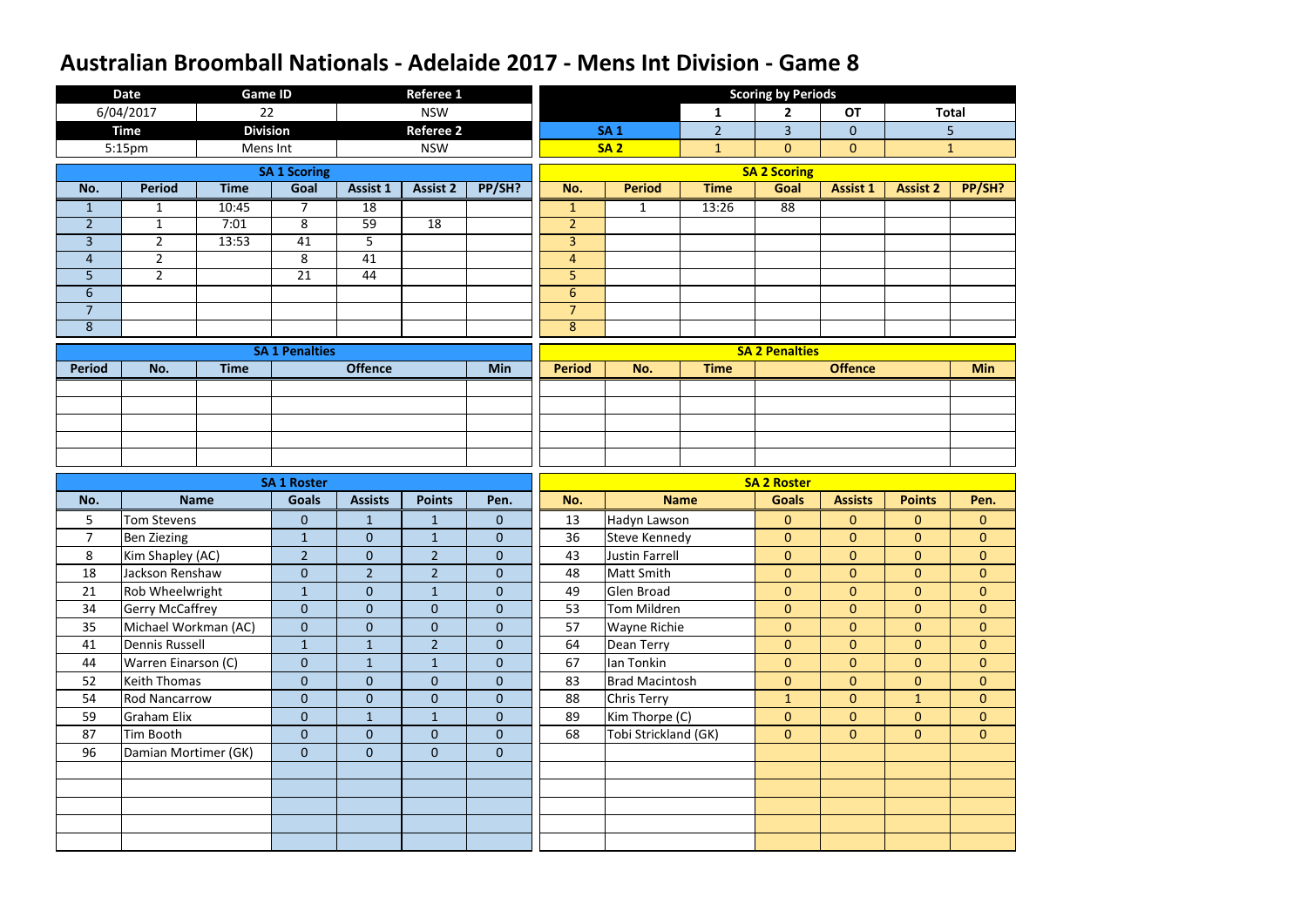# Australian Broomball Nationals - Adelaide 2017 - Mens Int Division - Game 8

| Date | Game ID | Referee 1 |
|---|---|---|
| 6/04/2017 | 22 | NSW |
| **Time** | **Division** | **Referee 2** |
| 5:15pm | Mens Int | NSW |

**Scoring by Periods**

| | 1 | 2 | OT | Total |
|---|---|---|---|---|
| SA 1 | 2 | 3 | 0 | 5 |
| SA 2 | 1 | 0 | 0 | 1 |

**SA 1 Scoring**

| No. | Period | Time | Goal | Assist 1 | Assist 2 | PP/SH? |
|---|---|---|---|---|---|---|
| 1 | 1 | 10:45 | 7 | 18 | | |
| 2 | 1 | 7:01 | 8 | 59 | 18 | |
| 3 | 2 | 13:53 | 41 | 5 | | |
| 4 | 2 | | 8 | 41 | | |
| 5 | 2 | | 21 | 44 | | |
| 6 | | | | | | |
| 7 | | | | | | |
| 8 | | | | | | |

**SA 2 Scoring**

| No. | Period | Time | Goal | Assist 1 | Assist 2 | PP/SH? |
|---|---|---|---|---|---|---|
| 1 | 1 | 13:26 | 88 | | | |
| 2 | | | | | | |
| 3 | | | | | | |
| 4 | | | | | | |
| 5 | | | | | | |
| 6 | | | | | | |
| 7 | | | | | | |
| 8 | | | | | | |

**SA 1 Penalties**

| Period | No. | Time | Offence | Min |
|---|---|---|---|---|
| | | | | |

**SA 2 Penalties**

| Period | No. | Time | Offence | Min |
|---|---|---|---|---|
| | | | | |

**SA 1 Roster**

| No. | Name | Goals | Assists | Points | Pen. |
|---|---|---|---|---|---|
| 5 | Tom Stevens | 0 | 1 | 1 | 0 |
| 7 | Ben Ziezing | 1 | 0 | 1 | 0 |
| 8 | Kim Shapley (AC) | 2 | 0 | 2 | 0 |
| 18 | Jackson Renshaw | 0 | 2 | 2 | 0 |
| 21 | Rob Wheelwright | 1 | 0 | 1 | 0 |
| 34 | Gerry McCaffrey | 0 | 0 | 0 | 0 |
| 35 | Michael Workman (AC) | 0 | 0 | 0 | 0 |
| 41 | Dennis Russell | 1 | 1 | 2 | 0 |
| 44 | Warren Einarson (C) | 0 | 1 | 1 | 0 |
| 52 | Keith Thomas | 0 | 0 | 0 | 0 |
| 54 | Rod Nancarrow | 0 | 0 | 0 | 0 |
| 59 | Graham Elix | 0 | 1 | 1 | 0 |
| 87 | Tim Booth | 0 | 0 | 0 | 0 |
| 96 | Damian Mortimer (GK) | 0 | 0 | 0 | 0 |

**SA 2 Roster**

| No. | Name | Goals | Assists | Points | Pen. |
|---|---|---|---|---|---|
| 13 | Hadyn Lawson | 0 | 0 | 0 | 0 |
| 36 | Steve Kennedy | 0 | 0 | 0 | 0 |
| 43 | Justin Farrell | 0 | 0 | 0 | 0 |
| 48 | Matt Smith | 0 | 0 | 0 | 0 |
| 49 | Glen Broad | 0 | 0 | 0 | 0 |
| 53 | Tom Mildren | 0 | 0 | 0 | 0 |
| 57 | Wayne Richie | 0 | 0 | 0 | 0 |
| 64 | Dean Terry | 0 | 0 | 0 | 0 |
| 67 | Ian Tonkin | 0 | 0 | 0 | 0 |
| 83 | Brad Macintosh | 0 | 0 | 0 | 0 |
| 88 | Chris Terry | 1 | 0 | 1 | 0 |
| 89 | Kim Thorpe (C) | 0 | 0 | 0 | 0 |
| 68 | Tobi Strickland (GK) | 0 | 0 | 0 | 0 |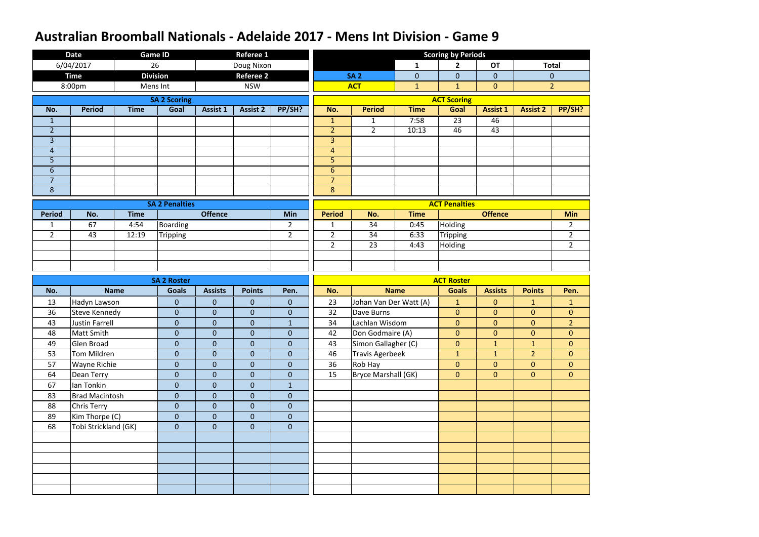# Australian Broomball Nationals - Adelaide 2017 - Mens Int Division - Game 9

| Date | Game ID | Referee 1 |
|---|---|---|
| 6/04/2017 | 26 | Doug Nixon |
| **Time** | **Division** | **Referee 2** |
| 8:00pm | Mens Int | NSW |

**Scoring by Periods**

| | 1 | 2 | OT | Total |
|---|---|---|---|---|
| SA 2 | 0 | 0 | 0 | 0 |
| ACT | 1 | 1 | 0 | 2 |

**SA 2 Scoring**

| No. | Period | Time | Goal | Assist 1 | Assist 2 | PP/SH? |
|---|---|---|---|---|---|---|
| 1 | | | | | | |
| 2 | | | | | | |
| 3 | | | | | | |
| 4 | | | | | | |
| 5 | | | | | | |
| 6 | | | | | | |
| 7 | | | | | | |
| 8 | | | | | | |

**ACT Scoring**

| No. | Period | Time | Goal | Assist 1 | Assist 2 | PP/SH? |
|---|---|---|---|---|---|---|
| 1 | 1 | 7:58 | 23 | 46 | | |
| 2 | 2 | 10:13 | 46 | 43 | | |
| 3 | | | | | | |
| 4 | | | | | | |
| 5 | | | | | | |
| 6 | | | | | | |
| 7 | | | | | | |
| 8 | | | | | | |

**SA 2 Penalties**

| Period | No. | Time | Offence | Min |
|---|---|---|---|---|
| 1 | 67 | 4:54 | Boarding | 2 |
| 2 | 43 | 12:19 | Tripping | 2 |

**ACT Penalties**

| Period | No. | Time | Offence | Min |
|---|---|---|---|---|
| 1 | 34 | 0:45 | Holding | 2 |
| 2 | 34 | 6:33 | Tripping | 2 |
| 2 | 23 | 4:43 | Holding | 2 |

**SA 2 Roster**

| No. | Name | Goals | Assists | Points | Pen. |
|---|---|---|---|---|---|
| 13 | Hadyn Lawson | 0 | 0 | 0 | 0 |
| 36 | Steve Kennedy | 0 | 0 | 0 | 0 |
| 43 | Justin Farrell | 0 | 0 | 0 | 1 |
| 48 | Matt Smith | 0 | 0 | 0 | 0 |
| 49 | Glen Broad | 0 | 0 | 0 | 0 |
| 53 | Tom Mildren | 0 | 0 | 0 | 0 |
| 57 | Wayne Richie | 0 | 0 | 0 | 0 |
| 64 | Dean Terry | 0 | 0 | 0 | 0 |
| 67 | Ian Tonkin | 0 | 0 | 0 | 1 |
| 83 | Brad Macintosh | 0 | 0 | 0 | 0 |
| 88 | Chris Terry | 0 | 0 | 0 | 0 |
| 89 | Kim Thorpe (C) | 0 | 0 | 0 | 0 |
| 68 | Tobi Strickland (GK) | 0 | 0 | 0 | 0 |

**ACT Roster**

| No. | Name | Goals | Assists | Points | Pen. |
|---|---|---|---|---|---|
| 23 | Johan Van Der Watt (A) | 1 | 0 | 1 | 1 |
| 32 | Dave Burns | 0 | 0 | 0 | 0 |
| 34 | Lachlan Wisdom | 0 | 0 | 0 | 2 |
| 42 | Don Godmaire (A) | 0 | 0 | 0 | 0 |
| 43 | Simon Gallagher (C) | 0 | 1 | 1 | 0 |
| 46 | Travis Agerbeek | 1 | 1 | 2 | 0 |
| 36 | Rob Hay | 0 | 0 | 0 | 0 |
| 15 | Bryce Marshall (GK) | 0 | 0 | 0 | 0 |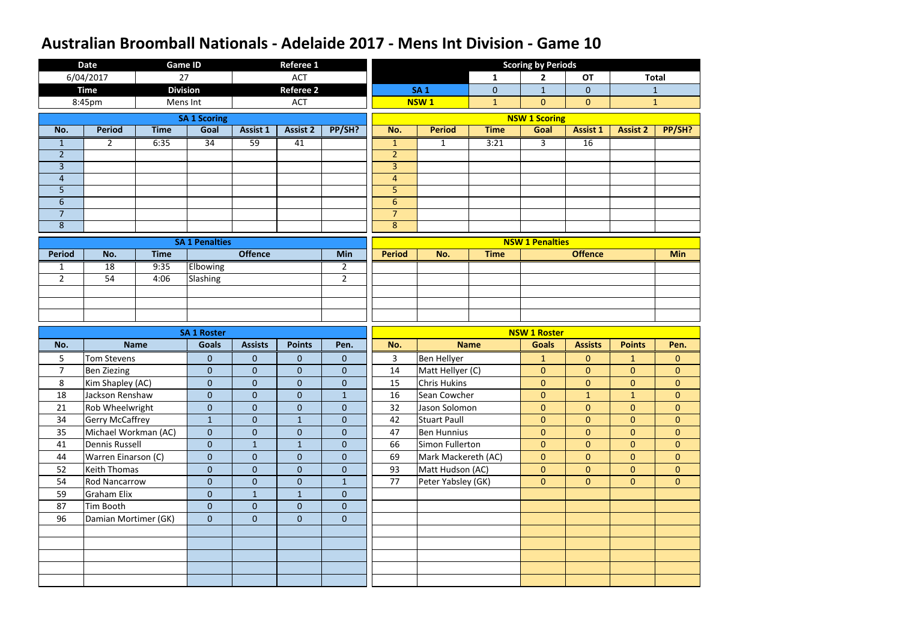# Australian Broomball Nationals - Adelaide 2017 - Mens Int Division - Game 10

| Date | Game ID | Referee 1 |
|---|---|---|
| 6/04/2017 | 27 | ACT |
| **Time** | **Division** | **Referee 2** |
| 8:45pm | Mens Int | ACT |

**Scoring by Periods**

| | 1 | 2 | OT | Total |
|---|---|---|---|---|
| SA 1 | 0 | 1 | 0 | 1 |
| NSW 1 | 1 | 0 | 0 | 1 |

**SA 1 Scoring**

| No. | Period | Time | Goal | Assist 1 | Assist 2 | PP/SH? |
|---|---|---|---|---|---|---|
| 1 | 2 | 6:35 | 34 | 59 | 41 | |
| 2 | | | | | | |
| 3 | | | | | | |
| 4 | | | | | | |
| 5 | | | | | | |
| 6 | | | | | | |
| 7 | | | | | | |
| 8 | | | | | | |

**NSW 1 Scoring**

| No. | Period | Time | Goal | Assist 1 | Assist 2 | PP/SH? |
|---|---|---|---|---|---|---|
| 1 | 1 | 3:21 | 3 | 16 | | |
| 2 | | | | | | |
| 3 | | | | | | |
| 4 | | | | | | |
| 5 | | | | | | |
| 6 | | | | | | |
| 7 | | | | | | |
| 8 | | | | | | |

**SA 1 Penalties**

| Period | No. | Time | Offence | Min |
|---|---|---|---|---|
| 1 | 18 | 9:35 | Elbowing | 2 |
| 2 | 54 | 4:06 | Slashing | 2 |

**NSW 1 Penalties**

| Period | No. | Time | Offence | Min |
|---|---|---|---|---|
| | | | | |

**SA 1 Roster**

| No. | Name | Goals | Assists | Points | Pen. |
|---|---|---|---|---|---|
| 5 | Tom Stevens | 0 | 0 | 0 | 0 |
| 7 | Ben Ziezing | 0 | 0 | 0 | 0 |
| 8 | Kim Shapley (AC) | 0 | 0 | 0 | 0 |
| 18 | Jackson Renshaw | 0 | 0 | 0 | 1 |
| 21 | Rob Wheelwright | 0 | 0 | 0 | 0 |
| 34 | Gerry McCaffrey | 1 | 0 | 1 | 0 |
| 35 | Michael Workman (AC) | 0 | 0 | 0 | 0 |
| 41 | Dennis Russell | 0 | 1 | 1 | 0 |
| 44 | Warren Einarson (C) | 0 | 0 | 0 | 0 |
| 52 | Keith Thomas | 0 | 0 | 0 | 0 |
| 54 | Rod Nancarrow | 0 | 0 | 0 | 1 |
| 59 | Graham Elix | 0 | 1 | 1 | 0 |
| 87 | Tim Booth | 0 | 0 | 0 | 0 |
| 96 | Damian Mortimer (GK) | 0 | 0 | 0 | 0 |

**NSW 1 Roster**

| No. | Name | Goals | Assists | Points | Pen. |
|---|---|---|---|---|---|
| 3 | Ben Hellyer | 1 | 0 | 1 | 0 |
| 14 | Matt Hellyer (C) | 0 | 0 | 0 | 0 |
| 15 | Chris Hukins | 0 | 0 | 0 | 0 |
| 16 | Sean Cowcher | 0 | 1 | 1 | 0 |
| 32 | Jason Solomon | 0 | 0 | 0 | 0 |
| 42 | Stuart Paull | 0 | 0 | 0 | 0 |
| 47 | Ben Hunnius | 0 | 0 | 0 | 0 |
| 66 | Simon Fullerton | 0 | 0 | 0 | 0 |
| 69 | Mark Mackereth (AC) | 0 | 0 | 0 | 0 |
| 93 | Matt Hudson (AC) | 0 | 0 | 0 | 0 |
| 77 | Peter Yabsley (GK) | 0 | 0 | 0 | 0 |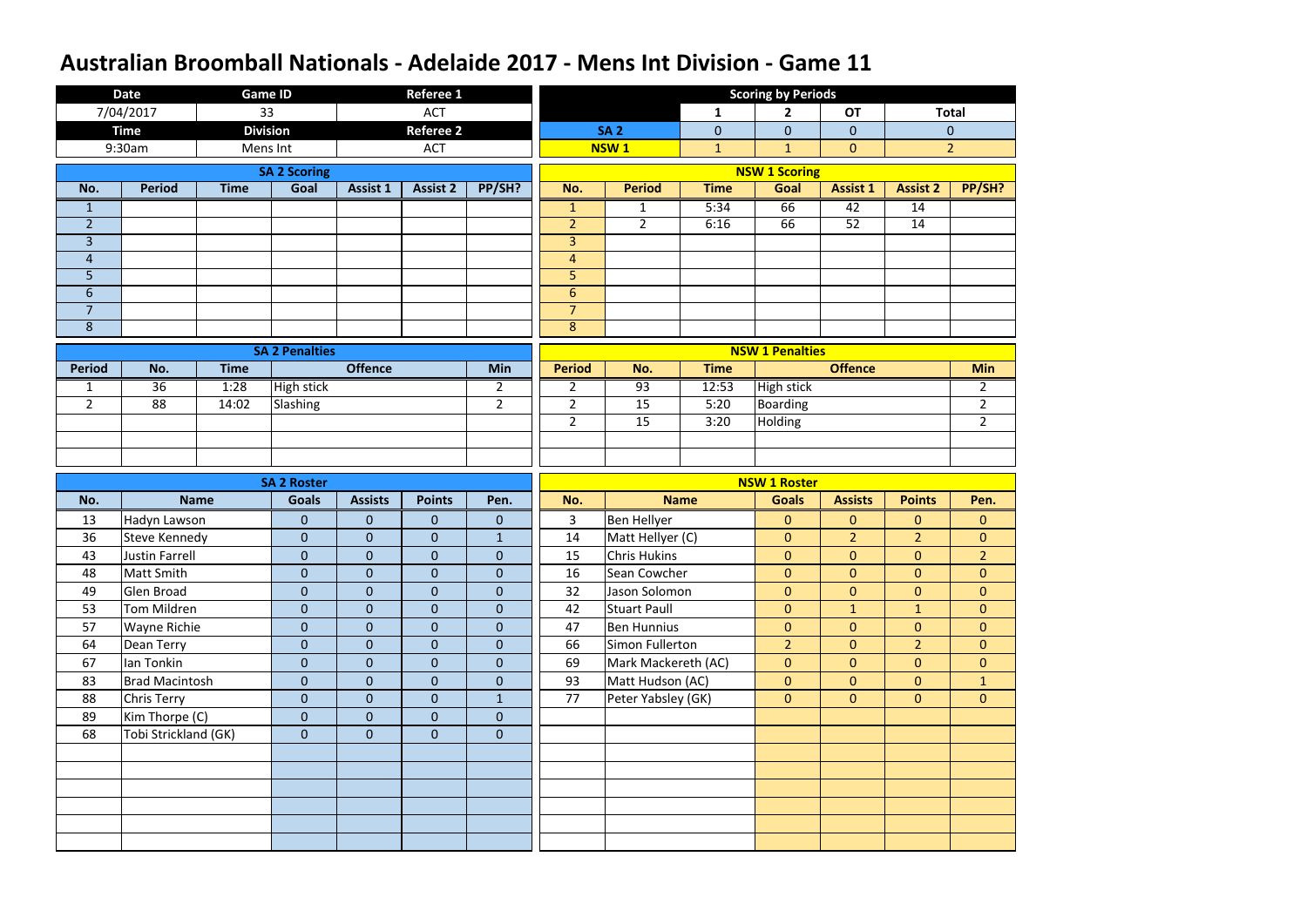# Australian Broomball Nationals - Adelaide 2017 - Mens Int Division - Game 11

| Date | Game ID | Referee 1 |
|---|---|---|
| 7/04/2017 | 33 | ACT |
| **Time** | **Division** | **Referee 2** |
| 9:30am | Mens Int | ACT |

**Scoring by Periods**

| | 1 | 2 | OT | Total |
|---|---|---|---|---|
| SA 2 | 0 | 0 | 0 | 0 |
| NSW 1 | 1 | 1 | 0 | 2 |

**SA 2 Scoring**

| No. | Period | Time | Goal | Assist 1 | Assist 2 | PP/SH? |
|---|---|---|---|---|---|---|
| 1 | | | | | | |
| 2 | | | | | | |
| 3 | | | | | | |
| 4 | | | | | | |
| 5 | | | | | | |
| 6 | | | | | | |
| 7 | | | | | | |
| 8 | | | | | | |

**NSW 1 Scoring**

| No. | Period | Time | Goal | Assist 1 | Assist 2 | PP/SH? |
|---|---|---|---|---|---|---|
| 1 | 1 | 5:34 | 66 | 42 | 14 | |
| 2 | 2 | 6:16 | 66 | 52 | 14 | |
| 3 | | | | | | |
| 4 | | | | | | |
| 5 | | | | | | |
| 6 | | | | | | |
| 7 | | | | | | |
| 8 | | | | | | |

**SA 2 Penalties**

| Period | No. | Time | Offence | Min |
|---|---|---|---|---|
| 1 | 36 | 1:28 | High stick | 2 |
| 2 | 88 | 14:02 | Slashing | 2 |

**NSW 1 Penalties**

| Period | No. | Time | Offence | Min |
|---|---|---|---|---|
| 2 | 93 | 12:53 | High stick | 2 |
| 2 | 15 | 5:20 | Boarding | 2 |
| 2 | 15 | 3:20 | Holding | 2 |

**SA 2 Roster**

| No. | Name | Goals | Assists | Points | Pen. |
|---|---|---|---|---|---|
| 13 | Hadyn Lawson | 0 | 0 | 0 | 0 |
| 36 | Steve Kennedy | 0 | 0 | 0 | 1 |
| 43 | Justin Farrell | 0 | 0 | 0 | 0 |
| 48 | Matt Smith | 0 | 0 | 0 | 0 |
| 49 | Glen Broad | 0 | 0 | 0 | 0 |
| 53 | Tom Mildren | 0 | 0 | 0 | 0 |
| 57 | Wayne Richie | 0 | 0 | 0 | 0 |
| 64 | Dean Terry | 0 | 0 | 0 | 0 |
| 67 | Ian Tonkin | 0 | 0 | 0 | 0 |
| 83 | Brad Macintosh | 0 | 0 | 0 | 0 |
| 88 | Chris Terry | 0 | 0 | 0 | 1 |
| 89 | Kim Thorpe (C) | 0 | 0 | 0 | 0 |
| 68 | Tobi Strickland (GK) | 0 | 0 | 0 | 0 |

**NSW 1 Roster**

| No. | Name | Goals | Assists | Points | Pen. |
|---|---|---|---|---|---|
| 3 | Ben Hellyer | 0 | 0 | 0 | 0 |
| 14 | Matt Hellyer (C) | 0 | 2 | 2 | 0 |
| 15 | Chris Hukins | 0 | 0 | 0 | 2 |
| 16 | Sean Cowcher | 0 | 0 | 0 | 0 |
| 32 | Jason Solomon | 0 | 0 | 0 | 0 |
| 42 | Stuart Paull | 0 | 1 | 1 | 0 |
| 47 | Ben Hunnius | 0 | 0 | 0 | 0 |
| 66 | Simon Fullerton | 2 | 0 | 2 | 0 |
| 69 | Mark Mackereth (AC) | 0 | 0 | 0 | 0 |
| 93 | Matt Hudson (AC) | 0 | 0 | 0 | 1 |
| 77 | Peter Yabsley (GK) | 0 | 0 | 0 | 0 |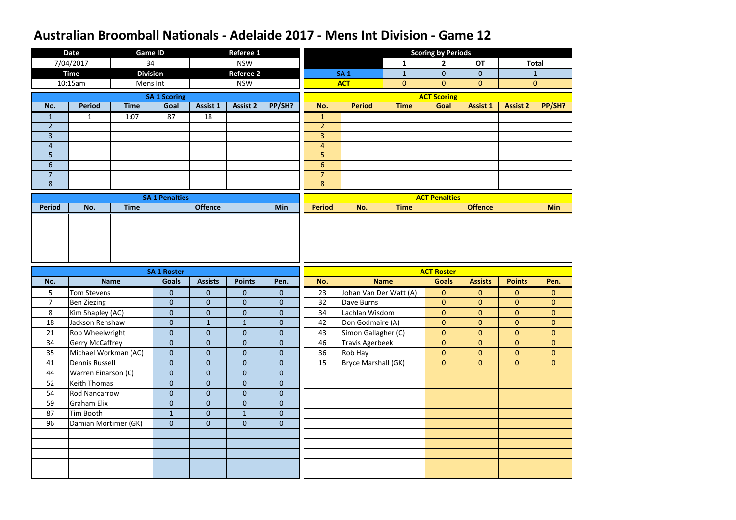# Australian Broomball Nationals - Adelaide 2017 - Mens Int Division - Game 12

| Date | Game ID | Referee 1 |
| --- | --- | --- |
| 7/04/2017 | 34 | NSW |
| **Time** | **Division** | **Referee 2** |
| 10:15am | Mens Int | NSW |

**Scoring by Periods**

| | 1 | 2 | OT | Total |
| --- | --- | --- | --- | --- |
| SA 1 | 1 | 0 | 0 | 1 |
| ACT | 0 | 0 | 0 | 0 |

**SA 1 Scoring**

| No. | Period | Time | Goal | Assist 1 | Assist 2 | PP/SH? |
| --- | --- | --- | --- | --- | --- | --- |
| 1 | 1 | 1:07 | 87 | 18 | | |
| 2 | | | | | | |
| 3 | | | | | | |
| 4 | | | | | | |
| 5 | | | | | | |
| 6 | | | | | | |
| 7 | | | | | | |
| 8 | | | | | | |

**ACT Scoring**

| No. | Period | Time | Goal | Assist 1 | Assist 2 | PP/SH? |
| --- | --- | --- | --- | --- | --- | --- |
| 1 | | | | | | |
| 2 | | | | | | |
| 3 | | | | | | |
| 4 | | | | | | |
| 5 | | | | | | |
| 6 | | | | | | |
| 7 | | | | | | |
| 8 | | | | | | |

**SA 1 Penalties**

| Period | No. | Time | Offence | Min |
| --- | --- | --- | --- | --- |
| | | | | |

**ACT Penalties**

| Period | No. | Time | Offence | Min |
| --- | --- | --- | --- | --- |
| | | | | |

**SA 1 Roster**

| No. | Name | Goals | Assists | Points | Pen. |
| --- | --- | --- | --- | --- | --- |
| 5 | Tom Stevens | 0 | 0 | 0 | 0 |
| 7 | Ben Ziezing | 0 | 0 | 0 | 0 |
| 8 | Kim Shapley (AC) | 0 | 0 | 0 | 0 |
| 18 | Jackson Renshaw | 0 | 1 | 1 | 0 |
| 21 | Rob Wheelwright | 0 | 0 | 0 | 0 |
| 34 | Gerry McCaffrey | 0 | 0 | 0 | 0 |
| 35 | Michael Workman (AC) | 0 | 0 | 0 | 0 |
| 41 | Dennis Russell | 0 | 0 | 0 | 0 |
| 44 | Warren Einarson (C) | 0 | 0 | 0 | 0 |
| 52 | Keith Thomas | 0 | 0 | 0 | 0 |
| 54 | Rod Nancarrow | 0 | 0 | 0 | 0 |
| 59 | Graham Elix | 0 | 0 | 0 | 0 |
| 87 | Tim Booth | 1 | 0 | 1 | 0 |
| 96 | Damian Mortimer (GK) | 0 | 0 | 0 | 0 |

**ACT Roster**

| No. | Name | Goals | Assists | Points | Pen. |
| --- | --- | --- | --- | --- | --- |
| 23 | Johan Van Der Watt (A) | 0 | 0 | 0 | 0 |
| 32 | Dave Burns | 0 | 0 | 0 | 0 |
| 34 | Lachlan Wisdom | 0 | 0 | 0 | 0 |
| 42 | Don Godmaire (A) | 0 | 0 | 0 | 0 |
| 43 | Simon Gallagher (C) | 0 | 0 | 0 | 0 |
| 46 | Travis Agerbeek | 0 | 0 | 0 | 0 |
| 36 | Rob Hay | 0 | 0 | 0 | 0 |
| 15 | Bryce Marshall (GK) | 0 | 0 | 0 | 0 |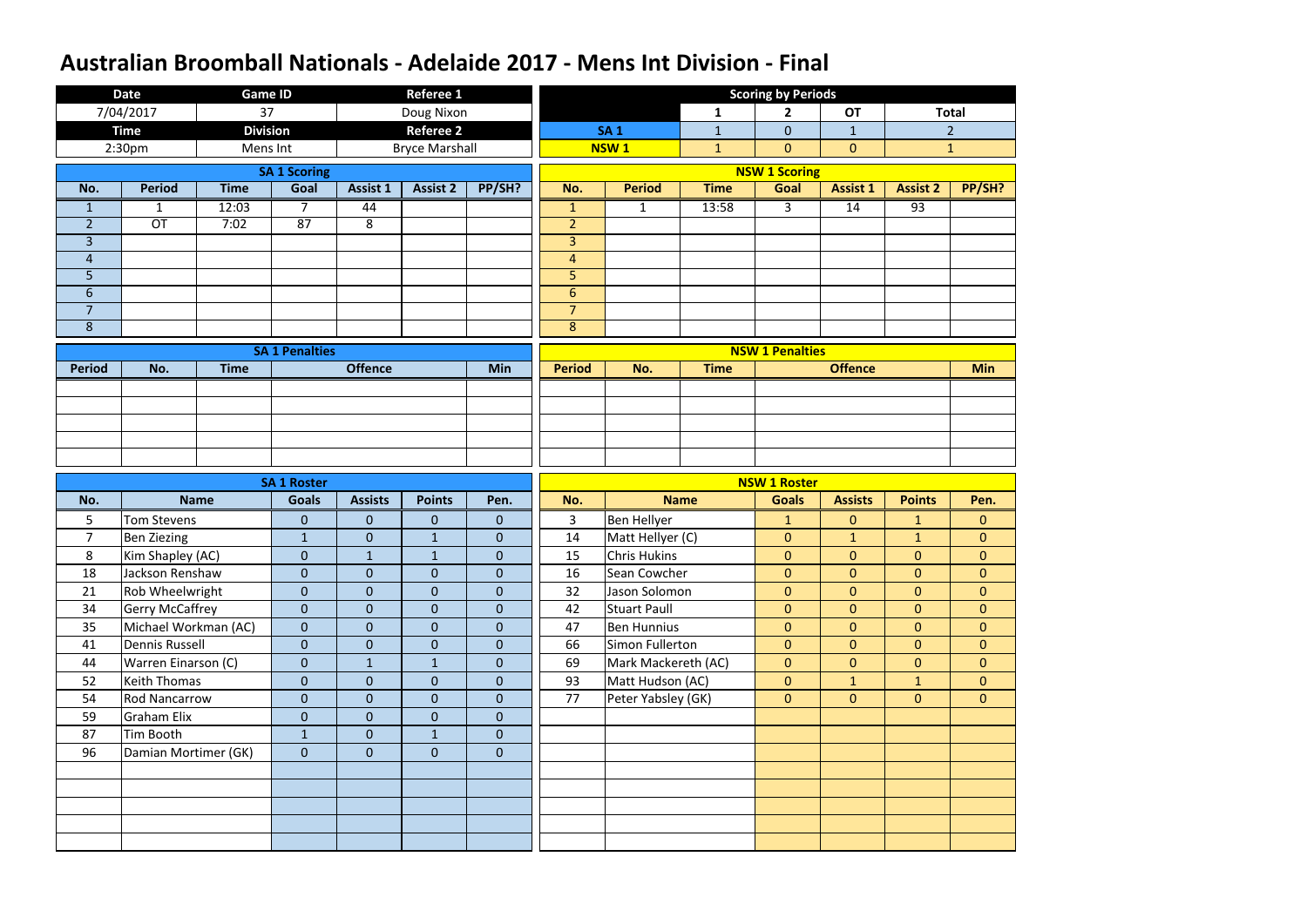# Australian Broomball Nationals - Adelaide 2017 - Mens Int Division - Final

| Date | Game ID | Referee 1 |
|---|---|---|
| 7/04/2017 | 37 | Doug Nixon |
| **Time** | **Division** | **Referee 2** |
| 2:30pm | Mens Int | Bryce Marshall |

**Scoring by Periods**

| | 1 | 2 | OT | Total |
|---|---|---|---|---|
| SA 1 | 1 | 0 | 1 | 2 |
| NSW 1 | 1 | 0 | 0 | 1 |

**SA 1 Scoring**

| No. | Period | Time | Goal | Assist 1 | Assist 2 | PP/SH? |
|---|---|---|---|---|---|---|
| 1 | 1 | 12:03 | 7 | 44 | | |
| 2 | OT | 7:02 | 87 | 8 | | |
| 3 | | | | | | |
| 4 | | | | | | |
| 5 | | | | | | |
| 6 | | | | | | |
| 7 | | | | | | |
| 8 | | | | | | |

**NSW 1 Scoring**

| No. | Period | Time | Goal | Assist 1 | Assist 2 | PP/SH? |
|---|---|---|---|---|---|---|
| 1 | 1 | 13:58 | 3 | 14 | 93 | |
| 2 | | | | | | |
| 3 | | | | | | |
| 4 | | | | | | |
| 5 | | | | | | |
| 6 | | | | | | |
| 7 | | | | | | |
| 8 | | | | | | |

**SA 1 Penalties**

| Period | No. | Time | Offence | Min |
|---|---|---|---|---|
| | | | | |

**NSW 1 Penalties**

| Period | No. | Time | Offence | Min |
|---|---|---|---|---|
| | | | | |

**SA 1 Roster**

| No. | Name | Goals | Assists | Points | Pen. |
|---|---|---|---|---|---|
| 5 | Tom Stevens | 0 | 0 | 0 | 0 |
| 7 | Ben Ziezing | 1 | 0 | 1 | 0 |
| 8 | Kim Shapley (AC) | 0 | 1 | 1 | 0 |
| 18 | Jackson Renshaw | 0 | 0 | 0 | 0 |
| 21 | Rob Wheelwright | 0 | 0 | 0 | 0 |
| 34 | Gerry McCaffrey | 0 | 0 | 0 | 0 |
| 35 | Michael Workman (AC) | 0 | 0 | 0 | 0 |
| 41 | Dennis Russell | 0 | 0 | 0 | 0 |
| 44 | Warren Einarson (C) | 0 | 1 | 1 | 0 |
| 52 | Keith Thomas | 0 | 0 | 0 | 0 |
| 54 | Rod Nancarrow | 0 | 0 | 0 | 0 |
| 59 | Graham Elix | 0 | 0 | 0 | 0 |
| 87 | Tim Booth | 1 | 0 | 1 | 0 |
| 96 | Damian Mortimer (GK) | 0 | 0 | 0 | 0 |

**NSW 1 Roster**

| No. | Name | Goals | Assists | Points | Pen. |
|---|---|---|---|---|---|
| 3 | Ben Hellyer | 1 | 0 | 1 | 0 |
| 14 | Matt Hellyer (C) | 0 | 1 | 1 | 0 |
| 15 | Chris Hukins | 0 | 0 | 0 | 0 |
| 16 | Sean Cowcher | 0 | 0 | 0 | 0 |
| 32 | Jason Solomon | 0 | 0 | 0 | 0 |
| 42 | Stuart Paull | 0 | 0 | 0 | 0 |
| 47 | Ben Hunnius | 0 | 0 | 0 | 0 |
| 66 | Simon Fullerton | 0 | 0 | 0 | 0 |
| 69 | Mark Mackereth (AC) | 0 | 0 | 0 | 0 |
| 93 | Matt Hudson (AC) | 0 | 1 | 1 | 0 |
| 77 | Peter Yabsley (GK) | 0 | 0 | 0 | 0 |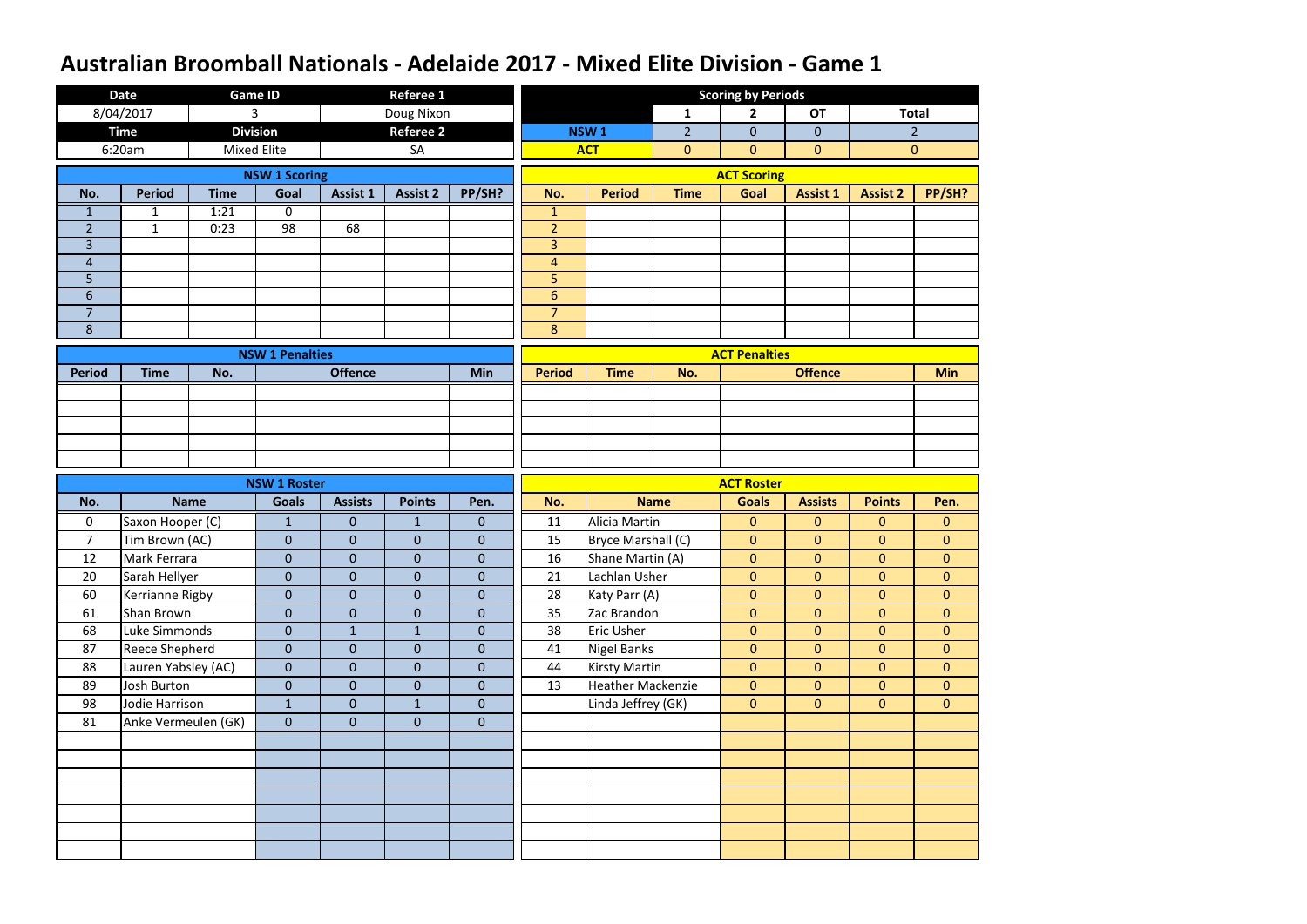# Australian Broomball Nationals - Adelaide 2017 - Mixed Elite Division - Game 1

| Date | Game ID | Referee 1 |
|---|---|---|
| 8/04/2017 | 3 | Doug Nixon |
| **Time** | **Division** | **Referee 2** |
| 6:20am | Mixed Elite | SA |

**Scoring by Periods**

| | 1 | 2 | OT | Total |
|---|---|---|---|---|
| NSW 1 | 2 | 0 | 0 | 2 |
| ACT | 0 | 0 | 0 | 0 |

**NSW 1 Scoring**

| No. | Period | Time | Goal | Assist 1 | Assist 2 | PP/SH? |
|---|---|---|---|---|---|---|
| 1 | 1 | 1:21 | 0 | | | |
| 2 | 1 | 0:23 | 98 | 68 | | |
| 3 | | | | | | |
| 4 | | | | | | |
| 5 | | | | | | |
| 6 | | | | | | |
| 7 | | | | | | |
| 8 | | | | | | |

**ACT Scoring**

| No. | Period | Time | Goal | Assist 1 | Assist 2 | PP/SH? |
|---|---|---|---|---|---|---|
| 1 | | | | | | |
| 2 | | | | | | |
| 3 | | | | | | |
| 4 | | | | | | |
| 5 | | | | | | |
| 6 | | | | | | |
| 7 | | | | | | |
| 8 | | | | | | |

**NSW 1 Penalties**

| Period | Time | No. | Offence | Min |
|---|---|---|---|---|
| | | | | |

**ACT Penalties**

| Period | Time | No. | Offence | Min |
|---|---|---|---|---|
| | | | | |

**NSW 1 Roster**

| No. | Name | Goals | Assists | Points | Pen. |
|---|---|---|---|---|---|
| 0 | Saxon Hooper (C) | 1 | 0 | 1 | 0 |
| 7 | Tim Brown (AC) | 0 | 0 | 0 | 0 |
| 12 | Mark Ferrara | 0 | 0 | 0 | 0 |
| 20 | Sarah Hellyer | 0 | 0 | 0 | 0 |
| 60 | Kerrianne Rigby | 0 | 0 | 0 | 0 |
| 61 | Shan Brown | 0 | 0 | 0 | 0 |
| 68 | Luke Simmonds | 0 | 1 | 1 | 0 |
| 87 | Reece Shepherd | 0 | 0 | 0 | 0 |
| 88 | Lauren Yabsley (AC) | 0 | 0 | 0 | 0 |
| 89 | Josh Burton | 0 | 0 | 0 | 0 |
| 98 | Jodie Harrison | 1 | 0 | 1 | 0 |
| 81 | Anke Vermeulen (GK) | 0 | 0 | 0 | 0 |

**ACT Roster**

| No. | Name | Goals | Assists | Points | Pen. |
|---|---|---|---|---|---|
| 11 | Alicia Martin | 0 | 0 | 0 | 0 |
| 15 | Bryce Marshall (C) | 0 | 0 | 0 | 0 |
| 16 | Shane Martin (A) | 0 | 0 | 0 | 0 |
| 21 | Lachlan Usher | 0 | 0 | 0 | 0 |
| 28 | Katy Parr (A) | 0 | 0 | 0 | 0 |
| 35 | Zac Brandon | 0 | 0 | 0 | 0 |
| 38 | Eric Usher | 0 | 0 | 0 | 0 |
| 41 | Nigel Banks | 0 | 0 | 0 | 0 |
| 44 | Kirsty Martin | 0 | 0 | 0 | 0 |
| 13 | Heather Mackenzie | 0 | 0 | 0 | 0 |
| | Linda Jeffrey (GK) | 0 | 0 | 0 | 0 |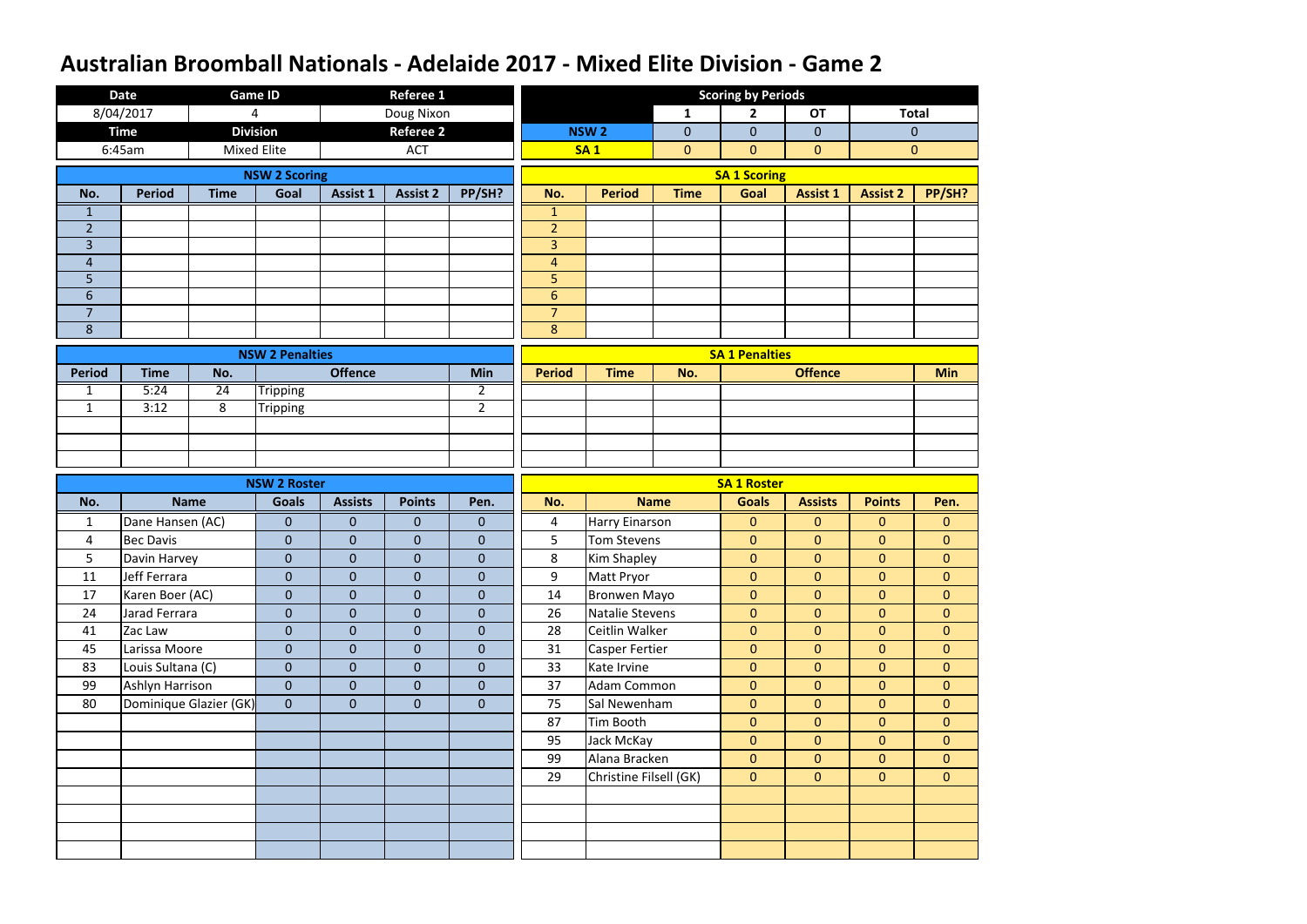# Australian Broomball Nationals - Adelaide 2017 - Mixed Elite Division - Game 2

| Date | Game ID | Referee 1 |
|---|---|---|
| 8/04/2017 | 4 | Doug Nixon |
| **Time** | **Division** | **Referee 2** |
| 6:45am | Mixed Elite | ACT |

**Scoring by Periods**

| | 1 | 2 | OT | Total |
|---|---|---|---|---|
| NSW 2 | 0 | 0 | 0 | 0 |
| SA 1 | 0 | 0 | 0 | 0 |

**NSW 2 Scoring**

| No. | Period | Time | Goal | Assist 1 | Assist 2 | PP/SH? |
|---|---|---|---|---|---|---|
| 1 | | | | | | |
| 2 | | | | | | |
| 3 | | | | | | |
| 4 | | | | | | |
| 5 | | | | | | |
| 6 | | | | | | |
| 7 | | | | | | |
| 8 | | | | | | |

**SA 1 Scoring**

| No. | Period | Time | Goal | Assist 1 | Assist 2 | PP/SH? |
|---|---|---|---|---|---|---|
| 1 | | | | | | |
| 2 | | | | | | |
| 3 | | | | | | |
| 4 | | | | | | |
| 5 | | | | | | |
| 6 | | | | | | |
| 7 | | | | | | |
| 8 | | | | | | |

**NSW 2 Penalties**

| Period | Time | No. | Offence | Min |
|---|---|---|---|---|
| 1 | 5:24 | 24 | Tripping | 2 |
| 1 | 3:12 | 8 | Tripping | 2 |
| | | | | |
| | | | | |
| | | | | |

**SA 1 Penalties**

| Period | Time | No. | Offence | Min |
|---|---|---|---|---|
| | | | | |
| | | | | |
| | | | | |
| | | | | |
| | | | | |

**NSW 2 Roster**

| No. | Name | Goals | Assists | Points | Pen. |
|---|---|---|---|---|---|
| 1 | Dane Hansen (AC) | 0 | 0 | 0 | 0 |
| 4 | Bec Davis | 0 | 0 | 0 | 0 |
| 5 | Davin Harvey | 0 | 0 | 0 | 0 |
| 11 | Jeff Ferrara | 0 | 0 | 0 | 0 |
| 17 | Karen Boer (AC) | 0 | 0 | 0 | 0 |
| 24 | Jarad Ferrara | 0 | 0 | 0 | 0 |
| 41 | Zac Law | 0 | 0 | 0 | 0 |
| 45 | Larissa Moore | 0 | 0 | 0 | 0 |
| 83 | Louis Sultana (C) | 0 | 0 | 0 | 0 |
| 99 | Ashlyn Harrison | 0 | 0 | 0 | 0 |
| 80 | Dominique Glazier (GK) | 0 | 0 | 0 | 0 |

**SA 1 Roster**

| No. | Name | Goals | Assists | Points | Pen. |
|---|---|---|---|---|---|
| 4 | Harry Einarson | 0 | 0 | 0 | 0 |
| 5 | Tom Stevens | 0 | 0 | 0 | 0 |
| 8 | Kim Shapley | 0 | 0 | 0 | 0 |
| 9 | Matt Pryor | 0 | 0 | 0 | 0 |
| 14 | Bronwen Mayo | 0 | 0 | 0 | 0 |
| 26 | Natalie Stevens | 0 | 0 | 0 | 0 |
| 28 | Ceitlin Walker | 0 | 0 | 0 | 0 |
| 31 | Casper Fertier | 0 | 0 | 0 | 0 |
| 33 | Kate Irvine | 0 | 0 | 0 | 0 |
| 37 | Adam Common | 0 | 0 | 0 | 0 |
| 75 | Sal Newenham | 0 | 0 | 0 | 0 |
| 87 | Tim Booth | 0 | 0 | 0 | 0 |
| 95 | Jack McKay | 0 | 0 | 0 | 0 |
| 99 | Alana Bracken | 0 | 0 | 0 | 0 |
| 29 | Christine Filsell (GK) | 0 | 0 | 0 | 0 |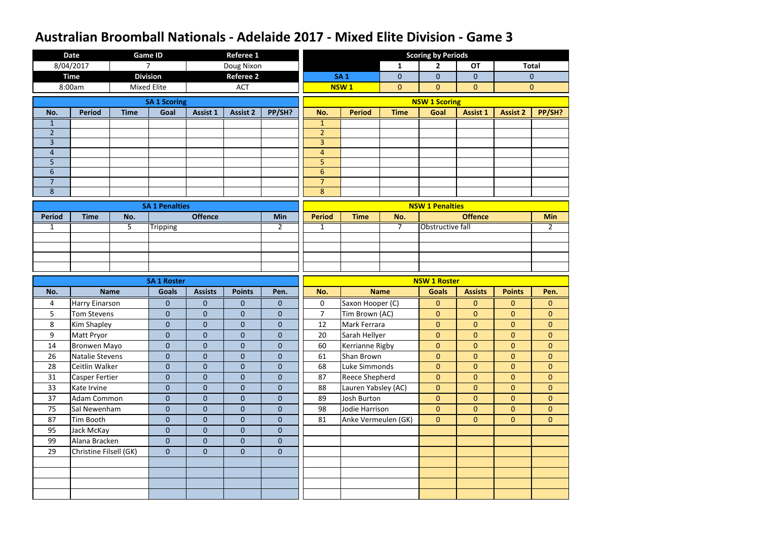# Australian Broomball Nationals - Adelaide 2017 - Mixed Elite Division - Game 3

| Date | Game ID | Referee 1 |
|---|---|---|
| 8/04/2017 | 7 | Doug Nixon |
| **Time** | **Division** | **Referee 2** |
| 8:00am | Mixed Elite | ACT |

**Scoring by Periods**

| | 1 | 2 | OT | Total |
|---|---|---|---|---|
| SA 1 | 0 | 0 | 0 | 0 |
| NSW 1 | 0 | 0 | 0 | 0 |

**SA 1 Scoring**

| No. | Period | Time | Goal | Assist 1 | Assist 2 | PP/SH? |
|---|---|---|---|---|---|---|
| 1 | | | | | | |
| 2 | | | | | | |
| 3 | | | | | | |
| 4 | | | | | | |
| 5 | | | | | | |
| 6 | | | | | | |
| 7 | | | | | | |
| 8 | | | | | | |

**NSW 1 Scoring**

| No. | Period | Time | Goal | Assist 1 | Assist 2 | PP/SH? |
|---|---|---|---|---|---|---|
| 1 | | | | | | |
| 2 | | | | | | |
| 3 | | | | | | |
| 4 | | | | | | |
| 5 | | | | | | |
| 6 | | | | | | |
| 7 | | | | | | |
| 8 | | | | | | |

**SA 1 Penalties**

| Period | Time | No. | Offence | Min |
|---|---|---|---|---|
| 1 | | 5 | Tripping | 2 |
| | | | | |
| | | | | |
| | | | | |
| | | | | |

**NSW 1 Penalties**

| Period | Time | No. | Offence | Min |
|---|---|---|---|---|
| 1 | | 7 | Obstructive fall | 2 |
| | | | | |
| | | | | |
| | | | | |
| | | | | |

**SA 1 Roster**

| No. | Name | Goals | Assists | Points | Pen. |
|---|---|---|---|---|---|
| 4 | Harry Einarson | 0 | 0 | 0 | 0 |
| 5 | Tom Stevens | 0 | 0 | 0 | 0 |
| 8 | Kim Shapley | 0 | 0 | 0 | 0 |
| 9 | Matt Pryor | 0 | 0 | 0 | 0 |
| 14 | Bronwen Mayo | 0 | 0 | 0 | 0 |
| 26 | Natalie Stevens | 0 | 0 | 0 | 0 |
| 28 | Ceitlin Walker | 0 | 0 | 0 | 0 |
| 31 | Casper Fertier | 0 | 0 | 0 | 0 |
| 33 | Kate Irvine | 0 | 0 | 0 | 0 |
| 37 | Adam Common | 0 | 0 | 0 | 0 |
| 75 | Sal Newenham | 0 | 0 | 0 | 0 |
| 87 | Tim Booth | 0 | 0 | 0 | 0 |
| 95 | Jack McKay | 0 | 0 | 0 | 0 |
| 99 | Alana Bracken | 0 | 0 | 0 | 0 |
| 29 | Christine Filsell (GK) | 0 | 0 | 0 | 0 |
| | | | | | |
| | | | | | |
| | | | | | |
| | | | | | |

**NSW 1 Roster**

| No. | Name | Goals | Assists | Points | Pen. |
|---|---|---|---|---|---|
| 0 | Saxon Hooper (C) | 0 | 0 | 0 | 0 |
| 7 | Tim Brown (AC) | 0 | 0 | 0 | 0 |
| 12 | Mark Ferrara | 0 | 0 | 0 | 0 |
| 20 | Sarah Hellyer | 0 | 0 | 0 | 0 |
| 60 | Kerrianne Rigby | 0 | 0 | 0 | 0 |
| 61 | Shan Brown | 0 | 0 | 0 | 0 |
| 68 | Luke Simmonds | 0 | 0 | 0 | 0 |
| 87 | Reece Shepherd | 0 | 0 | 0 | 0 |
| 88 | Lauren Yabsley (AC) | 0 | 0 | 0 | 0 |
| 89 | Josh Burton | 0 | 0 | 0 | 0 |
| 98 | Jodie Harrison | 0 | 0 | 0 | 0 |
| 81 | Anke Vermeulen (GK) | 0 | 0 | 0 | 0 |
| | | | | | |
| | | | | | |
| | | | | | |
| | | | | | |
| | | | | | |
| | | | | | |
| | | | | | |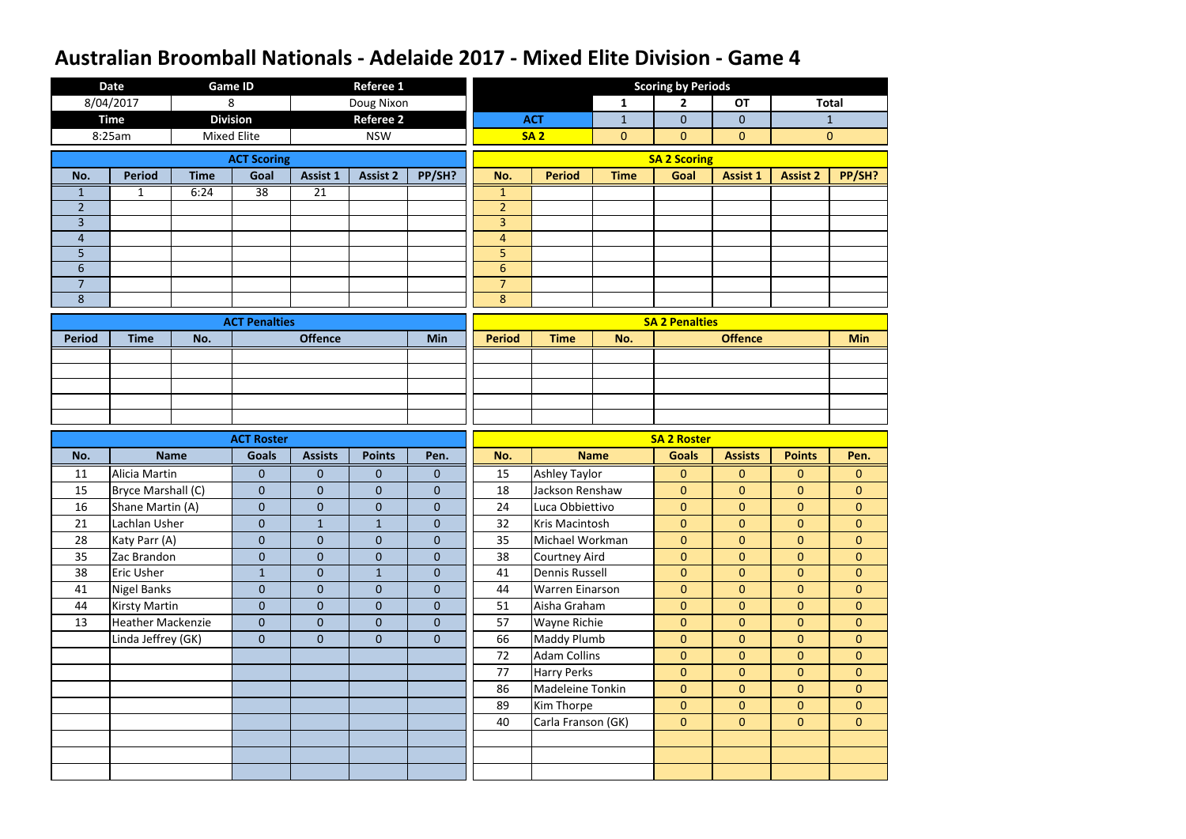# Australian Broomball Nationals - Adelaide 2017 - Mixed Elite Division - Game 4

| Date | Game ID | Referee 1 |
|---|---|---|
| 8/04/2017 | 8 | Doug Nixon |
| **Time** | **Division** | **Referee 2** |
| 8:25am | Mixed Elite | NSW |

**Scoring by Periods**

| | 1 | 2 | OT | Total |
|---|---|---|---|---|
| ACT | 1 | 0 | 0 | 1 |
| SA 2 | 0 | 0 | 0 | 0 |

**ACT Scoring**

| No. | Period | Time | Goal | Assist 1 | Assist 2 | PP/SH? |
|---|---|---|---|---|---|---|
| 1 | 1 | 6:24 | 38 | 21 | | |
| 2 | | | | | | |
| 3 | | | | | | |
| 4 | | | | | | |
| 5 | | | | | | |
| 6 | | | | | | |
| 7 | | | | | | |
| 8 | | | | | | |

**SA 2 Scoring**

| No. | Period | Time | Goal | Assist 1 | Assist 2 | PP/SH? |
|---|---|---|---|---|---|---|
| 1 | | | | | | |
| 2 | | | | | | |
| 3 | | | | | | |
| 4 | | | | | | |
| 5 | | | | | | |
| 6 | | | | | | |
| 7 | | | | | | |
| 8 | | | | | | |

**ACT Penalties**

| Period | Time | No. | Offence | Min |
|---|---|---|---|---|
| | | | | |
| | | | | |
| | | | | |
| | | | | |
| | | | | |

**SA 2 Penalties**

| Period | Time | No. | Offence | Min |
|---|---|---|---|---|
| | | | | |
| | | | | |
| | | | | |
| | | | | |
| | | | | |

**ACT Roster**

| No. | Name | Goals | Assists | Points | Pen. |
|---|---|---|---|---|---|
| 11 | Alicia Martin | 0 | 0 | 0 | 0 |
| 15 | Bryce Marshall (C) | 0 | 0 | 0 | 0 |
| 16 | Shane Martin (A) | 0 | 0 | 0 | 0 |
| 21 | Lachlan Usher | 0 | 1 | 1 | 0 |
| 28 | Katy Parr (A) | 0 | 0 | 0 | 0 |
| 35 | Zac Brandon | 0 | 0 | 0 | 0 |
| 38 | Eric Usher | 1 | 0 | 1 | 0 |
| 41 | Nigel Banks | 0 | 0 | 0 | 0 |
| 44 | Kirsty Martin | 0 | 0 | 0 | 0 |
| 13 | Heather Mackenzie | 0 | 0 | 0 | 0 |
| | Linda Jeffrey (GK) | 0 | 0 | 0 | 0 |

**SA 2 Roster**

| No. | Name | Goals | Assists | Points | Pen. |
|---|---|---|---|---|---|
| 15 | Ashley Taylor | 0 | 0 | 0 | 0 |
| 18 | Jackson Renshaw | 0 | 0 | 0 | 0 |
| 24 | Luca Obbiettivo | 0 | 0 | 0 | 0 |
| 32 | Kris Macintosh | 0 | 0 | 0 | 0 |
| 35 | Michael Workman | 0 | 0 | 0 | 0 |
| 38 | Courtney Aird | 0 | 0 | 0 | 0 |
| 41 | Dennis Russell | 0 | 0 | 0 | 0 |
| 44 | Warren Einarson | 0 | 0 | 0 | 0 |
| 51 | Aisha Graham | 0 | 0 | 0 | 0 |
| 57 | Wayne Richie | 0 | 0 | 0 | 0 |
| 66 | Maddy Plumb | 0 | 0 | 0 | 0 |
| 72 | Adam Collins | 0 | 0 | 0 | 0 |
| 77 | Harry Perks | 0 | 0 | 0 | 0 |
| 86 | Madeleine Tonkin | 0 | 0 | 0 | 0 |
| 89 | Kim Thorpe | 0 | 0 | 0 | 0 |
| 40 | Carla Franson (GK) | 0 | 0 | 0 | 0 |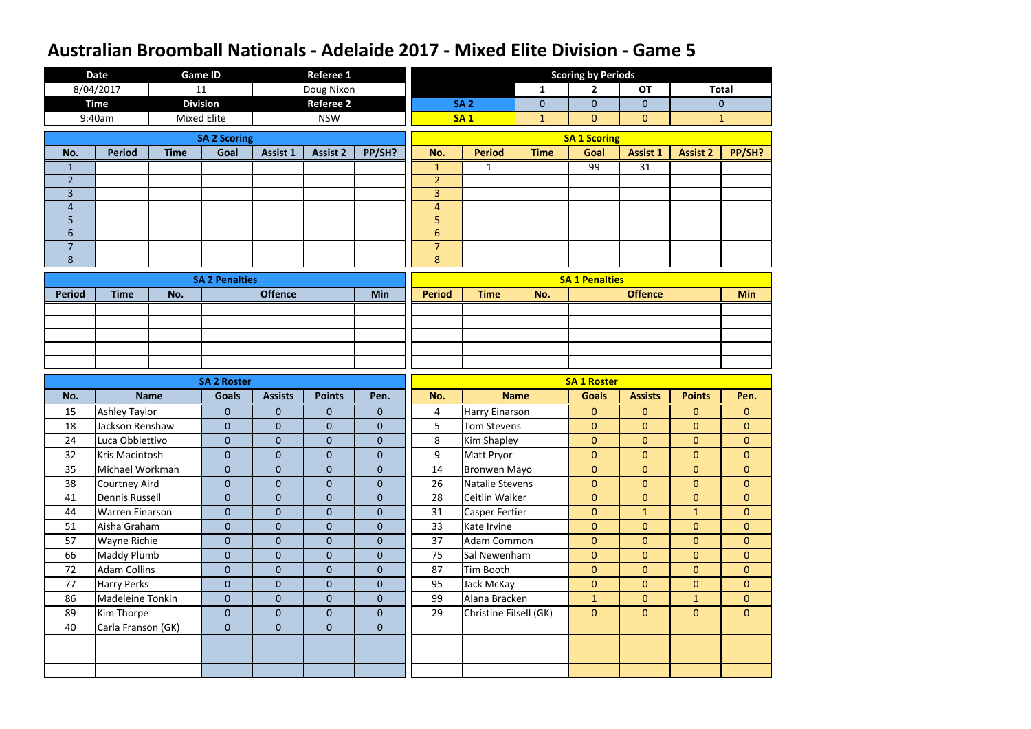# Australian Broomball Nationals - Adelaide 2017 - Mixed Elite Division - Game 5

| Date | Game ID | Referee 1 |
|---|---|---|
| 8/04/2017 | 11 | Doug Nixon |
| **Time** | **Division** | **Referee 2** |
| 9:40am | Mixed Elite | NSW |

**Scoring by Periods**

| | 1 | 2 | OT | Total |
|---|---|---|---|---|
| SA 2 | 0 | 0 | 0 | 0 |
| SA 1 | 1 | 0 | 0 | 1 |

**SA 2 Scoring**

| No. | Period | Time | Goal | Assist 1 | Assist 2 | PP/SH? |
|---|---|---|---|---|---|---|
| 1 | | | | | | |
| 2 | | | | | | |
| 3 | | | | | | |
| 4 | | | | | | |
| 5 | | | | | | |
| 6 | | | | | | |
| 7 | | | | | | |
| 8 | | | | | | |

**SA 1 Scoring**

| No. | Period | Time | Goal | Assist 1 | Assist 2 | PP/SH? |
|---|---|---|---|---|---|---|
| 1 | 1 | | 99 | 31 | | |
| 2 | | | | | | |
| 3 | | | | | | |
| 4 | | | | | | |
| 5 | | | | | | |
| 6 | | | | | | |
| 7 | | | | | | |
| 8 | | | | | | |

**SA 2 Penalties**

| Period | Time | No. | Offence | Min |
|---|---|---|---|---|
| | | | | |
| | | | | |
| | | | | |
| | | | | |
| | | | | |

**SA 1 Penalties**

| Period | Time | No. | Offence | Min |
|---|---|---|---|---|
| | | | | |
| | | | | |
| | | | | |
| | | | | |
| | | | | |

**SA 2 Roster**

| No. | Name | Goals | Assists | Points | Pen. |
|---|---|---|---|---|---|
| 15 | Ashley Taylor | 0 | 0 | 0 | 0 |
| 18 | Jackson Renshaw | 0 | 0 | 0 | 0 |
| 24 | Luca Obbiettivo | 0 | 0 | 0 | 0 |
| 32 | Kris Macintosh | 0 | 0 | 0 | 0 |
| 35 | Michael Workman | 0 | 0 | 0 | 0 |
| 38 | Courtney Aird | 0 | 0 | 0 | 0 |
| 41 | Dennis Russell | 0 | 0 | 0 | 0 |
| 44 | Warren Einarson | 0 | 0 | 0 | 0 |
| 51 | Aisha Graham | 0 | 0 | 0 | 0 |
| 57 | Wayne Richie | 0 | 0 | 0 | 0 |
| 66 | Maddy Plumb | 0 | 0 | 0 | 0 |
| 72 | Adam Collins | 0 | 0 | 0 | 0 |
| 77 | Harry Perks | 0 | 0 | 0 | 0 |
| 86 | Madeleine Tonkin | 0 | 0 | 0 | 0 |
| 89 | Kim Thorpe | 0 | 0 | 0 | 0 |
| 40 | Carla Franson (GK) | 0 | 0 | 0 | 0 |
| | | | | | |
| | | | | | |
| | | | | | |

**SA 1 Roster**

| No. | Name | Goals | Assists | Points | Pen. |
|---|---|---|---|---|---|
| 4 | Harry Einarson | 0 | 0 | 0 | 0 |
| 5 | Tom Stevens | 0 | 0 | 0 | 0 |
| 8 | Kim Shapley | 0 | 0 | 0 | 0 |
| 9 | Matt Pryor | 0 | 0 | 0 | 0 |
| 14 | Bronwen Mayo | 0 | 0 | 0 | 0 |
| 26 | Natalie Stevens | 0 | 0 | 0 | 0 |
| 28 | Ceitlin Walker | 0 | 0 | 0 | 0 |
| 31 | Casper Fertier | 0 | 1 | 1 | 0 |
| 33 | Kate Irvine | 0 | 0 | 0 | 0 |
| 37 | Adam Common | 0 | 0 | 0 | 0 |
| 75 | Sal Newenham | 0 | 0 | 0 | 0 |
| 87 | Tim Booth | 0 | 0 | 0 | 0 |
| 95 | Jack McKay | 0 | 0 | 0 | 0 |
| 99 | Alana Bracken | 1 | 0 | 1 | 0 |
| 29 | Christine Filsell (GK) | 0 | 0 | 0 | 0 |
| | | | | | |
| | | | | | |
| | | | | | |
| | | | | | |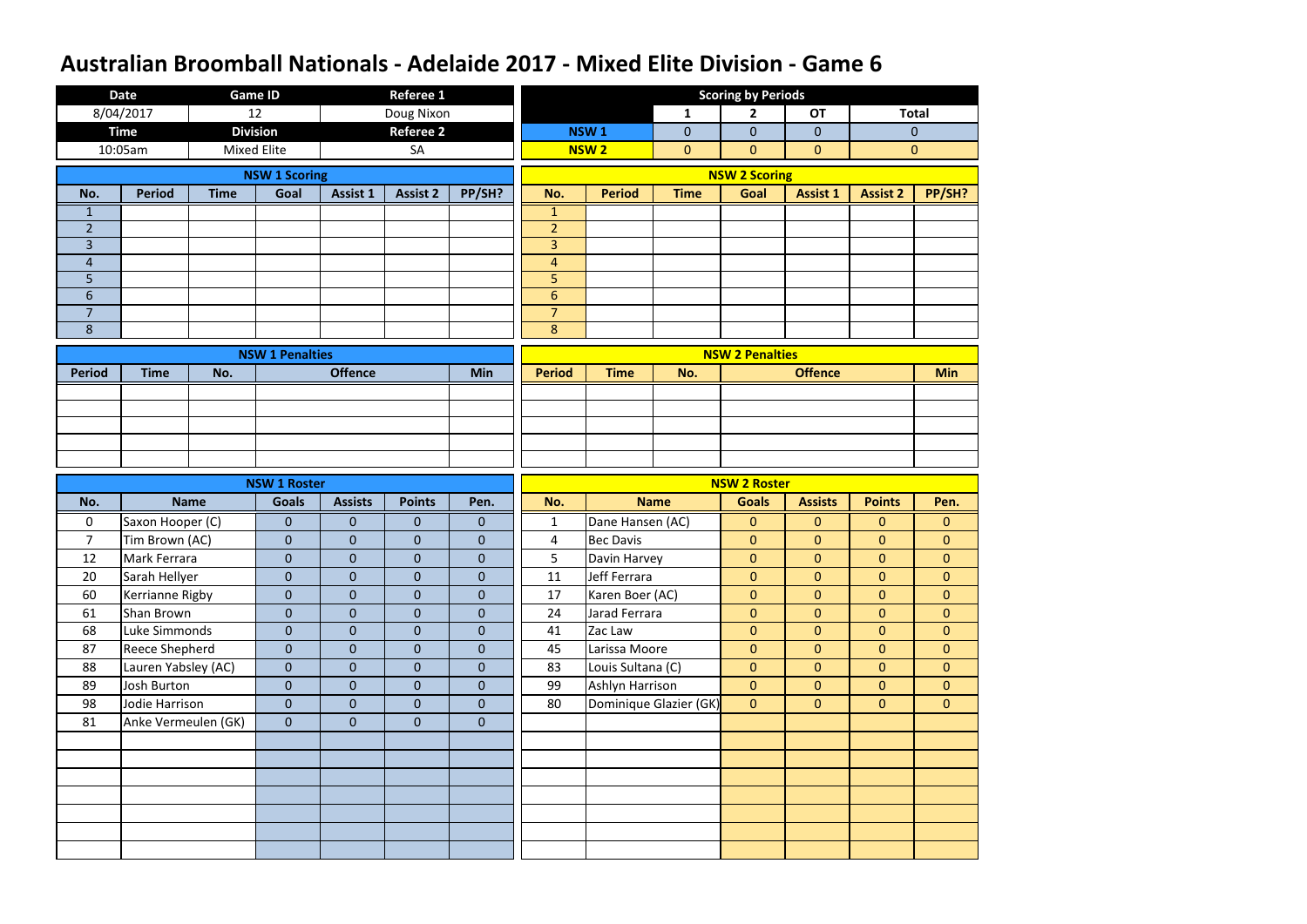# Australian Broomball Nationals - Adelaide 2017 - Mixed Elite Division - Game 6

| Date | Game ID | Referee 1 |
|---|---|---|
| 8/04/2017 | 12 | Doug Nixon |
| **Time** | **Division** | **Referee 2** |
| 10:05am | Mixed Elite | SA |

**Scoring by Periods**

| | 1 | 2 | OT | Total |
|---|---|---|---|---|
| NSW 1 | 0 | 0 | 0 | 0 |
| NSW 2 | 0 | 0 | 0 | 0 |

**NSW 1 Scoring**

| No. | Period | Time | Goal | Assist 1 | Assist 2 | PP/SH? |
|---|---|---|---|---|---|---|
| 1 | | | | | | |
| 2 | | | | | | |
| 3 | | | | | | |
| 4 | | | | | | |
| 5 | | | | | | |
| 6 | | | | | | |
| 7 | | | | | | |
| 8 | | | | | | |

**NSW 2 Scoring**

| No. | Period | Time | Goal | Assist 1 | Assist 2 | PP/SH? |
|---|---|---|---|---|---|---|
| 1 | | | | | | |
| 2 | | | | | | |
| 3 | | | | | | |
| 4 | | | | | | |
| 5 | | | | | | |
| 6 | | | | | | |
| 7 | | | | | | |
| 8 | | | | | | |

**NSW 1 Penalties**

| Period | Time | No. | Offence | Min |
|---|---|---|---|---|
| | | | | |
| | | | | |
| | | | | |
| | | | | |
| | | | | |

**NSW 2 Penalties**

| Period | Time | No. | Offence | Min |
|---|---|---|---|---|
| | | | | |
| | | | | |
| | | | | |
| | | | | |
| | | | | |

**NSW 1 Roster**

| No. | Name | Goals | Assists | Points | Pen. |
|---|---|---|---|---|---|
| 0 | Saxon Hooper (C) | 0 | 0 | 0 | 0 |
| 7 | Tim Brown (AC) | 0 | 0 | 0 | 0 |
| 12 | Mark Ferrara | 0 | 0 | 0 | 0 |
| 20 | Sarah Hellyer | 0 | 0 | 0 | 0 |
| 60 | Kerrianne Rigby | 0 | 0 | 0 | 0 |
| 61 | Shan Brown | 0 | 0 | 0 | 0 |
| 68 | Luke Simmonds | 0 | 0 | 0 | 0 |
| 87 | Reece Shepherd | 0 | 0 | 0 | 0 |
| 88 | Lauren Yabsley (AC) | 0 | 0 | 0 | 0 |
| 89 | Josh Burton | 0 | 0 | 0 | 0 |
| 98 | Jodie Harrison | 0 | 0 | 0 | 0 |
| 81 | Anke Vermeulen (GK) | 0 | 0 | 0 | 0 |

**NSW 2 Roster**

| No. | Name | Goals | Assists | Points | Pen. |
|---|---|---|---|---|---|
| 1 | Dane Hansen (AC) | 0 | 0 | 0 | 0 |
| 4 | Bec Davis | 0 | 0 | 0 | 0 |
| 5 | Davin Harvey | 0 | 0 | 0 | 0 |
| 11 | Jeff Ferrara | 0 | 0 | 0 | 0 |
| 17 | Karen Boer (AC) | 0 | 0 | 0 | 0 |
| 24 | Jarad Ferrara | 0 | 0 | 0 | 0 |
| 41 | Zac Law | 0 | 0 | 0 | 0 |
| 45 | Larissa Moore | 0 | 0 | 0 | 0 |
| 83 | Louis Sultana (C) | 0 | 0 | 0 | 0 |
| 99 | Ashlyn Harrison | 0 | 0 | 0 | 0 |
| 80 | Dominique Glazier (GK) | 0 | 0 | 0 | 0 |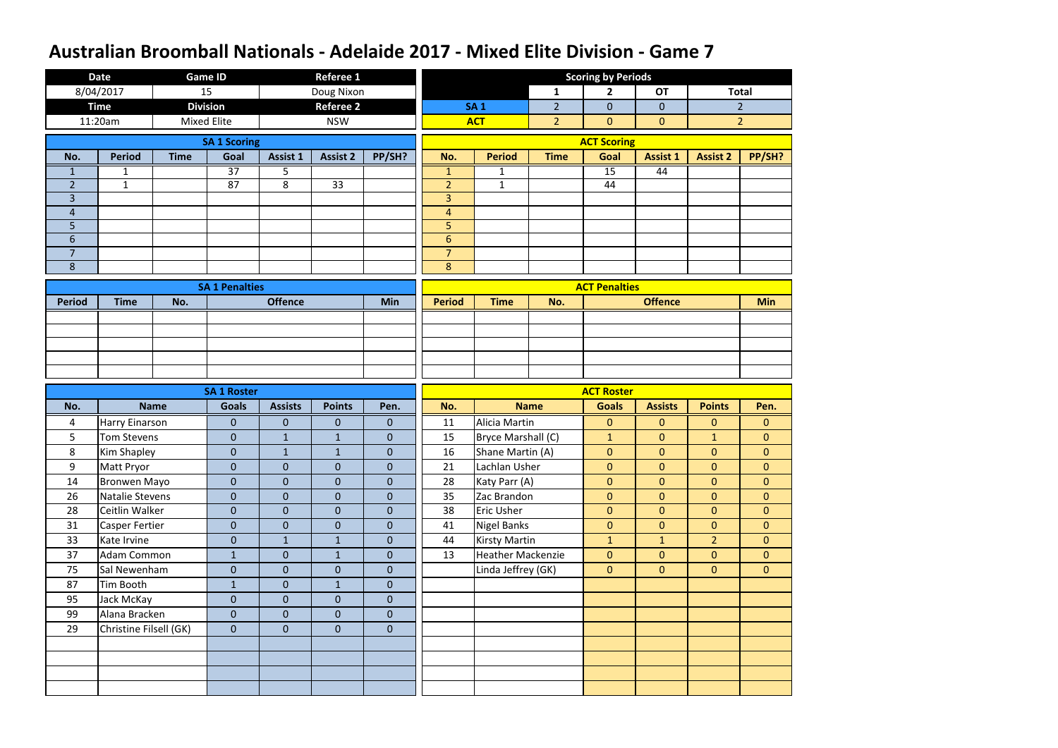# Australian Broomball Nationals - Adelaide 2017 - Mixed Elite Division - Game 7

| Date | Game ID | Referee 1 |
|---|---|---|
| 8/04/2017 | 15 | Doug Nixon |
| **Time** | **Division** | **Referee 2** |
| 11:20am | Mixed Elite | NSW |

**Scoring by Periods**

| | 1 | 2 | OT | Total |
|---|---|---|---|---|
| SA 1 | 2 | 0 | 0 | 2 |
| ACT | 2 | 0 | 0 | 2 |

## SA 1 Scoring

| No. | Period | Time | Goal | Assist 1 | Assist 2 | PP/SH? |
|---|---|---|---|---|---|---|
| 1 | 1 | | 37 | 5 | | |
| 2 | 1 | | 87 | 8 | 33 | |
| 3 | | | | | | |
| 4 | | | | | | |
| 5 | | | | | | |
| 6 | | | | | | |
| 7 | | | | | | |
| 8 | | | | | | |

## ACT Scoring

| No. | Period | Time | Goal | Assist 1 | Assist 2 | PP/SH? |
|---|---|---|---|---|---|---|
| 1 | 1 | | 15 | 44 | | |
| 2 | 1 | | 44 | | | |
| 3 | | | | | | |
| 4 | | | | | | |
| 5 | | | | | | |
| 6 | | | | | | |
| 7 | | | | | | |
| 8 | | | | | | |

## SA 1 Penalties

| Period | Time | No. | Offence | Min |
|---|---|---|---|---|
| | | | | |

## ACT Penalties

| Period | Time | No. | Offence | Min |
|---|---|---|---|---|
| | | | | |

## SA 1 Roster

| No. | Name | Goals | Assists | Points | Pen. |
|---|---|---|---|---|---|
| 4 | Harry Einarson | 0 | 0 | 0 | 0 |
| 5 | Tom Stevens | 0 | 1 | 1 | 0 |
| 8 | Kim Shapley | 0 | 1 | 1 | 0 |
| 9 | Matt Pryor | 0 | 0 | 0 | 0 |
| 14 | Bronwen Mayo | 0 | 0 | 0 | 0 |
| 26 | Natalie Stevens | 0 | 0 | 0 | 0 |
| 28 | Ceitlin Walker | 0 | 0 | 0 | 0 |
| 31 | Casper Fertier | 0 | 0 | 0 | 0 |
| 33 | Kate Irvine | 0 | 1 | 1 | 0 |
| 37 | Adam Common | 1 | 0 | 1 | 0 |
| 75 | Sal Newenham | 0 | 0 | 0 | 0 |
| 87 | Tim Booth | 1 | 0 | 1 | 0 |
| 95 | Jack McKay | 0 | 0 | 0 | 0 |
| 99 | Alana Bracken | 0 | 0 | 0 | 0 |
| 29 | Christine Filsell (GK) | 0 | 0 | 0 | 0 |

## ACT Roster

| No. | Name | Goals | Assists | Points | Pen. |
|---|---|---|---|---|---|
| 11 | Alicia Martin | 0 | 0 | 0 | 0 |
| 15 | Bryce Marshall (C) | 1 | 0 | 1 | 0 |
| 16 | Shane Martin (A) | 0 | 0 | 0 | 0 |
| 21 | Lachlan Usher | 0 | 0 | 0 | 0 |
| 28 | Katy Parr (A) | 0 | 0 | 0 | 0 |
| 35 | Zac Brandon | 0 | 0 | 0 | 0 |
| 38 | Eric Usher | 0 | 0 | 0 | 0 |
| 41 | Nigel Banks | 0 | 0 | 0 | 0 |
| 44 | Kirsty Martin | 1 | 1 | 2 | 0 |
| 13 | Heather Mackenzie | 0 | 0 | 0 | 0 |
| | Linda Jeffrey (GK) | 0 | 0 | 0 | 0 |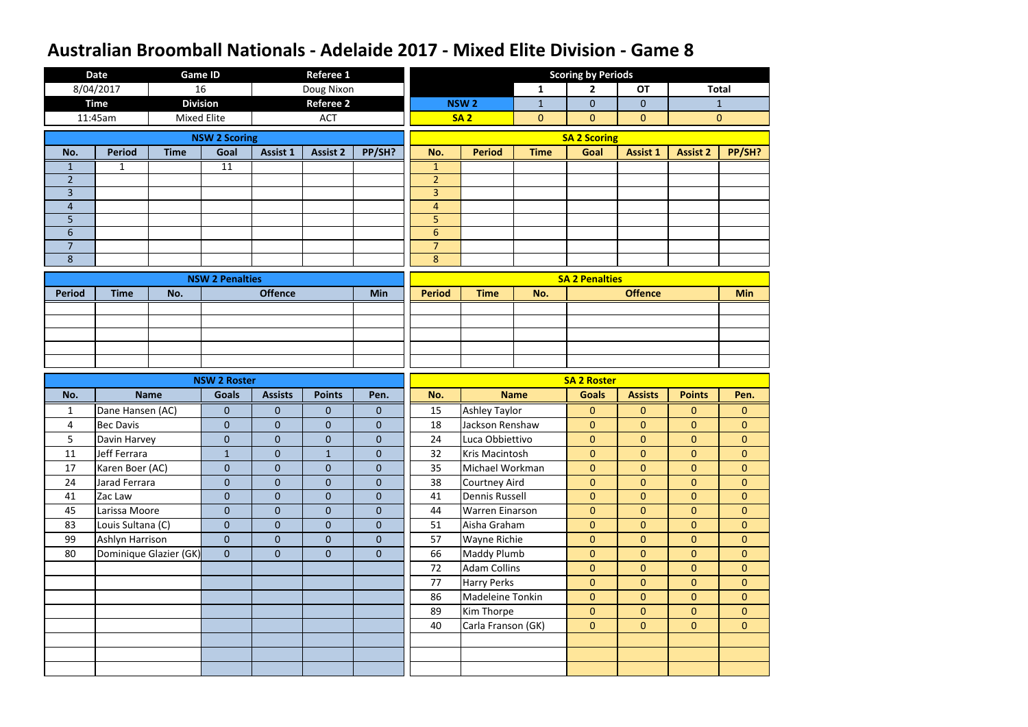# Australian Broomball Nationals - Adelaide 2017 - Mixed Elite Division - Game 8

| Date | Game ID | Referee 1 |
|---|---|---|
| 8/04/2017 | 16 | Doug Nixon |
| **Time** | **Division** | **Referee 2** |
| 11:45am | Mixed Elite | ACT |

**Scoring by Periods**

| | 1 | 2 | OT | Total |
|---|---|---|---|---|
| NSW 2 | 1 | 0 | 0 | 1 |
| SA 2 | 0 | 0 | 0 | 0 |

**NSW 2 Scoring**

| No. | Period | Time | Goal | Assist 1 | Assist 2 | PP/SH? |
|---|---|---|---|---|---|---|
| 1 | 1 | | 11 | | | |
| 2 | | | | | | |
| 3 | | | | | | |
| 4 | | | | | | |
| 5 | | | | | | |
| 6 | | | | | | |
| 7 | | | | | | |
| 8 | | | | | | |

**SA 2 Scoring**

| No. | Period | Time | Goal | Assist 1 | Assist 2 | PP/SH? |
|---|---|---|---|---|---|---|
| 1 | | | | | | |
| 2 | | | | | | |
| 3 | | | | | | |
| 4 | | | | | | |
| 5 | | | | | | |
| 6 | | | | | | |
| 7 | | | | | | |
| 8 | | | | | | |

**NSW 2 Penalties**

| Period | Time | No. | Offence | Min |
|---|---|---|---|---|
| | | | | |
| | | | | |
| | | | | |
| | | | | |
| | | | | |

**SA 2 Penalties**

| Period | Time | No. | Offence | Min |
|---|---|---|---|---|
| | | | | |
| | | | | |
| | | | | |
| | | | | |
| | | | | |

**NSW 2 Roster**

| No. | Name | Goals | Assists | Points | Pen. |
|---|---|---|---|---|---|
| 1 | Dane Hansen (AC) | 0 | 0 | 0 | 0 |
| 4 | Bec Davis | 0 | 0 | 0 | 0 |
| 5 | Davin Harvey | 0 | 0 | 0 | 0 |
| 11 | Jeff Ferrara | 1 | 0 | 1 | 0 |
| 17 | Karen Boer (AC) | 0 | 0 | 0 | 0 |
| 24 | Jarad Ferrara | 0 | 0 | 0 | 0 |
| 41 | Zac Law | 0 | 0 | 0 | 0 |
| 45 | Larissa Moore | 0 | 0 | 0 | 0 |
| 83 | Louis Sultana (C) | 0 | 0 | 0 | 0 |
| 99 | Ashlyn Harrison | 0 | 0 | 0 | 0 |
| 80 | Dominique Glazier (GK) | 0 | 0 | 0 | 0 |

**SA 2 Roster**

| No. | Name | Goals | Assists | Points | Pen. |
|---|---|---|---|---|---|
| 15 | Ashley Taylor | 0 | 0 | 0 | 0 |
| 18 | Jackson Renshaw | 0 | 0 | 0 | 0 |
| 24 | Luca Obbiettivo | 0 | 0 | 0 | 0 |
| 32 | Kris Macintosh | 0 | 0 | 0 | 0 |
| 35 | Michael Workman | 0 | 0 | 0 | 0 |
| 38 | Courtney Aird | 0 | 0 | 0 | 0 |
| 41 | Dennis Russell | 0 | 0 | 0 | 0 |
| 44 | Warren Einarson | 0 | 0 | 0 | 0 |
| 51 | Aisha Graham | 0 | 0 | 0 | 0 |
| 57 | Wayne Richie | 0 | 0 | 0 | 0 |
| 66 | Maddy Plumb | 0 | 0 | 0 | 0 |
| 72 | Adam Collins | 0 | 0 | 0 | 0 |
| 77 | Harry Perks | 0 | 0 | 0 | 0 |
| 86 | Madeleine Tonkin | 0 | 0 | 0 | 0 |
| 89 | Kim Thorpe | 0 | 0 | 0 | 0 |
| 40 | Carla Franson (GK) | 0 | 0 | 0 | 0 |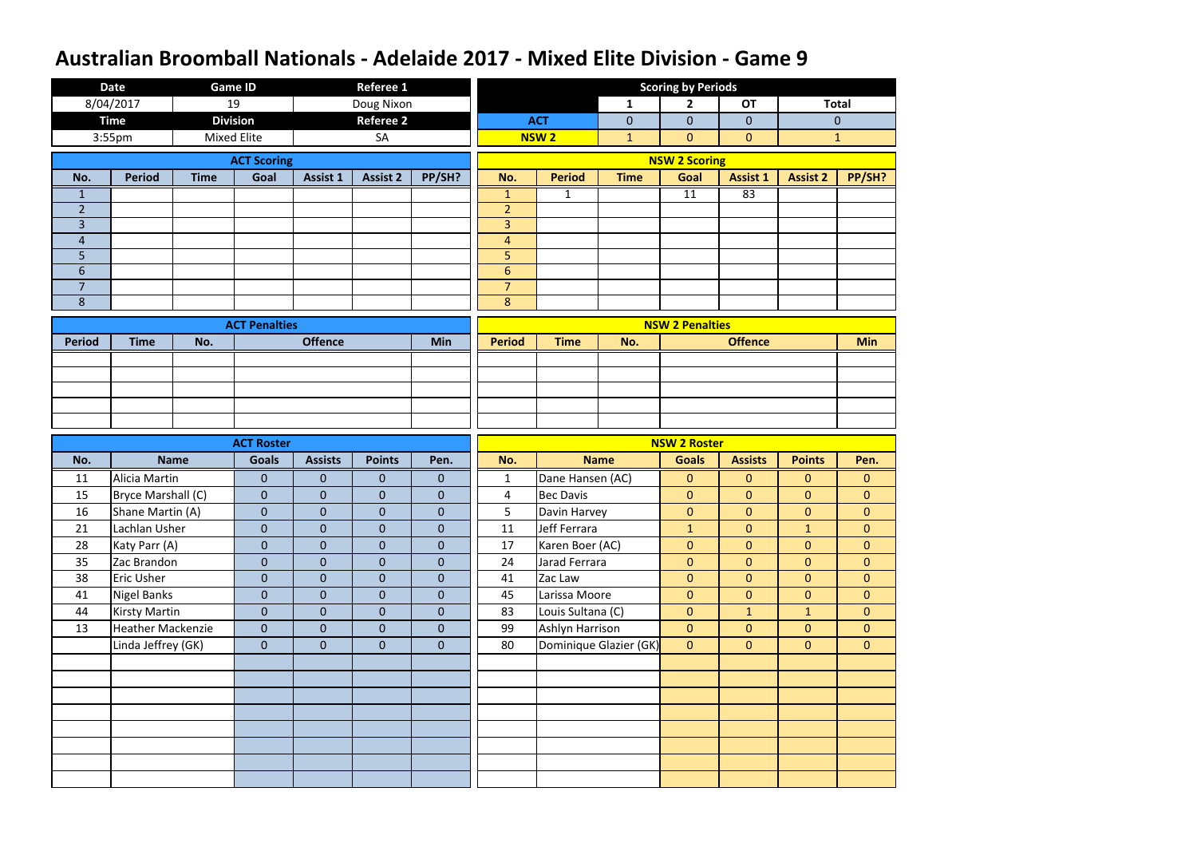# Australian Broomball Nationals - Adelaide 2017 - Mixed Elite Division - Game 9

| Date | Game ID | Referee 1 |
|---|---|---|
| 8/04/2017 | 19 | Doug Nixon |
| **Time** | **Division** | **Referee 2** |
| 3:55pm | Mixed Elite | SA |

| Scoring by Periods | 1 | 2 | OT | Total |
|---|---|---|---|---|
| ACT | 0 | 0 | 0 | 0 |
| NSW 2 | 1 | 0 | 0 | 1 |

## ACT Scoring

| No. | Period | Time | Goal | Assist 1 | Assist 2 | PP/SH? |
|---|---|---|---|---|---|---|
| 1 | | | | | | |
| 2 | | | | | | |
| 3 | | | | | | |
| 4 | | | | | | |
| 5 | | | | | | |
| 6 | | | | | | |
| 7 | | | | | | |
| 8 | | | | | | |

## NSW 2 Scoring

| No. | Period | Time | Goal | Assist 1 | Assist 2 | PP/SH? |
|---|---|---|---|---|---|---|
| 1 | 1 | | 11 | 83 | | |
| 2 | | | | | | |
| 3 | | | | | | |
| 4 | | | | | | |
| 5 | | | | | | |
| 6 | | | | | | |
| 7 | | | | | | |
| 8 | | | | | | |

## ACT Penalties

| Period | Time | No. | Offence | Min |
|---|---|---|---|---|
| | | | | |
| | | | | |
| | | | | |
| | | | | |
| | | | | |

## NSW 2 Penalties

| Period | Time | No. | Offence | Min |
|---|---|---|---|---|
| | | | | |
| | | | | |
| | | | | |
| | | | | |
| | | | | |

## ACT Roster

| No. | Name | Goals | Assists | Points | Pen. |
|---|---|---|---|---|---|
| 11 | Alicia Martin | 0 | 0 | 0 | 0 |
| 15 | Bryce Marshall (C) | 0 | 0 | 0 | 0 |
| 16 | Shane Martin (A) | 0 | 0 | 0 | 0 |
| 21 | Lachlan Usher | 0 | 0 | 0 | 0 |
| 28 | Katy Parr (A) | 0 | 0 | 0 | 0 |
| 35 | Zac Brandon | 0 | 0 | 0 | 0 |
| 38 | Eric Usher | 0 | 0 | 0 | 0 |
| 41 | Nigel Banks | 0 | 0 | 0 | 0 |
| 44 | Kirsty Martin | 0 | 0 | 0 | 0 |
| 13 | Heather Mackenzie | 0 | 0 | 0 | 0 |
| | Linda Jeffrey (GK) | 0 | 0 | 0 | 0 |

## NSW 2 Roster

| No. | Name | Goals | Assists | Points | Pen. |
|---|---|---|---|---|---|
| 1 | Dane Hansen (AC) | 0 | 0 | 0 | 0 |
| 4 | Bec Davis | 0 | 0 | 0 | 0 |
| 5 | Davin Harvey | 0 | 0 | 0 | 0 |
| 11 | Jeff Ferrara | 1 | 0 | 1 | 0 |
| 17 | Karen Boer (AC) | 0 | 0 | 0 | 0 |
| 24 | Jarad Ferrara | 0 | 0 | 0 | 0 |
| 41 | Zac Law | 0 | 0 | 0 | 0 |
| 45 | Larissa Moore | 0 | 0 | 0 | 0 |
| 83 | Louis Sultana (C) | 0 | 1 | 1 | 0 |
| 99 | Ashlyn Harrison | 0 | 0 | 0 | 0 |
| 80 | Dominique Glazier (GK) | 0 | 0 | 0 | 0 |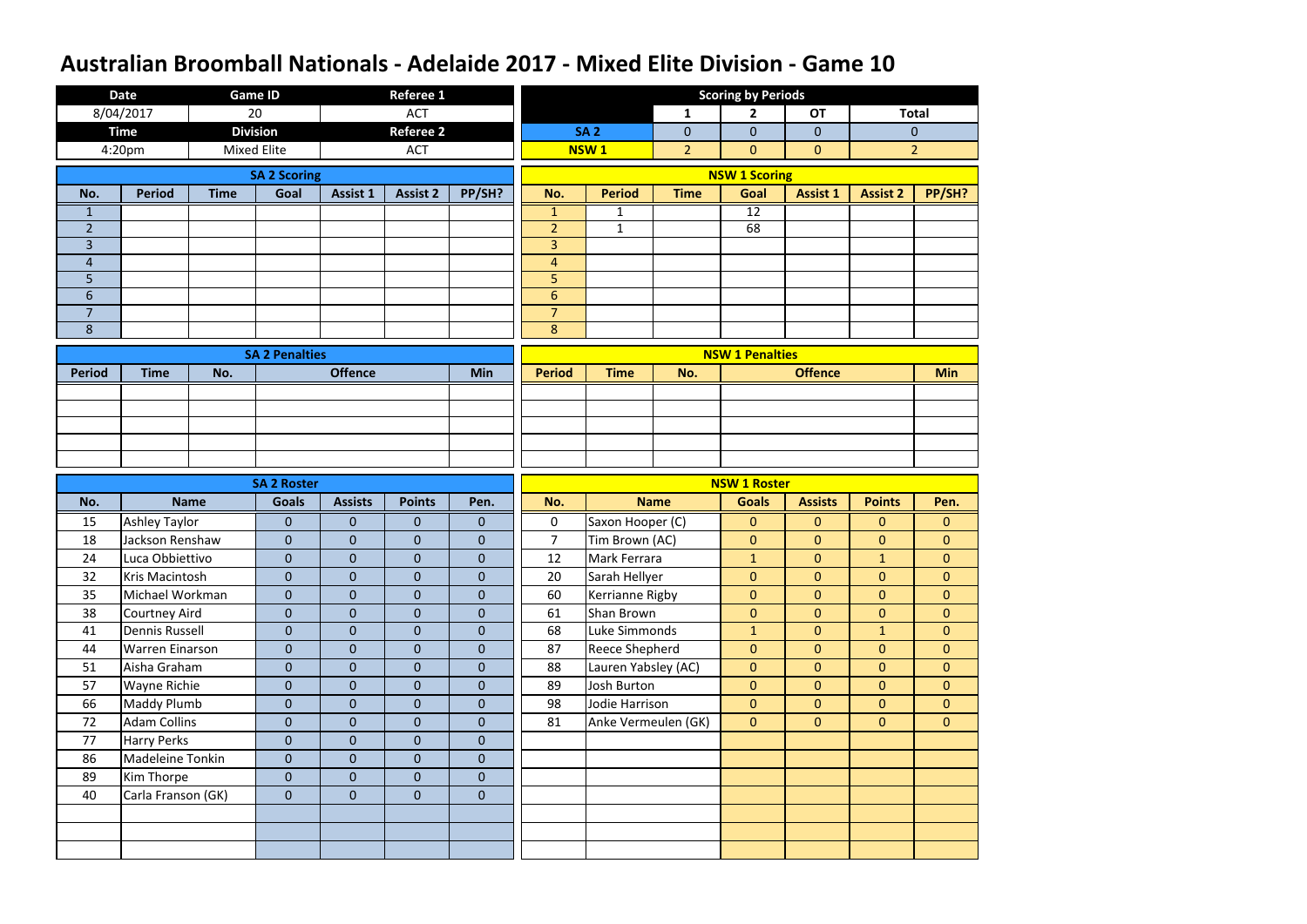# Australian Broomball Nationals - Adelaide 2017 - Mixed Elite Division - Game 10

| Date | Game ID | Referee 1 |
|---|---|---|
| 8/04/2017 | 20 | ACT |
| **Time** | **Division** | **Referee 2** |
| 4:20pm | Mixed Elite | ACT |

**Scoring by Periods**

| | 1 | 2 | OT | Total |
|---|---|---|---|---|
| SA 2 | 0 | 0 | 0 | 0 |
| NSW 1 | 2 | 0 | 0 | 2 |

**SA 2 Scoring**

| No. | Period | Time | Goal | Assist 1 | Assist 2 | PP/SH? |
|---|---|---|---|---|---|---|
| 1 | | | | | | |
| 2 | | | | | | |
| 3 | | | | | | |
| 4 | | | | | | |
| 5 | | | | | | |
| 6 | | | | | | |
| 7 | | | | | | |
| 8 | | | | | | |

**NSW 1 Scoring**

| No. | Period | Time | Goal | Assist 1 | Assist 2 | PP/SH? |
|---|---|---|---|---|---|---|
| 1 | 1 | | 12 | | | |
| 2 | 1 | | 68 | | | |
| 3 | | | | | | |
| 4 | | | | | | |
| 5 | | | | | | |
| 6 | | | | | | |
| 7 | | | | | | |
| 8 | | | | | | |

**SA 2 Penalties**

| Period | Time | No. | Offence | Min |
|---|---|---|---|---|
| | | | | |
| | | | | |
| | | | | |
| | | | | |
| | | | | |

**NSW 1 Penalties**

| Period | Time | No. | Offence | Min |
|---|---|---|---|---|
| | | | | |
| | | | | |
| | | | | |
| | | | | |
| | | | | |

**SA 2 Roster**

| No. | Name | Goals | Assists | Points | Pen. |
|---|---|---|---|---|---|
| 15 | Ashley Taylor | 0 | 0 | 0 | 0 |
| 18 | Jackson Renshaw | 0 | 0 | 0 | 0 |
| 24 | Luca Obbiettivo | 0 | 0 | 0 | 0 |
| 32 | Kris Macintosh | 0 | 0 | 0 | 0 |
| 35 | Michael Workman | 0 | 0 | 0 | 0 |
| 38 | Courtney Aird | 0 | 0 | 0 | 0 |
| 41 | Dennis Russell | 0 | 0 | 0 | 0 |
| 44 | Warren Einarson | 0 | 0 | 0 | 0 |
| 51 | Aisha Graham | 0 | 0 | 0 | 0 |
| 57 | Wayne Richie | 0 | 0 | 0 | 0 |
| 66 | Maddy Plumb | 0 | 0 | 0 | 0 |
| 72 | Adam Collins | 0 | 0 | 0 | 0 |
| 77 | Harry Perks | 0 | 0 | 0 | 0 |
| 86 | Madeleine Tonkin | 0 | 0 | 0 | 0 |
| 89 | Kim Thorpe | 0 | 0 | 0 | 0 |
| 40 | Carla Franson (GK) | 0 | 0 | 0 | 0 |
| | | | | | |
| | | | | | |
| | | | | | |

**NSW 1 Roster**

| No. | Name | Goals | Assists | Points | Pen. |
|---|---|---|---|---|---|
| 0 | Saxon Hooper (C) | 0 | 0 | 0 | 0 |
| 7 | Tim Brown (AC) | 0 | 0 | 0 | 0 |
| 12 | Mark Ferrara | 1 | 0 | 1 | 0 |
| 20 | Sarah Hellyer | 0 | 0 | 0 | 0 |
| 60 | Kerrianne Rigby | 0 | 0 | 0 | 0 |
| 61 | Shan Brown | 0 | 0 | 0 | 0 |
| 68 | Luke Simmonds | 1 | 0 | 1 | 0 |
| 87 | Reece Shepherd | 0 | 0 | 0 | 0 |
| 88 | Lauren Yabsley (AC) | 0 | 0 | 0 | 0 |
| 89 | Josh Burton | 0 | 0 | 0 | 0 |
| 98 | Jodie Harrison | 0 | 0 | 0 | 0 |
| 81 | Anke Vermeulen (GK) | 0 | 0 | 0 | 0 |
| | | | | | |
| | | | | | |
| | | | | | |
| | | | | | |
| | | | | | |
| | | | | | |
| | | | | | |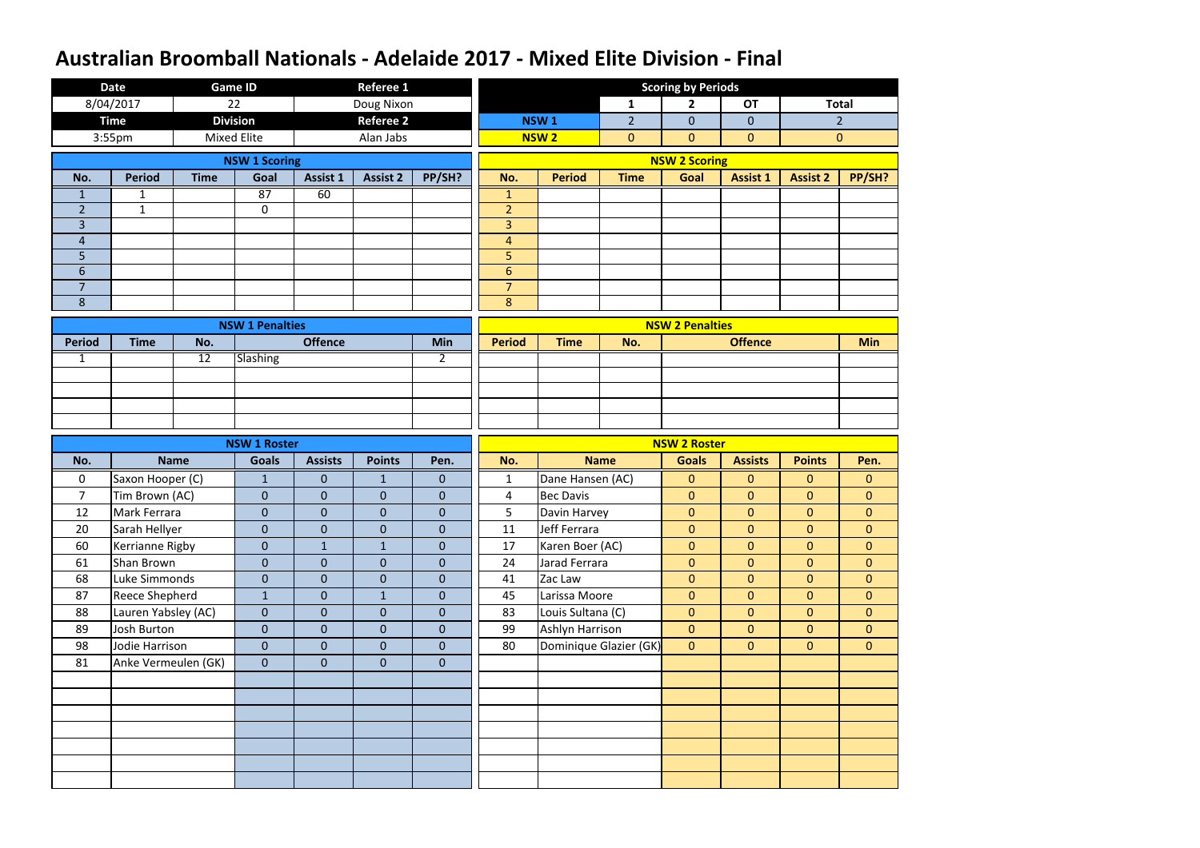# Australian Broomball Nationals - Adelaide 2017 - Mixed Elite Division - Final

| Date | Game ID | Referee 1 |
|---|---|---|
| 8/04/2017 | 22 | Doug Nixon |
| **Time** | **Division** | **Referee 2** |
| 3:55pm | Mixed Elite | Alan Jabs |

**Scoring by Periods**

| | 1 | 2 | OT | Total |
|---|---|---|---|---|
| NSW 1 | 2 | 0 | 0 | 2 |
| NSW 2 | 0 | 0 | 0 | 0 |

**NSW 1 Scoring**

| No. | Period | Time | Goal | Assist 1 | Assist 2 | PP/SH? |
|---|---|---|---|---|---|---|
| 1 | 1 | | 87 | 60 | | |
| 2 | 1 | | 0 | | | |
| 3 | | | | | | |
| 4 | | | | | | |
| 5 | | | | | | |
| 6 | | | | | | |
| 7 | | | | | | |
| 8 | | | | | | |

**NSW 2 Scoring**

| No. | Period | Time | Goal | Assist 1 | Assist 2 | PP/SH? |
|---|---|---|---|---|---|---|
| 1 | | | | | | |
| 2 | | | | | | |
| 3 | | | | | | |
| 4 | | | | | | |
| 5 | | | | | | |
| 6 | | | | | | |
| 7 | | | | | | |
| 8 | | | | | | |

**NSW 1 Penalties**

| Period | Time | No. | Offence | Min |
|---|---|---|---|---|
| 1 | | 12 | Slashing | 2 |

**NSW 2 Penalties**

| Period | Time | No. | Offence | Min |
|---|---|---|---|---|
| | | | | |

**NSW 1 Roster**

| No. | Name | Goals | Assists | Points | Pen. |
|---|---|---|---|---|---|
| 0 | Saxon Hooper (C) | 1 | 0 | 1 | 0 |
| 7 | Tim Brown (AC) | 0 | 0 | 0 | 0 |
| 12 | Mark Ferrara | 0 | 0 | 0 | 0 |
| 20 | Sarah Hellyer | 0 | 0 | 0 | 0 |
| 60 | Kerrianne Rigby | 0 | 1 | 1 | 0 |
| 61 | Shan Brown | 0 | 0 | 0 | 0 |
| 68 | Luke Simmonds | 0 | 0 | 0 | 0 |
| 87 | Reece Shepherd | 1 | 0 | 1 | 0 |
| 88 | Lauren Yabsley (AC) | 0 | 0 | 0 | 0 |
| 89 | Josh Burton | 0 | 0 | 0 | 0 |
| 98 | Jodie Harrison | 0 | 0 | 0 | 0 |
| 81 | Anke Vermeulen (GK) | 0 | 0 | 0 | 0 |

**NSW 2 Roster**

| No. | Name | Goals | Assists | Points | Pen. |
|---|---|---|---|---|---|
| 1 | Dane Hansen (AC) | 0 | 0 | 0 | 0 |
| 4 | Bec Davis | 0 | 0 | 0 | 0 |
| 5 | Davin Harvey | 0 | 0 | 0 | 0 |
| 11 | Jeff Ferrara | 0 | 0 | 0 | 0 |
| 17 | Karen Boer (AC) | 0 | 0 | 0 | 0 |
| 24 | Jarad Ferrara | 0 | 0 | 0 | 0 |
| 41 | Zac Law | 0 | 0 | 0 | 0 |
| 45 | Larissa Moore | 0 | 0 | 0 | 0 |
| 83 | Louis Sultana (C) | 0 | 0 | 0 | 0 |
| 99 | Ashlyn Harrison | 0 | 0 | 0 | 0 |
| 80 | Dominique Glazier (GK) | 0 | 0 | 0 | 0 |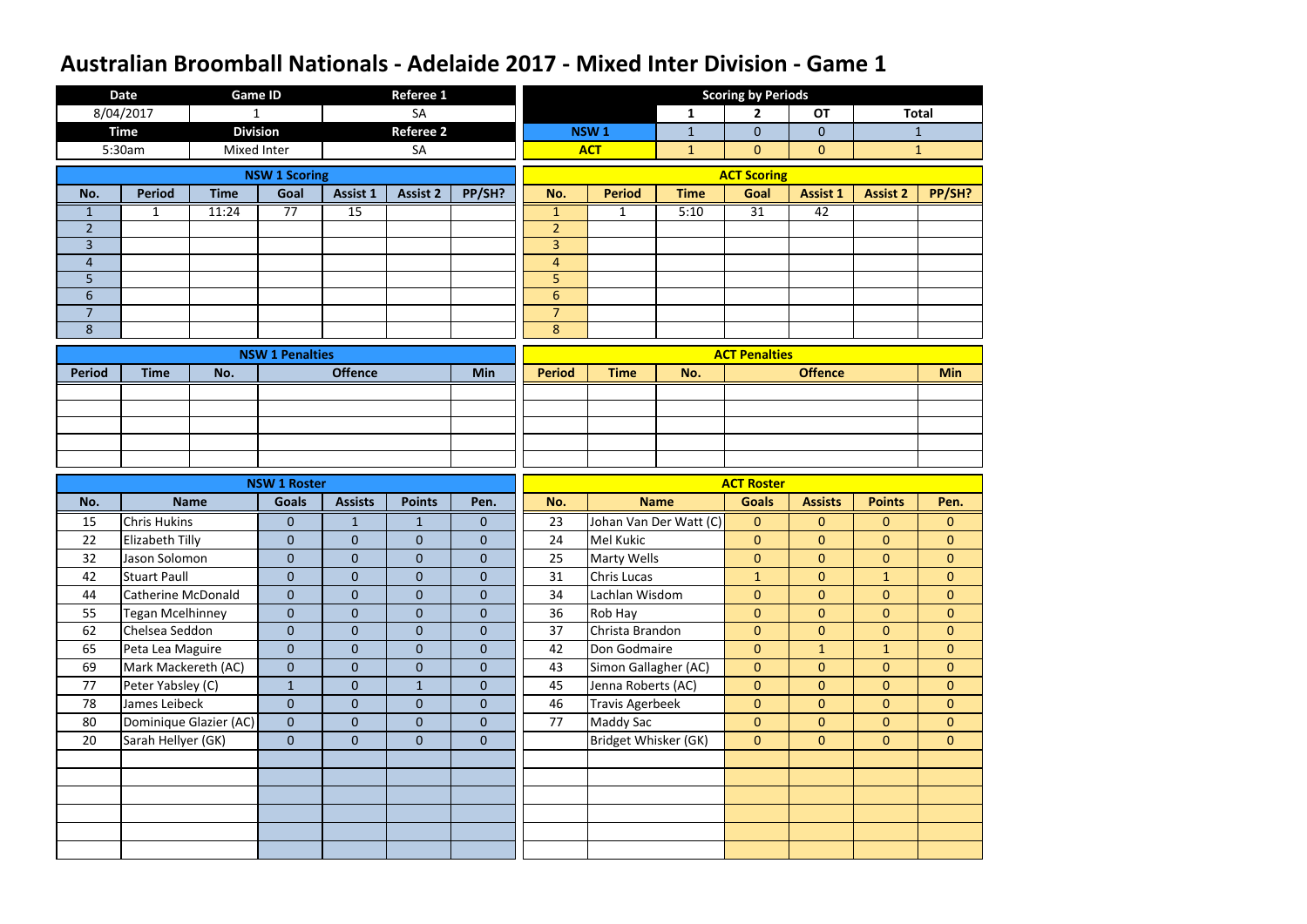# Australian Broomball Nationals - Adelaide 2017 - Mixed Inter Division - Game 1

| Date | Game ID | Referee 1 |
|---|---|---|
| 8/04/2017 | 1 | SA |
| **Time** | **Division** | **Referee 2** |
| 5:30am | Mixed Inter | SA |

| Scoring by Periods | 1 | 2 | OT | Total |
|---|---|---|---|---|
| NSW 1 | 1 | 0 | 0 | 1 |
| ACT | 1 | 0 | 0 | 1 |

## NSW 1 Scoring

| No. | Period | Time | Goal | Assist 1 | Assist 2 | PP/SH? |
|---|---|---|---|---|---|---|
| 1 | 1 | 11:24 | 77 | 15 | | |
| 2 | | | | | | |
| 3 | | | | | | |
| 4 | | | | | | |
| 5 | | | | | | |
| 6 | | | | | | |
| 7 | | | | | | |
| 8 | | | | | | |

## ACT Scoring

| No. | Period | Time | Goal | Assist 1 | Assist 2 | PP/SH? |
|---|---|---|---|---|---|---|
| 1 | 1 | 5:10 | 31 | 42 | | |
| 2 | | | | | | |
| 3 | | | | | | |
| 4 | | | | | | |
| 5 | | | | | | |
| 6 | | | | | | |
| 7 | | | | | | |
| 8 | | | | | | |

## NSW 1 Penalties

| Period | Time | No. | Offence | Min |
|---|---|---|---|---|
| | | | | |
| | | | | |
| | | | | |
| | | | | |
| | | | | |

## ACT Penalties

| Period | Time | No. | Offence | Min |
|---|---|---|---|---|
| | | | | |
| | | | | |
| | | | | |
| | | | | |
| | | | | |

## NSW 1 Roster

| No. | Name | Goals | Assists | Points | Pen. |
|---|---|---|---|---|---|
| 15 | Chris Hukins | 0 | 1 | 1 | 0 |
| 22 | Elizabeth Tilly | 0 | 0 | 0 | 0 |
| 32 | Jason Solomon | 0 | 0 | 0 | 0 |
| 42 | Stuart Paull | 0 | 0 | 0 | 0 |
| 44 | Catherine McDonald | 0 | 0 | 0 | 0 |
| 55 | Tegan Mcelhinney | 0 | 0 | 0 | 0 |
| 62 | Chelsea Seddon | 0 | 0 | 0 | 0 |
| 65 | Peta Lea Maguire | 0 | 0 | 0 | 0 |
| 69 | Mark Mackereth (AC) | 0 | 0 | 0 | 0 |
| 77 | Peter Yabsley (C) | 1 | 0 | 1 | 0 |
| 78 | James Leibeck | 0 | 0 | 0 | 0 |
| 80 | Dominique Glazier (AC) | 0 | 0 | 0 | 0 |
| 20 | Sarah Hellyer (GK) | 0 | 0 | 0 | 0 |

## ACT Roster

| No. | Name | Goals | Assists | Points | Pen. |
|---|---|---|---|---|---|
| 23 | Johan Van Der Watt (C) | 0 | 0 | 0 | 0 |
| 24 | Mel Kukic | 0 | 0 | 0 | 0 |
| 25 | Marty Wells | 0 | 0 | 0 | 0 |
| 31 | Chris Lucas | 1 | 0 | 1 | 0 |
| 34 | Lachlan Wisdom | 0 | 0 | 0 | 0 |
| 36 | Rob Hay | 0 | 0 | 0 | 0 |
| 37 | Christa Brandon | 0 | 0 | 0 | 0 |
| 42 | Don Godmaire | 0 | 1 | 1 | 0 |
| 43 | Simon Gallagher (AC) | 0 | 0 | 0 | 0 |
| 45 | Jenna Roberts (AC) | 0 | 0 | 0 | 0 |
| 46 | Travis Agerbeek | 0 | 0 | 0 | 0 |
| 77 | Maddy Sac | 0 | 0 | 0 | 0 |
| | Bridget Whisker (GK) | 0 | 0 | 0 | 0 |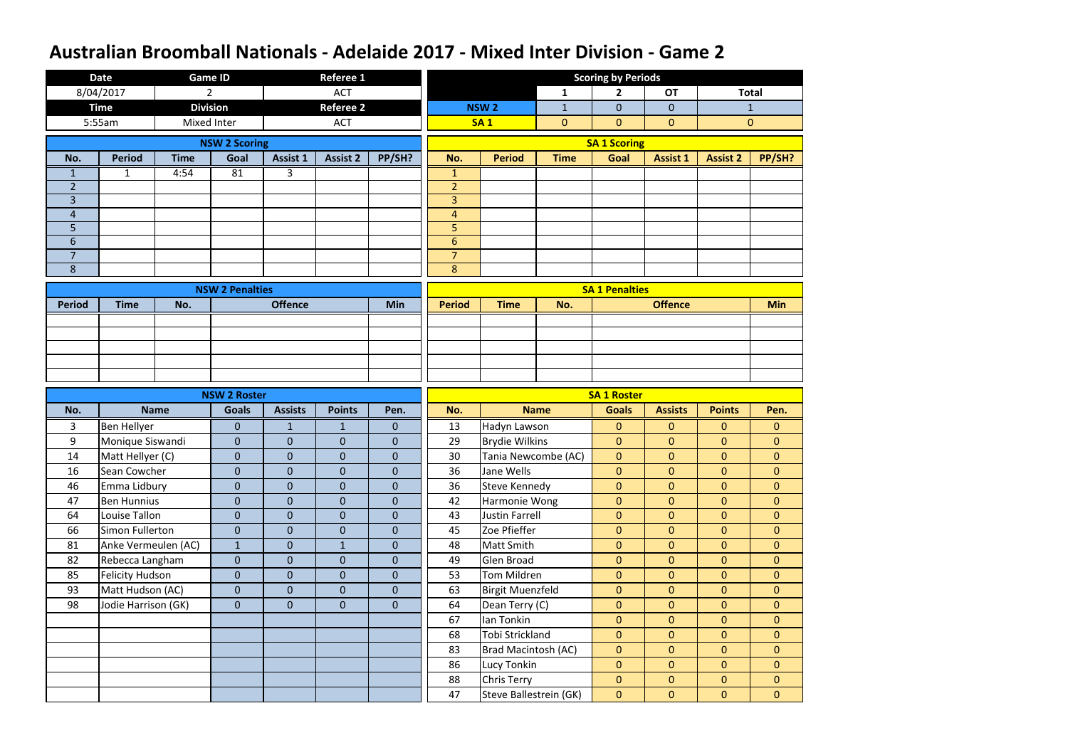# Australian Broomball Nationals - Adelaide 2017 - Mixed Inter Division - Game 2

| Date | Game ID | Referee 1 |
|---|---|---|
| 8/04/2017 | 2 | ACT |
| **Time** | **Division** | **Referee 2** |
| 5:55am | Mixed Inter | ACT |

**Scoring by Periods**

| | 1 | 2 | OT | Total |
|---|---|---|---|---|
| NSW 2 | 1 | 0 | 0 | 1 |
| SA 1 | 0 | 0 | 0 | 0 |

**NSW 2 Scoring**

| No. | Period | Time | Goal | Assist 1 | Assist 2 | PP/SH? |
|---|---|---|---|---|---|---|
| 1 | 1 | 4:54 | 81 | 3 | | |
| 2 | | | | | | |
| 3 | | | | | | |
| 4 | | | | | | |
| 5 | | | | | | |
| 6 | | | | | | |
| 7 | | | | | | |
| 8 | | | | | | |

**SA 1 Scoring**

| No. | Period | Time | Goal | Assist 1 | Assist 2 | PP/SH? |
|---|---|---|---|---|---|---|
| 1 | | | | | | |
| 2 | | | | | | |
| 3 | | | | | | |
| 4 | | | | | | |
| 5 | | | | | | |
| 6 | | | | | | |
| 7 | | | | | | |
| 8 | | | | | | |

**NSW 2 Penalties**

| Period | Time | No. | Offence | Min |
|---|---|---|---|---|
| | | | | |

**SA 1 Penalties**

| Period | Time | No. | Offence | Min |
|---|---|---|---|---|
| | | | | |

**NSW 2 Roster**

| No. | Name | Goals | Assists | Points | Pen. |
|---|---|---|---|---|---|
| 3 | Ben Hellyer | 0 | 1 | 1 | 0 |
| 9 | Monique Siswandi | 0 | 0 | 0 | 0 |
| 14 | Matt Hellyer (C) | 0 | 0 | 0 | 0 |
| 16 | Sean Cowcher | 0 | 0 | 0 | 0 |
| 46 | Emma Lidbury | 0 | 0 | 0 | 0 |
| 47 | Ben Hunnius | 0 | 0 | 0 | 0 |
| 64 | Louise Tallon | 0 | 0 | 0 | 0 |
| 66 | Simon Fullerton | 0 | 0 | 0 | 0 |
| 81 | Anke Vermeulen (AC) | 1 | 0 | 1 | 0 |
| 82 | Rebecca Langham | 0 | 0 | 0 | 0 |
| 85 | Felicity Hudson | 0 | 0 | 0 | 0 |
| 93 | Matt Hudson (AC) | 0 | 0 | 0 | 0 |
| 98 | Jodie Harrison (GK) | 0 | 0 | 0 | 0 |

**SA 1 Roster**

| No. | Name | Goals | Assists | Points | Pen. |
|---|---|---|---|---|---|
| 13 | Hadyn Lawson | 0 | 0 | 0 | 0 |
| 29 | Brydie Wilkins | 0 | 0 | 0 | 0 |
| 30 | Tania Newcombe (AC) | 0 | 0 | 0 | 0 |
| 36 | Jane Wells | 0 | 0 | 0 | 0 |
| 36 | Steve Kennedy | 0 | 0 | 0 | 0 |
| 42 | Harmonie Wong | 0 | 0 | 0 | 0 |
| 43 | Justin Farrell | 0 | 0 | 0 | 0 |
| 45 | Zoe Pfieffer | 0 | 0 | 0 | 0 |
| 48 | Matt Smith | 0 | 0 | 0 | 0 |
| 49 | Glen Broad | 0 | 0 | 0 | 0 |
| 53 | Tom Mildren | 0 | 0 | 0 | 0 |
| 63 | Birgit Muenzfeld | 0 | 0 | 0 | 0 |
| 64 | Dean Terry (C) | 0 | 0 | 0 | 0 |
| 67 | Ian Tonkin | 0 | 0 | 0 | 0 |
| 68 | Tobi Strickland | 0 | 0 | 0 | 0 |
| 83 | Brad Macintosh (AC) | 0 | 0 | 0 | 0 |
| 86 | Lucy Tonkin | 0 | 0 | 0 | 0 |
| 88 | Chris Terry | 0 | 0 | 0 | 0 |
| 47 | Steve Ballestrein (GK) | 0 | 0 | 0 | 0 |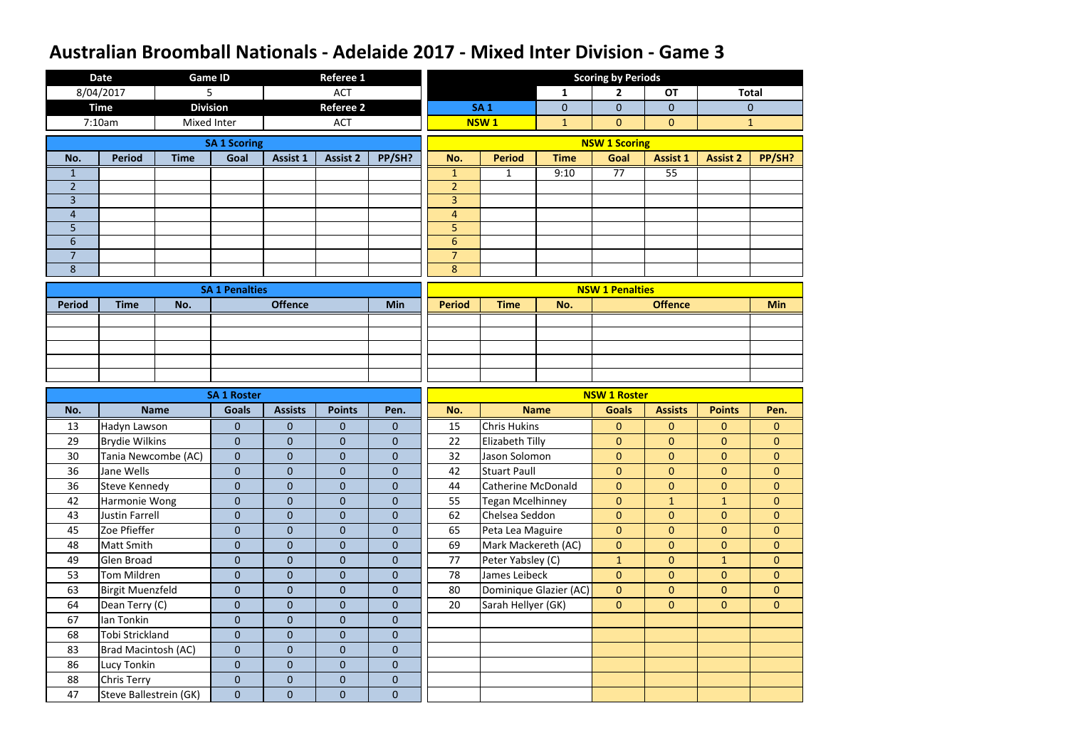# Australian Broomball Nationals - Adelaide 2017 - Mixed Inter Division - Game 3

| Date | Game ID | Referee 1 |
|---|---|---|
| 8/04/2017 | 5 | ACT |
| **Time** | **Division** | **Referee 2** |
| 7:10am | Mixed Inter | ACT |

**Scoring by Periods**

| | 1 | 2 | OT | Total |
|---|---|---|---|---|
| SA 1 | 0 | 0 | 0 | 0 |
| NSW 1 | 1 | 0 | 0 | 1 |

**SA 1 Scoring**

| No. | Period | Time | Goal | Assist 1 | Assist 2 | PP/SH? |
|---|---|---|---|---|---|---|
| 1 | | | | | | |
| 2 | | | | | | |
| 3 | | | | | | |
| 4 | | | | | | |
| 5 | | | | | | |
| 6 | | | | | | |
| 7 | | | | | | |
| 8 | | | | | | |

**NSW 1 Scoring**

| No. | Period | Time | Goal | Assist 1 | Assist 2 | PP/SH? |
|---|---|---|---|---|---|---|
| 1 | 1 | 9:10 | 77 | 55 | | |
| 2 | | | | | | |
| 3 | | | | | | |
| 4 | | | | | | |
| 5 | | | | | | |
| 6 | | | | | | |
| 7 | | | | | | |
| 8 | | | | | | |

**SA 1 Penalties**

| Period | Time | No. | Offence | Min |
|---|---|---|---|---|
| | | | | |
| | | | | |
| | | | | |
| | | | | |
| | | | | |

**NSW 1 Penalties**

| Period | Time | No. | Offence | Min |
|---|---|---|---|---|
| | | | | |
| | | | | |
| | | | | |
| | | | | |
| | | | | |

**SA 1 Roster**

| No. | Name | Goals | Assists | Points | Pen. |
|---|---|---|---|---|---|
| 13 | Hadyn Lawson | 0 | 0 | 0 | 0 |
| 29 | Brydie Wilkins | 0 | 0 | 0 | 0 |
| 30 | Tania Newcombe (AC) | 0 | 0 | 0 | 0 |
| 36 | Jane Wells | 0 | 0 | 0 | 0 |
| 36 | Steve Kennedy | 0 | 0 | 0 | 0 |
| 42 | Harmonie Wong | 0 | 0 | 0 | 0 |
| 43 | Justin Farrell | 0 | 0 | 0 | 0 |
| 45 | Zoe Pfieffer | 0 | 0 | 0 | 0 |
| 48 | Matt Smith | 0 | 0 | 0 | 0 |
| 49 | Glen Broad | 0 | 0 | 0 | 0 |
| 53 | Tom Mildren | 0 | 0 | 0 | 0 |
| 63 | Birgit Muenzfeld | 0 | 0 | 0 | 0 |
| 64 | Dean Terry (C) | 0 | 0 | 0 | 0 |
| 67 | Ian Tonkin | 0 | 0 | 0 | 0 |
| 68 | Tobi Strickland | 0 | 0 | 0 | 0 |
| 83 | Brad Macintosh (AC) | 0 | 0 | 0 | 0 |
| 86 | Lucy Tonkin | 0 | 0 | 0 | 0 |
| 88 | Chris Terry | 0 | 0 | 0 | 0 |
| 47 | Steve Ballestrein (GK) | 0 | 0 | 0 | 0 |

**NSW 1 Roster**

| No. | Name | Goals | Assists | Points | Pen. |
|---|---|---|---|---|---|
| 15 | Chris Hukins | 0 | 0 | 0 | 0 |
| 22 | Elizabeth Tilly | 0 | 0 | 0 | 0 |
| 32 | Jason Solomon | 0 | 0 | 0 | 0 |
| 42 | Stuart Paull | 0 | 0 | 0 | 0 |
| 44 | Catherine McDonald | 0 | 0 | 0 | 0 |
| 55 | Tegan Mcelhinney | 0 | 1 | 1 | 0 |
| 62 | Chelsea Seddon | 0 | 0 | 0 | 0 |
| 65 | Peta Lea Maguire | 0 | 0 | 0 | 0 |
| 69 | Mark Mackereth (AC) | 0 | 0 | 0 | 0 |
| 77 | Peter Yabsley (C) | 1 | 0 | 1 | 0 |
| 78 | James Leibeck | 0 | 0 | 0 | 0 |
| 80 | Dominique Glazier (AC) | 0 | 0 | 0 | 0 |
| 20 | Sarah Hellyer (GK) | 0 | 0 | 0 | 0 |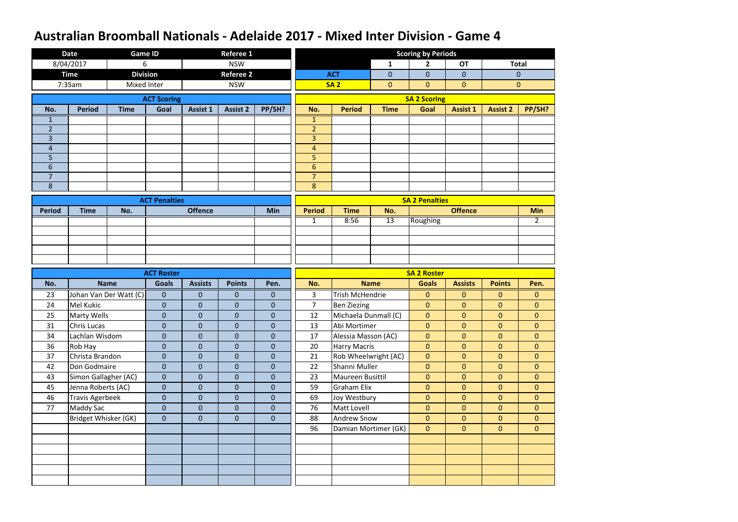# Australian Broomball Nationals - Adelaide 2017 - Mixed Inter Division - Game 4

| Date | Game ID | Referee 1 |
|---|---|---|
| 8/04/2017 | 6 | NSW |
| **Time** | **Division** | **Referee 2** |
| 7:35am | Mixed Inter | NSW |

## Scoring by Periods

| | 1 | 2 | OT | Total |
|---|---|---|---|---|
| ACT | 0 | 0 | 0 | 0 |
| SA 2 | 0 | 0 | 0 | 0 |

## ACT Scoring

| No. | Period | Time | Goal | Assist 1 | Assist 2 | PP/SH? |
|---|---|---|---|---|---|---|
| 1 | | | | | | |
| 2 | | | | | | |
| 3 | | | | | | |
| 4 | | | | | | |
| 5 | | | | | | |
| 6 | | | | | | |
| 7 | | | | | | |
| 8 | | | | | | |

## SA 2 Scoring

| No. | Period | Time | Goal | Assist 1 | Assist 2 | PP/SH? |
|---|---|---|---|---|---|---|
| 1 | | | | | | |
| 2 | | | | | | |
| 3 | | | | | | |
| 4 | | | | | | |
| 5 | | | | | | |
| 6 | | | | | | |
| 7 | | | | | | |
| 8 | | | | | | |

## ACT Penalties

| Period | Time | No. | Offence | Min |
|---|---|---|---|---|
| | | | | |
| | | | | |
| | | | | |
| | | | | |
| | | | | |

## SA 2 Penalties

| Period | Time | No. | Offence | Min |
|---|---|---|---|---|
| 1 | 8:56 | 13 | Roughing | 2 |
| | | | | |
| | | | | |
| | | | | |
| | | | | |

## ACT Roster

| No. | Name | Goals | Assists | Points | Pen. |
|---|---|---|---|---|---|
| 23 | Johan Van Der Watt (C) | 0 | 0 | 0 | 0 |
| 24 | Mel Kukic | 0 | 0 | 0 | 0 |
| 25 | Marty Wells | 0 | 0 | 0 | 0 |
| 31 | Chris Lucas | 0 | 0 | 0 | 0 |
| 34 | Lachlan Wisdom | 0 | 0 | 0 | 0 |
| 36 | Rob Hay | 0 | 0 | 0 | 0 |
| 37 | Christa Brandon | 0 | 0 | 0 | 0 |
| 42 | Don Godmaire | 0 | 0 | 0 | 0 |
| 43 | Simon Gallagher (AC) | 0 | 0 | 0 | 0 |
| 45 | Jenna Roberts (AC) | 0 | 0 | 0 | 0 |
| 46 | Travis Agerbeek | 0 | 0 | 0 | 0 |
| 77 | Maddy Sac | 0 | 0 | 0 | 0 |
| | Bridget Whisker (GK) | 0 | 0 | 0 | 0 |

## SA 2 Roster

| No. | Name | Goals | Assists | Points | Pen. |
|---|---|---|---|---|---|
| 3 | Trish McHendrie | 0 | 0 | 0 | 0 |
| 7 | Ben Ziezing | 0 | 0 | 0 | 0 |
| 12 | Michaela Dunmall (C) | 0 | 0 | 0 | 0 |
| 13 | Abi Mortimer | 0 | 0 | 0 | 0 |
| 17 | Alessia Masson (AC) | 0 | 0 | 0 | 0 |
| 20 | Harry Macris | 0 | 0 | 0 | 0 |
| 21 | Rob Wheelwright (AC) | 0 | 0 | 0 | 0 |
| 22 | Shanni Muller | 0 | 0 | 0 | 0 |
| 23 | Maureen Busittil | 0 | 0 | 0 | 0 |
| 59 | Graham Elix | 0 | 0 | 0 | 0 |
| 69 | Joy Westbury | 0 | 0 | 0 | 0 |
| 76 | Matt Lovell | 0 | 0 | 0 | 0 |
| 88 | Andrew Snow | 0 | 0 | 0 | 0 |
| 96 | Damian Mortimer (GK) | 0 | 0 | 0 | 0 |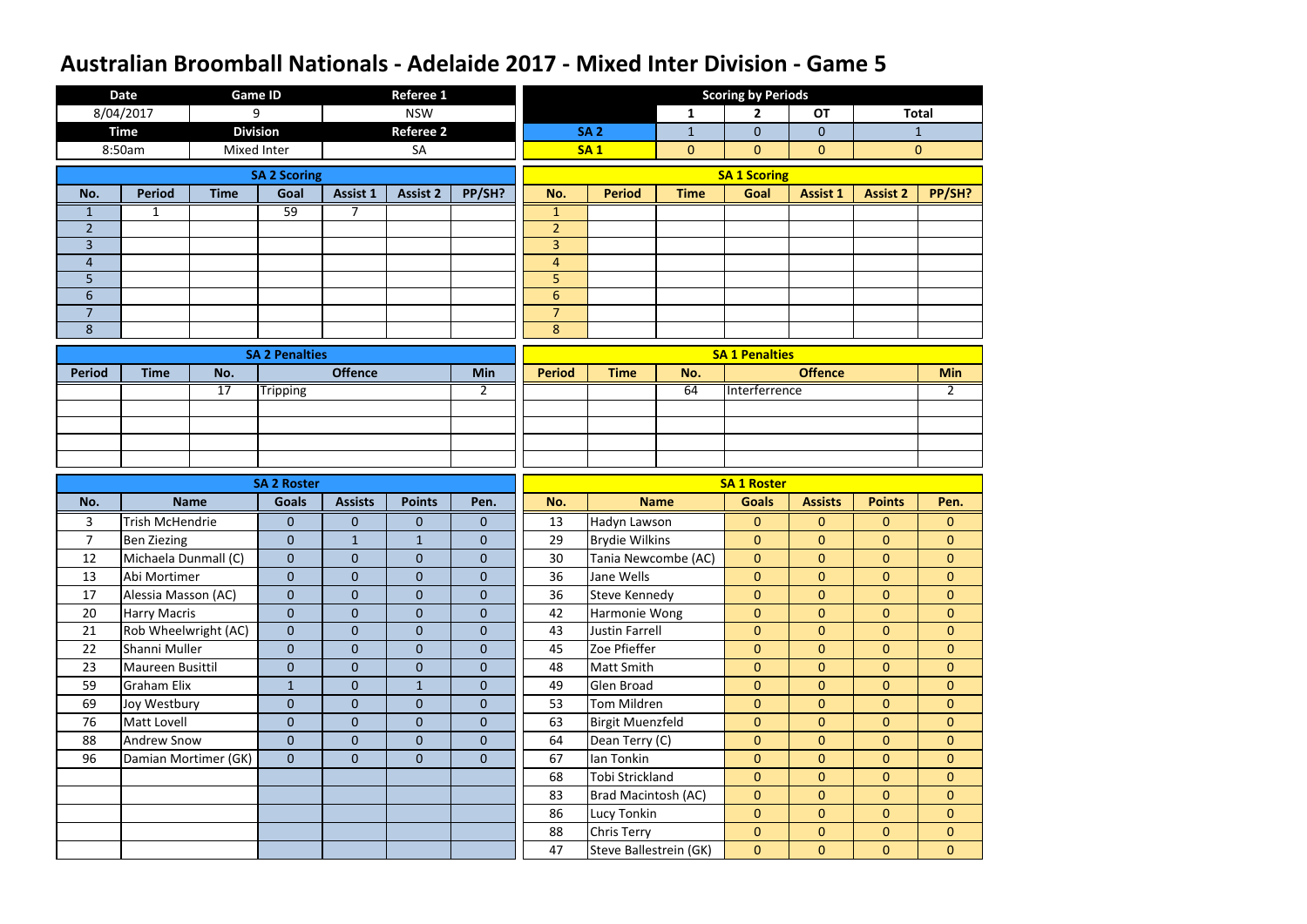# Australian Broomball Nationals - Adelaide 2017 - Mixed Inter Division - Game 5

| Date | Game ID | Referee 1 |
|---|---|---|
| 8/04/2017 | 9 | NSW |
| **Time** | **Division** | **Referee 2** |
| 8:50am | Mixed Inter | SA |

## Scoring by Periods

| | 1 | 2 | OT | Total |
|---|---|---|---|---|
| SA 2 | 1 | 0 | 0 | 1 |
| SA 1 | 0 | 0 | 0 | 0 |

## SA 2 Scoring

| No. | Period | Time | Goal | Assist 1 | Assist 2 | PP/SH? |
|---|---|---|---|---|---|---|
| 1 | 1 | | 59 | 7 | | |
| 2 | | | | | | |
| 3 | | | | | | |
| 4 | | | | | | |
| 5 | | | | | | |
| 6 | | | | | | |
| 7 | | | | | | |
| 8 | | | | | | |

## SA 1 Scoring

| No. | Period | Time | Goal | Assist 1 | Assist 2 | PP/SH? |
|---|---|---|---|---|---|---|
| 1 | | | | | | |
| 2 | | | | | | |
| 3 | | | | | | |
| 4 | | | | | | |
| 5 | | | | | | |
| 6 | | | | | | |
| 7 | | | | | | |
| 8 | | | | | | |

## SA 2 Penalties

| Period | Time | No. | Offence | Min |
|---|---|---|---|---|
| | | 17 | Tripping | 2 |
| | | | | |
| | | | | |
| | | | | |
| | | | | |

## SA 1 Penalties

| Period | Time | No. | Offence | Min |
|---|---|---|---|---|
| | | 64 | Interferrence | 2 |
| | | | | |
| | | | | |
| | | | | |
| | | | | |

## SA 2 Roster

| No. | Name | Goals | Assists | Points | Pen. |
|---|---|---|---|---|---|
| 3 | Trish McHendrie | 0 | 0 | 0 | 0 |
| 7 | Ben Ziezing | 0 | 1 | 1 | 0 |
| 12 | Michaela Dunmall (C) | 0 | 0 | 0 | 0 |
| 13 | Abi Mortimer | 0 | 0 | 0 | 0 |
| 17 | Alessia Masson (AC) | 0 | 0 | 0 | 0 |
| 20 | Harry Macris | 0 | 0 | 0 | 0 |
| 21 | Rob Wheelwright (AC) | 0 | 0 | 0 | 0 |
| 22 | Shanni Muller | 0 | 0 | 0 | 0 |
| 23 | Maureen Busittil | 0 | 0 | 0 | 0 |
| 59 | Graham Elix | 1 | 0 | 1 | 0 |
| 69 | Joy Westbury | 0 | 0 | 0 | 0 |
| 76 | Matt Lovell | 0 | 0 | 0 | 0 |
| 88 | Andrew Snow | 0 | 0 | 0 | 0 |
| 96 | Damian Mortimer (GK) | 0 | 0 | 0 | 0 |

## SA 1 Roster

| No. | Name | Goals | Assists | Points | Pen. |
|---|---|---|---|---|---|
| 13 | Hadyn Lawson | 0 | 0 | 0 | 0 |
| 29 | Brydie Wilkins | 0 | 0 | 0 | 0 |
| 30 | Tania Newcombe (AC) | 0 | 0 | 0 | 0 |
| 36 | Jane Wells | 0 | 0 | 0 | 0 |
| 36 | Steve Kennedy | 0 | 0 | 0 | 0 |
| 42 | Harmonie Wong | 0 | 0 | 0 | 0 |
| 43 | Justin Farrell | 0 | 0 | 0 | 0 |
| 45 | Zoe Pfieffer | 0 | 0 | 0 | 0 |
| 48 | Matt Smith | 0 | 0 | 0 | 0 |
| 49 | Glen Broad | 0 | 0 | 0 | 0 |
| 53 | Tom Mildren | 0 | 0 | 0 | 0 |
| 63 | Birgit Muenzfeld | 0 | 0 | 0 | 0 |
| 64 | Dean Terry (C) | 0 | 0 | 0 | 0 |
| 67 | Ian Tonkin | 0 | 0 | 0 | 0 |
| 68 | Tobi Strickland | 0 | 0 | 0 | 0 |
| 83 | Brad Macintosh (AC) | 0 | 0 | 0 | 0 |
| 86 | Lucy Tonkin | 0 | 0 | 0 | 0 |
| 88 | Chris Terry | 0 | 0 | 0 | 0 |
| 47 | Steve Ballestrein (GK) | 0 | 0 | 0 | 0 |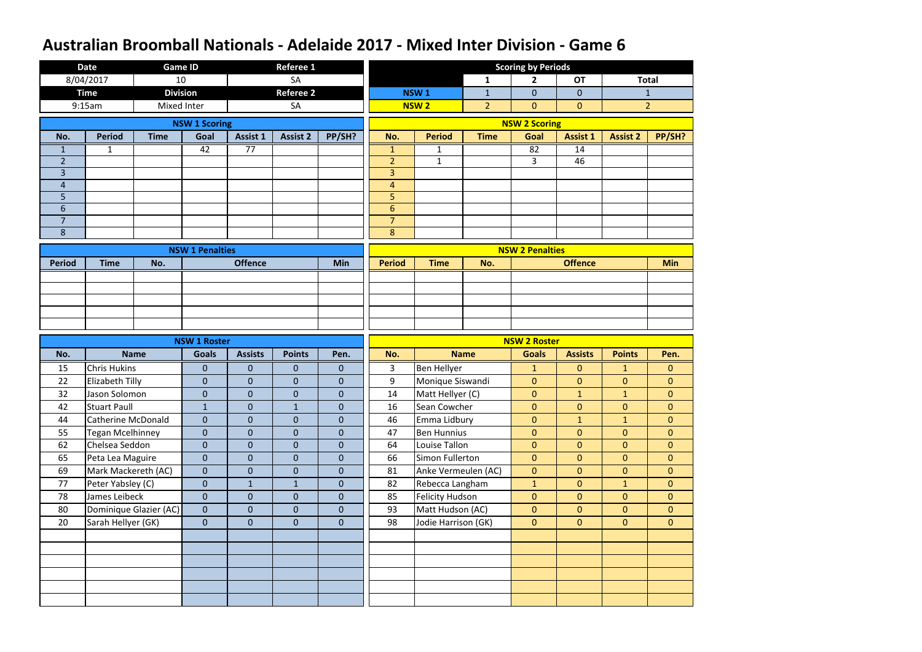# Australian Broomball Nationals - Adelaide 2017 - Mixed Inter Division - Game 6

| Date | Game ID | Referee 1 |
|---|---|---|
| 8/04/2017 | 10 | SA |
| **Time** | **Division** | **Referee 2** |
| 9:15am | Mixed Inter | SA |

**Scoring by Periods**

| | 1 | 2 | OT | Total |
|---|---|---|---|---|
| NSW 1 | 1 | 0 | 0 | 1 |
| NSW 2 | 2 | 0 | 0 | 2 |

**NSW 1 Scoring**

| No. | Period | Time | Goal | Assist 1 | Assist 2 | PP/SH? |
|---|---|---|---|---|---|---|
| 1 | 1 | | 42 | 77 | | |
| 2 | | | | | | |
| 3 | | | | | | |
| 4 | | | | | | |
| 5 | | | | | | |
| 6 | | | | | | |
| 7 | | | | | | |
| 8 | | | | | | |

**NSW 2 Scoring**

| No. | Period | Time | Goal | Assist 1 | Assist 2 | PP/SH? |
|---|---|---|---|---|---|---|
| 1 | 1 | | 82 | 14 | | |
| 2 | 1 | | 3 | 46 | | |
| 3 | | | | | | |
| 4 | | | | | | |
| 5 | | | | | | |
| 6 | | | | | | |
| 7 | | | | | | |
| 8 | | | | | | |

**NSW 1 Penalties**

| Period | Time | No. | Offence | Min |
|---|---|---|---|---|
| | | | | |
| | | | | |
| | | | | |
| | | | | |
| | | | | |

**NSW 2 Penalties**

| Period | Time | No. | Offence | Min |
|---|---|---|---|---|
| | | | | |
| | | | | |
| | | | | |
| | | | | |
| | | | | |

**NSW 1 Roster**

| No. | Name | Goals | Assists | Points | Pen. |
|---|---|---|---|---|---|
| 15 | Chris Hukins | 0 | 0 | 0 | 0 |
| 22 | Elizabeth Tilly | 0 | 0 | 0 | 0 |
| 32 | Jason Solomon | 0 | 0 | 0 | 0 |
| 42 | Stuart Paull | 1 | 0 | 1 | 0 |
| 44 | Catherine McDonald | 0 | 0 | 0 | 0 |
| 55 | Tegan Mcelhinney | 0 | 0 | 0 | 0 |
| 62 | Chelsea Seddon | 0 | 0 | 0 | 0 |
| 65 | Peta Lea Maguire | 0 | 0 | 0 | 0 |
| 69 | Mark Mackereth (AC) | 0 | 0 | 0 | 0 |
| 77 | Peter Yabsley (C) | 0 | 1 | 1 | 0 |
| 78 | James Leibeck | 0 | 0 | 0 | 0 |
| 80 | Dominique Glazier (AC) | 0 | 0 | 0 | 0 |
| 20 | Sarah Hellyer (GK) | 0 | 0 | 0 | 0 |
| | | | | | |
| | | | | | |
| | | | | | |
| | | | | | |
| | | | | | |
| | | | | | |

**NSW 2 Roster**

| No. | Name | Goals | Assists | Points | Pen. |
|---|---|---|---|---|---|
| 3 | Ben Hellyer | 1 | 0 | 1 | 0 |
| 9 | Monique Siswandi | 0 | 0 | 0 | 0 |
| 14 | Matt Hellyer (C) | 0 | 1 | 1 | 0 |
| 16 | Sean Cowcher | 0 | 0 | 0 | 0 |
| 46 | Emma Lidbury | 0 | 1 | 1 | 0 |
| 47 | Ben Hunnius | 0 | 0 | 0 | 0 |
| 64 | Louise Tallon | 0 | 0 | 0 | 0 |
| 66 | Simon Fullerton | 0 | 0 | 0 | 0 |
| 81 | Anke Vermeulen (AC) | 0 | 0 | 0 | 0 |
| 82 | Rebecca Langham | 1 | 0 | 1 | 0 |
| 85 | Felicity Hudson | 0 | 0 | 0 | 0 |
| 93 | Matt Hudson (AC) | 0 | 0 | 0 | 0 |
| 98 | Jodie Harrison (GK) | 0 | 0 | 0 | 0 |
| | | | | | |
| | | | | | |
| | | | | | |
| | | | | | |
| | | | | | |
| | | | | | |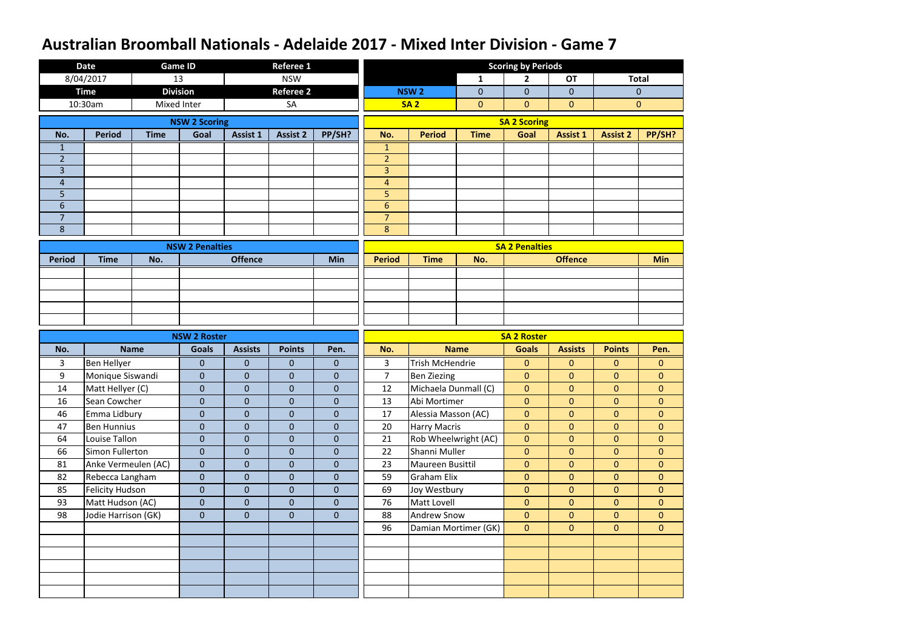# Australian Broomball Nationals - Adelaide 2017 - Mixed Inter Division - Game 7

| Date | Game ID | Referee 1 |
|---|---|---|
| 8/04/2017 | 13 | NSW |
| **Time** | **Division** | **Referee 2** |
| 10:30am | Mixed Inter | SA |

**Scoring by Periods**

| | 1 | 2 | OT | Total |
|---|---|---|---|---|
| NSW 2 | 0 | 0 | 0 | 0 |
| SA 2 | 0 | 0 | 0 | 0 |

**NSW 2 Scoring**

| No. | Period | Time | Goal | Assist 1 | Assist 2 | PP/SH? |
|---|---|---|---|---|---|---|
| 1 | | | | | | |
| 2 | | | | | | |
| 3 | | | | | | |
| 4 | | | | | | |
| 5 | | | | | | |
| 6 | | | | | | |
| 7 | | | | | | |
| 8 | | | | | | |

**SA 2 Scoring**

| No. | Period | Time | Goal | Assist 1 | Assist 2 | PP/SH? |
|---|---|---|---|---|---|---|
| 1 | | | | | | |
| 2 | | | | | | |
| 3 | | | | | | |
| 4 | | | | | | |
| 5 | | | | | | |
| 6 | | | | | | |
| 7 | | | | | | |
| 8 | | | | | | |

**NSW 2 Penalties**

| Period | Time | No. | Offence | Min |
|---|---|---|---|---|
| | | | | |
| | | | | |
| | | | | |
| | | | | |
| | | | | |

**SA 2 Penalties**

| Period | Time | No. | Offence | Min |
|---|---|---|---|---|
| | | | | |
| | | | | |
| | | | | |
| | | | | |
| | | | | |

**NSW 2 Roster**

| No. | Name | Goals | Assists | Points | Pen. |
|---|---|---|---|---|---|
| 3 | Ben Hellyer | 0 | 0 | 0 | 0 |
| 9 | Monique Siswandi | 0 | 0 | 0 | 0 |
| 14 | Matt Hellyer (C) | 0 | 0 | 0 | 0 |
| 16 | Sean Cowcher | 0 | 0 | 0 | 0 |
| 46 | Emma Lidbury | 0 | 0 | 0 | 0 |
| 47 | Ben Hunnius | 0 | 0 | 0 | 0 |
| 64 | Louise Tallon | 0 | 0 | 0 | 0 |
| 66 | Simon Fullerton | 0 | 0 | 0 | 0 |
| 81 | Anke Vermeulen (AC) | 0 | 0 | 0 | 0 |
| 82 | Rebecca Langham | 0 | 0 | 0 | 0 |
| 85 | Felicity Hudson | 0 | 0 | 0 | 0 |
| 93 | Matt Hudson (AC) | 0 | 0 | 0 | 0 |
| 98 | Jodie Harrison (GK) | 0 | 0 | 0 | 0 |

**SA 2 Roster**

| No. | Name | Goals | Assists | Points | Pen. |
|---|---|---|---|---|---|
| 3 | Trish McHendrie | 0 | 0 | 0 | 0 |
| 7 | Ben Ziezing | 0 | 0 | 0 | 0 |
| 12 | Michaela Dunmall (C) | 0 | 0 | 0 | 0 |
| 13 | Abi Mortimer | 0 | 0 | 0 | 0 |
| 17 | Alessia Masson (AC) | 0 | 0 | 0 | 0 |
| 20 | Harry Macris | 0 | 0 | 0 | 0 |
| 21 | Rob Wheelwright (AC) | 0 | 0 | 0 | 0 |
| 22 | Shanni Muller | 0 | 0 | 0 | 0 |
| 23 | Maureen Busittil | 0 | 0 | 0 | 0 |
| 59 | Graham Elix | 0 | 0 | 0 | 0 |
| 69 | Joy Westbury | 0 | 0 | 0 | 0 |
| 76 | Matt Lovell | 0 | 0 | 0 | 0 |
| 88 | Andrew Snow | 0 | 0 | 0 | 0 |
| 96 | Damian Mortimer (GK) | 0 | 0 | 0 | 0 |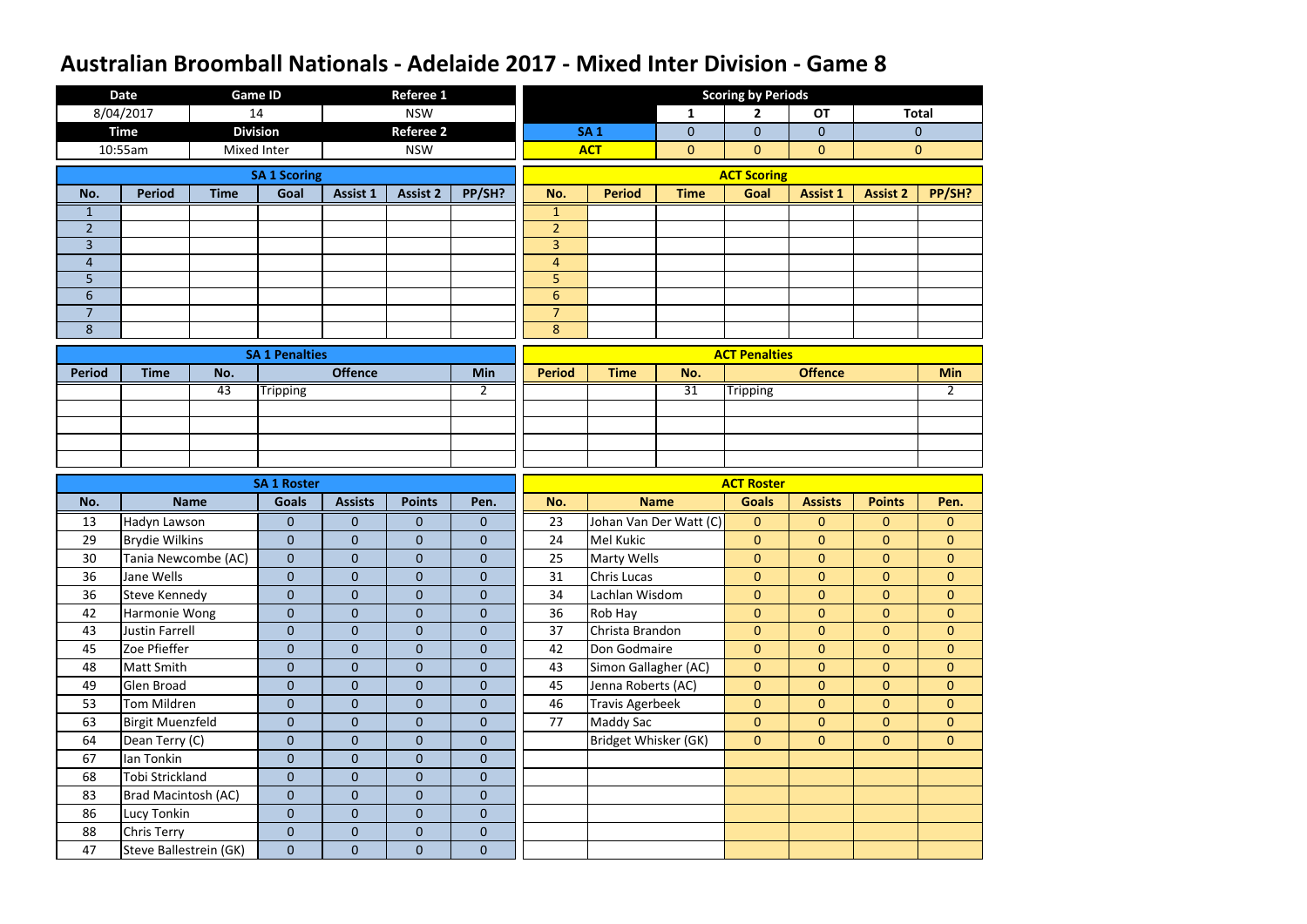# Australian Broomball Nationals - Adelaide 2017 - Mixed Inter Division - Game 8

| Date | Game ID | Referee 1 |
|---|---|---|
| 8/04/2017 | 14 | NSW |
| **Time** | **Division** | **Referee 2** |
| 10:55am | Mixed Inter | NSW |

## Scoring by Periods

| | 1 | 2 | OT | Total |
|---|---|---|---|---|
| SA 1 | 0 | 0 | 0 | 0 |
| ACT | 0 | 0 | 0 | 0 |

## SA 1 Scoring

| No. | Period | Time | Goal | Assist 1 | Assist 2 | PP/SH? |
|---|---|---|---|---|---|---|
| 1 | | | | | | |
| 2 | | | | | | |
| 3 | | | | | | |
| 4 | | | | | | |
| 5 | | | | | | |
| 6 | | | | | | |
| 7 | | | | | | |
| 8 | | | | | | |

## ACT Scoring

| No. | Period | Time | Goal | Assist 1 | Assist 2 | PP/SH? |
|---|---|---|---|---|---|---|
| 1 | | | | | | |
| 2 | | | | | | |
| 3 | | | | | | |
| 4 | | | | | | |
| 5 | | | | | | |
| 6 | | | | | | |
| 7 | | | | | | |
| 8 | | | | | | |

## SA 1 Penalties

| Period | Time | No. | Offence | Min |
|---|---|---|---|---|
| | | 43 | Tripping | 2 |
| | | | | |
| | | | | |
| | | | | |
| | | | | |

## ACT Penalties

| Period | Time | No. | Offence | Min |
|---|---|---|---|---|
| | | 31 | Tripping | 2 |
| | | | | |
| | | | | |
| | | | | |
| | | | | |

## SA 1 Roster

| No. | Name | Goals | Assists | Points | Pen. |
|---|---|---|---|---|---|
| 13 | Hadyn Lawson | 0 | 0 | 0 | 0 |
| 29 | Brydie Wilkins | 0 | 0 | 0 | 0 |
| 30 | Tania Newcombe (AC) | 0 | 0 | 0 | 0 |
| 36 | Jane Wells | 0 | 0 | 0 | 0 |
| 36 | Steve Kennedy | 0 | 0 | 0 | 0 |
| 42 | Harmonie Wong | 0 | 0 | 0 | 0 |
| 43 | Justin Farrell | 0 | 0 | 0 | 0 |
| 45 | Zoe Pfieffer | 0 | 0 | 0 | 0 |
| 48 | Matt Smith | 0 | 0 | 0 | 0 |
| 49 | Glen Broad | 0 | 0 | 0 | 0 |
| 53 | Tom Mildren | 0 | 0 | 0 | 0 |
| 63 | Birgit Muenzfeld | 0 | 0 | 0 | 0 |
| 64 | Dean Terry (C) | 0 | 0 | 0 | 0 |
| 67 | Ian Tonkin | 0 | 0 | 0 | 0 |
| 68 | Tobi Strickland | 0 | 0 | 0 | 0 |
| 83 | Brad Macintosh (AC) | 0 | 0 | 0 | 0 |
| 86 | Lucy Tonkin | 0 | 0 | 0 | 0 |
| 88 | Chris Terry | 0 | 0 | 0 | 0 |
| 47 | Steve Ballestrein (GK) | 0 | 0 | 0 | 0 |

## ACT Roster

| No. | Name | Goals | Assists | Points | Pen. |
|---|---|---|---|---|---|
| 23 | Johan Van Der Watt (C) | 0 | 0 | 0 | 0 |
| 24 | Mel Kukic | 0 | 0 | 0 | 0 |
| 25 | Marty Wells | 0 | 0 | 0 | 0 |
| 31 | Chris Lucas | 0 | 0 | 0 | 0 |
| 34 | Lachlan Wisdom | 0 | 0 | 0 | 0 |
| 36 | Rob Hay | 0 | 0 | 0 | 0 |
| 37 | Christa Brandon | 0 | 0 | 0 | 0 |
| 42 | Don Godmaire | 0 | 0 | 0 | 0 |
| 43 | Simon Gallagher (AC) | 0 | 0 | 0 | 0 |
| 45 | Jenna Roberts (AC) | 0 | 0 | 0 | 0 |
| 46 | Travis Agerbeek | 0 | 0 | 0 | 0 |
| 77 | Maddy Sac | 0 | 0 | 0 | 0 |
| | Bridget Whisker (GK) | 0 | 0 | 0 | 0 |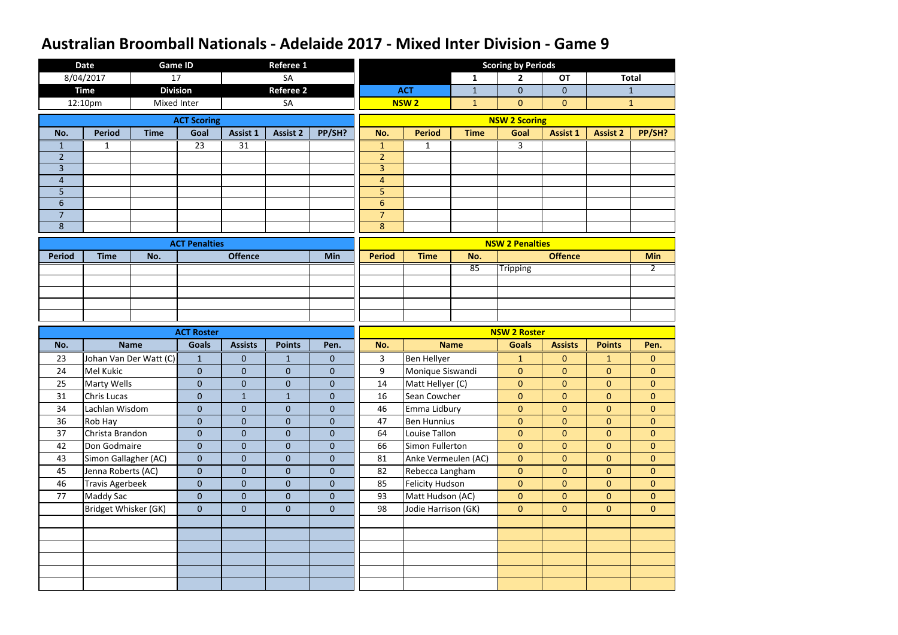# Australian Broomball Nationals - Adelaide 2017 - Mixed Inter Division - Game 9

| Date | Game ID | Referee 1 |
|---|---|---|
| 8/04/2017 | 17 | SA |
| **Time** | **Division** | **Referee 2** |
| 12:10pm | Mixed Inter | SA |

| Scoring by Periods | 1 | 2 | OT | Total |
|---|---|---|---|---|
| ACT | 1 | 0 | 0 | 1 |
| NSW 2 | 1 | 0 | 0 | 1 |

## ACT Scoring

| No. | Period | Time | Goal | Assist 1 | Assist 2 | PP/SH? |
|---|---|---|---|---|---|---|
| 1 | 1 | | 23 | 31 | | |
| 2 | | | | | | |
| 3 | | | | | | |
| 4 | | | | | | |
| 5 | | | | | | |
| 6 | | | | | | |
| 7 | | | | | | |
| 8 | | | | | | |

## NSW 2 Scoring

| No. | Period | Time | Goal | Assist 1 | Assist 2 | PP/SH? |
|---|---|---|---|---|---|---|
| 1 | 1 | | 3 | | | |
| 2 | | | | | | |
| 3 | | | | | | |
| 4 | | | | | | |
| 5 | | | | | | |
| 6 | | | | | | |
| 7 | | | | | | |
| 8 | | | | | | |

## ACT Penalties

| Period | Time | No. | Offence | Min |
|---|---|---|---|---|
| | | | | |
| | | | | |
| | | | | |
| | | | | |
| | | | | |

## NSW 2 Penalties

| Period | Time | No. | Offence | Min |
|---|---|---|---|---|
| | | 85 | Tripping | 2 |
| | | | | |
| | | | | |
| | | | | |
| | | | | |

## ACT Roster

| No. | Name | Goals | Assists | Points | Pen. |
|---|---|---|---|---|---|
| 23 | Johan Van Der Watt (C) | 1 | 0 | 1 | 0 |
| 24 | Mel Kukic | 0 | 0 | 0 | 0 |
| 25 | Marty Wells | 0 | 0 | 0 | 0 |
| 31 | Chris Lucas | 0 | 1 | 1 | 0 |
| 34 | Lachlan Wisdom | 0 | 0 | 0 | 0 |
| 36 | Rob Hay | 0 | 0 | 0 | 0 |
| 37 | Christa Brandon | 0 | 0 | 0 | 0 |
| 42 | Don Godmaire | 0 | 0 | 0 | 0 |
| 43 | Simon Gallagher (AC) | 0 | 0 | 0 | 0 |
| 45 | Jenna Roberts (AC) | 0 | 0 | 0 | 0 |
| 46 | Travis Agerbeek | 0 | 0 | 0 | 0 |
| 77 | Maddy Sac | 0 | 0 | 0 | 0 |
| | Bridget Whisker (GK) | 0 | 0 | 0 | 0 |

## NSW 2 Roster

| No. | Name | Goals | Assists | Points | Pen. |
|---|---|---|---|---|---|
| 3 | Ben Hellyer | 1 | 0 | 1 | 0 |
| 9 | Monique Siswandi | 0 | 0 | 0 | 0 |
| 14 | Matt Hellyer (C) | 0 | 0 | 0 | 0 |
| 16 | Sean Cowcher | 0 | 0 | 0 | 0 |
| 46 | Emma Lidbury | 0 | 0 | 0 | 0 |
| 47 | Ben Hunnius | 0 | 0 | 0 | 0 |
| 64 | Louise Tallon | 0 | 0 | 0 | 0 |
| 66 | Simon Fullerton | 0 | 0 | 0 | 0 |
| 81 | Anke Vermeulen (AC) | 0 | 0 | 0 | 0 |
| 82 | Rebecca Langham | 0 | 0 | 0 | 0 |
| 85 | Felicity Hudson | 0 | 0 | 0 | 0 |
| 93 | Matt Hudson (AC) | 0 | 0 | 0 | 0 |
| 98 | Jodie Harrison (GK) | 0 | 0 | 0 | 0 |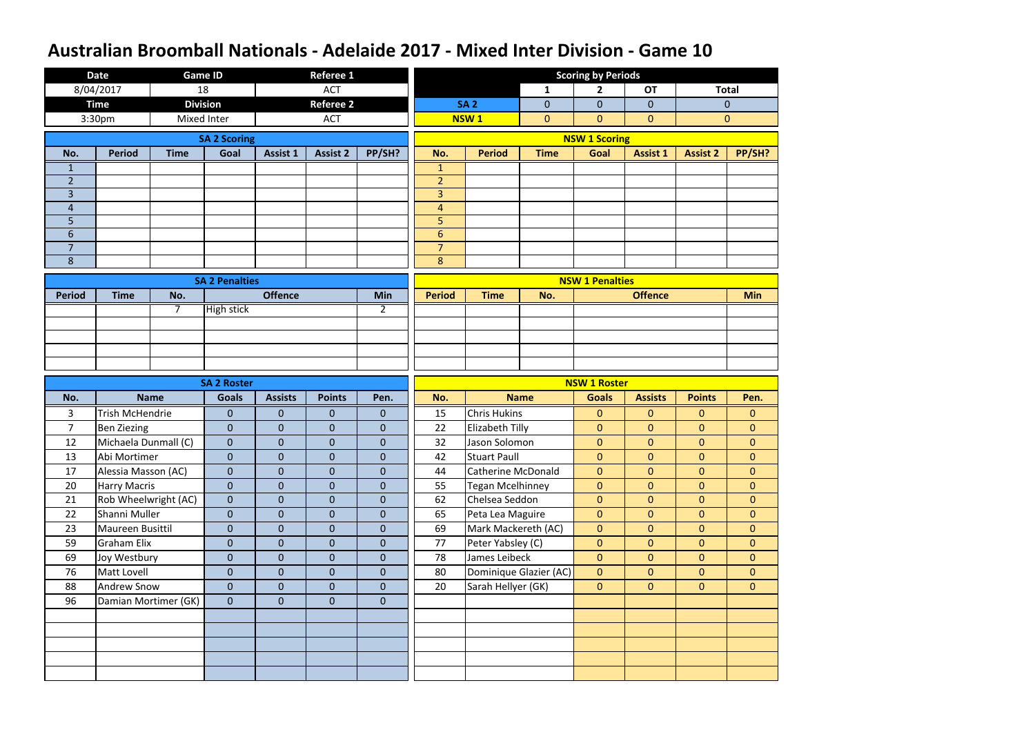# Australian Broomball Nationals - Adelaide 2017 - Mixed Inter Division - Game 10

| Date | Game ID | Referee 1 |
| --- | --- | --- |
| 8/04/2017 | 18 | ACT |
| **Time** | **Division** | **Referee 2** |
| 3:30pm | Mixed Inter | ACT |

**Scoring by Periods**

| | 1 | 2 | OT | Total |
| --- | --- | --- | --- | --- |
| SA 2 | 0 | 0 | 0 | 0 |
| NSW 1 | 0 | 0 | 0 | 0 |

**SA 2 Scoring**

| No. | Period | Time | Goal | Assist 1 | Assist 2 | PP/SH? |
| --- | --- | --- | --- | --- | --- | --- |
| 1 | | | | | | |
| 2 | | | | | | |
| 3 | | | | | | |
| 4 | | | | | | |
| 5 | | | | | | |
| 6 | | | | | | |
| 7 | | | | | | |
| 8 | | | | | | |

**NSW 1 Scoring**

| No. | Period | Time | Goal | Assist 1 | Assist 2 | PP/SH? |
| --- | --- | --- | --- | --- | --- | --- |
| 1 | | | | | | |
| 2 | | | | | | |
| 3 | | | | | | |
| 4 | | | | | | |
| 5 | | | | | | |
| 6 | | | | | | |
| 7 | | | | | | |
| 8 | | | | | | |

**SA 2 Penalties**

| Period | Time | No. | Offence | Min |
| --- | --- | --- | --- | --- |
| | | 7 | High stick | 2 |
| | | | | |
| | | | | |
| | | | | |
| | | | | |

**NSW 1 Penalties**

| Period | Time | No. | Offence | Min |
| --- | --- | --- | --- | --- |
| | | | | |
| | | | | |
| | | | | |
| | | | | |
| | | | | |

**SA 2 Roster**

| No. | Name | Goals | Assists | Points | Pen. |
| --- | --- | --- | --- | --- | --- |
| 3 | Trish McHendrie | 0 | 0 | 0 | 0 |
| 7 | Ben Ziezing | 0 | 0 | 0 | 0 |
| 12 | Michaela Dunmall (C) | 0 | 0 | 0 | 0 |
| 13 | Abi Mortimer | 0 | 0 | 0 | 0 |
| 17 | Alessia Masson (AC) | 0 | 0 | 0 | 0 |
| 20 | Harry Macris | 0 | 0 | 0 | 0 |
| 21 | Rob Wheelwright (AC) | 0 | 0 | 0 | 0 |
| 22 | Shanni Muller | 0 | 0 | 0 | 0 |
| 23 | Maureen Busittil | 0 | 0 | 0 | 0 |
| 59 | Graham Elix | 0 | 0 | 0 | 0 |
| 69 | Joy Westbury | 0 | 0 | 0 | 0 |
| 76 | Matt Lovell | 0 | 0 | 0 | 0 |
| 88 | Andrew Snow | 0 | 0 | 0 | 0 |
| 96 | Damian Mortimer (GK) | 0 | 0 | 0 | 0 |

**NSW 1 Roster**

| No. | Name | Goals | Assists | Points | Pen. |
| --- | --- | --- | --- | --- | --- |
| 15 | Chris Hukins | 0 | 0 | 0 | 0 |
| 22 | Elizabeth Tilly | 0 | 0 | 0 | 0 |
| 32 | Jason Solomon | 0 | 0 | 0 | 0 |
| 42 | Stuart Paull | 0 | 0 | 0 | 0 |
| 44 | Catherine McDonald | 0 | 0 | 0 | 0 |
| 55 | Tegan Mcelhinney | 0 | 0 | 0 | 0 |
| 62 | Chelsea Seddon | 0 | 0 | 0 | 0 |
| 65 | Peta Lea Maguire | 0 | 0 | 0 | 0 |
| 69 | Mark Mackereth (AC) | 0 | 0 | 0 | 0 |
| 77 | Peter Yabsley (C) | 0 | 0 | 0 | 0 |
| 78 | James Leibeck | 0 | 0 | 0 | 0 |
| 80 | Dominique Glazier (AC) | 0 | 0 | 0 | 0 |
| 20 | Sarah Hellyer (GK) | 0 | 0 | 0 | 0 |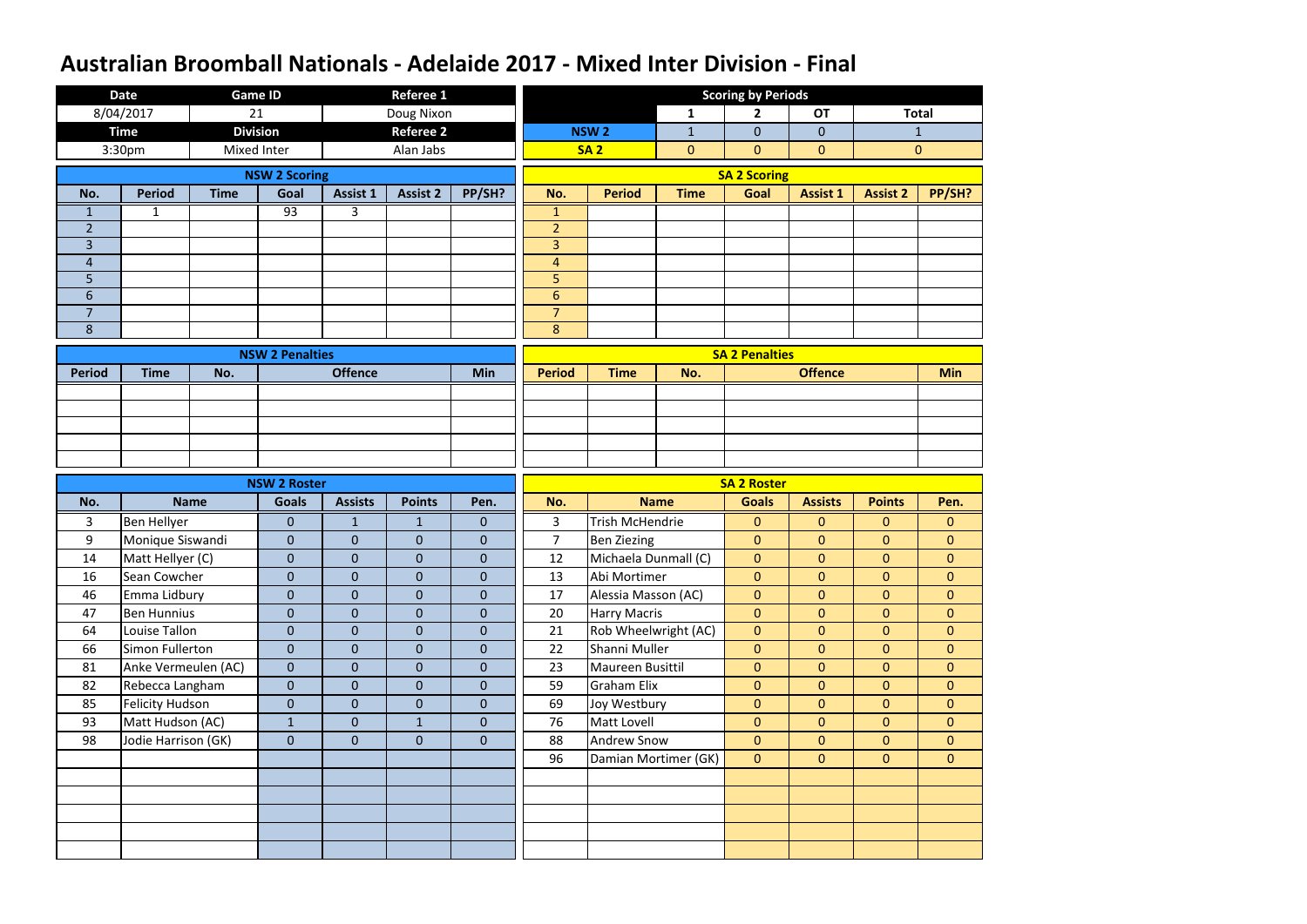# Australian Broomball Nationals - Adelaide 2017 - Mixed Inter Division - Final

| Date | Game ID | Referee 1 |
|---|---|---|
| 8/04/2017 | 21 | Doug Nixon |
| **Time** | **Division** | **Referee 2** |
| 3:30pm | Mixed Inter | Alan Jabs |

**Scoring by Periods**

| | 1 | 2 | OT | Total |
|---|---|---|---|---|
| NSW 2 | 1 | 0 | 0 | 1 |
| SA 2 | 0 | 0 | 0 | 0 |

**NSW 2 Scoring**

| No. | Period | Time | Goal | Assist 1 | Assist 2 | PP/SH? |
|---|---|---|---|---|---|---|
| 1 | 1 | | 93 | 3 | | |
| 2 | | | | | | |
| 3 | | | | | | |
| 4 | | | | | | |
| 5 | | | | | | |
| 6 | | | | | | |
| 7 | | | | | | |
| 8 | | | | | | |

**SA 2 Scoring**

| No. | Period | Time | Goal | Assist 1 | Assist 2 | PP/SH? |
|---|---|---|---|---|---|---|
| 1 | | | | | | |
| 2 | | | | | | |
| 3 | | | | | | |
| 4 | | | | | | |
| 5 | | | | | | |
| 6 | | | | | | |
| 7 | | | | | | |
| 8 | | | | | | |

**NSW 2 Penalties**

| Period | Time | No. | Offence | Min |
|---|---|---|---|---|
| | | | | |

**SA 2 Penalties**

| Period | Time | No. | Offence | Min |
|---|---|---|---|---|
| | | | | |

**NSW 2 Roster**

| No. | Name | Goals | Assists | Points | Pen. |
|---|---|---|---|---|---|
| 3 | Ben Hellyer | 0 | 1 | 1 | 0 |
| 9 | Monique Siswandi | 0 | 0 | 0 | 0 |
| 14 | Matt Hellyer (C) | 0 | 0 | 0 | 0 |
| 16 | Sean Cowcher | 0 | 0 | 0 | 0 |
| 46 | Emma Lidbury | 0 | 0 | 0 | 0 |
| 47 | Ben Hunnius | 0 | 0 | 0 | 0 |
| 64 | Louise Tallon | 0 | 0 | 0 | 0 |
| 66 | Simon Fullerton | 0 | 0 | 0 | 0 |
| 81 | Anke Vermeulen (AC) | 0 | 0 | 0 | 0 |
| 82 | Rebecca Langham | 0 | 0 | 0 | 0 |
| 85 | Felicity Hudson | 0 | 0 | 0 | 0 |
| 93 | Matt Hudson (AC) | 1 | 0 | 1 | 0 |
| 98 | Jodie Harrison (GK) | 0 | 0 | 0 | 0 |

**SA 2 Roster**

| No. | Name | Goals | Assists | Points | Pen. |
|---|---|---|---|---|---|
| 3 | Trish McHendrie | 0 | 0 | 0 | 0 |
| 7 | Ben Ziezing | 0 | 0 | 0 | 0 |
| 12 | Michaela Dunmall (C) | 0 | 0 | 0 | 0 |
| 13 | Abi Mortimer | 0 | 0 | 0 | 0 |
| 17 | Alessia Masson (AC) | 0 | 0 | 0 | 0 |
| 20 | Harry Macris | 0 | 0 | 0 | 0 |
| 21 | Rob Wheelwright (AC) | 0 | 0 | 0 | 0 |
| 22 | Shanni Muller | 0 | 0 | 0 | 0 |
| 23 | Maureen Busittil | 0 | 0 | 0 | 0 |
| 59 | Graham Elix | 0 | 0 | 0 | 0 |
| 69 | Joy Westbury | 0 | 0 | 0 | 0 |
| 76 | Matt Lovell | 0 | 0 | 0 | 0 |
| 88 | Andrew Snow | 0 | 0 | 0 | 0 |
| 96 | Damian Mortimer (GK) | 0 | 0 | 0 | 0 |